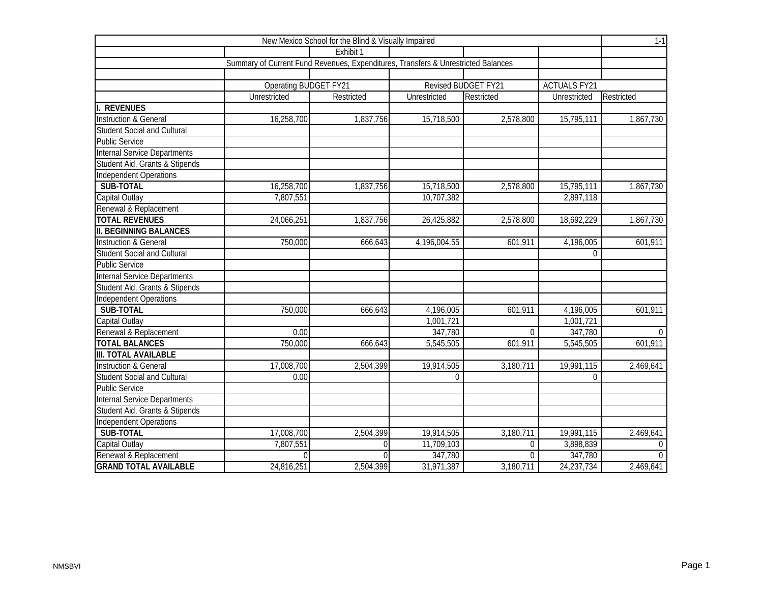New Mexico School for the Blind & Visually Impaired

1-1

Exhibit 1

Summary of Current Fund Revenues, Expenditures, Transfers & Unrestricted Balances

| | Operating BUDGET FY21 | | Revised BUDGET FY21 | | ACTUALS FY21 | |
|---|---|---|---|---|---|---|
| | Unrestricted | Restricted | Unrestricted | Restricted | Unrestricted | Restricted |
| **I. REVENUES** | | | | | | |
| Instruction & General | 16,258,700 | 1,837,756 | 15,718,500 | 2,578,800 | 15,795,111 | 1,867,730 |
| Student Social and Cultural | | | | | | |
| Public Service | | | | | | |
| Internal Service Departments | | | | | | |
| Student Aid, Grants & Stipends | | | | | | |
| Independent Operations | | | | | | |
| **SUB-TOTAL** | 16,258,700 | 1,837,756 | 15,718,500 | 2,578,800 | 15,795,111 | 1,867,730 |
| Capital Outlay | 7,807,551 | | 10,707,382 | | 2,897,118 | |
| Renewal & Replacement | | | | | | |
| **TOTAL REVENUES** | 24,066,251 | 1,837,756 | 26,425,882 | 2,578,800 | 18,692,229 | 1,867,730 |
| **II. BEGINNING BALANCES** | | | | | | |
| Instruction & General | 750,000 | 666,643 | 4,196,004.55 | 601,911 | 4,196,005 | 601,911 |
| Student Social and Cultural | | | | | 0 | |
| Public Service | | | | | | |
| Internal Service Departments | | | | | | |
| Student Aid, Grants & Stipends | | | | | | |
| Independent Operations | | | | | | |
| **SUB-TOTAL** | 750,000 | 666,643 | 4,196,005 | 601,911 | 4,196,005 | 601,911 |
| Capital Outlay | | | 1,001,721 | | 1,001,721 | |
| Renewal & Replacement | 0.00 | | 347,780 | 0 | 347,780 | 0 |
| **TOTAL BALANCES** | 750,000 | 666,643 | 5,545,505 | 601,911 | 5,545,505 | 601,911 |
| **III. TOTAL AVAILABLE** | | | | | | |
| Instruction & General | 17,008,700 | 2,504,399 | 19,914,505 | 3,180,711 | 19,991,115 | 2,469,641 |
| Student Social and Cultural | 0.00 | | 0 | | 0 | |
| Public Service | | | | | | |
| Internal Service Departments | | | | | | |
| Student Aid, Grants & Stipends | | | | | | |
| Independent Operations | | | | | | |
| **SUB-TOTAL** | 17,008,700 | 2,504,399 | 19,914,505 | 3,180,711 | 19,991,115 | 2,469,641 |
| Capital Outlay | 7,807,551 | 0 | 11,709,103 | 0 | 3,898,839 | 0 |
| Renewal & Replacement | 0 | 0 | 347,780 | 0 | 347,780 | 0 |
| **GRAND TOTAL AVAILABLE** | 24,816,251 | 2,504,399 | 31,971,387 | 3,180,711 | 24,237,734 | 2,469,641 |

NMSBVI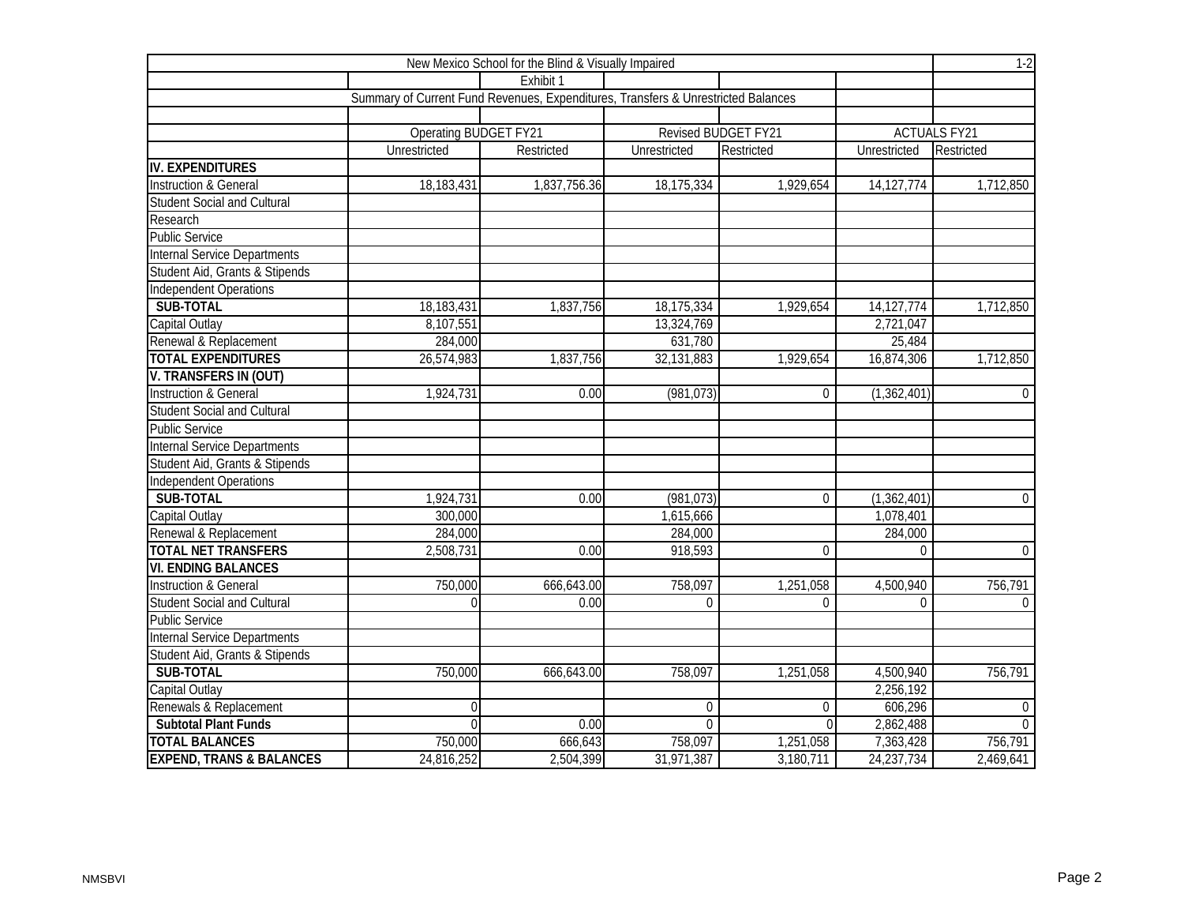New Mexico School for the Blind & Visually Impaired

1-2

Exhibit 1

Summary of Current Fund Revenues, Expenditures, Transfers & Unrestricted Balances

| | Operating BUDGET FY21 | | Revised BUDGET FY21 | | ACTUALS FY21 | |
|---|---|---|---|---|---|---|
| | Unrestricted | Restricted | Unrestricted | Restricted | Unrestricted | Restricted |
| **IV. EXPENDITURES** | | | | | | |
| Instruction & General | 18,183,431 | 1,837,756.36 | 18,175,334 | 1,929,654 | 14,127,774 | 1,712,850 |
| Student Social and Cultural | | | | | | |
| Research | | | | | | |
| Public Service | | | | | | |
| Internal Service Departments | | | | | | |
| Student Aid, Grants & Stipends | | | | | | |
| Independent Operations | | | | | | |
| **SUB-TOTAL** | 18,183,431 | 1,837,756 | 18,175,334 | 1,929,654 | 14,127,774 | 1,712,850 |
| Capital Outlay | 8,107,551 | | 13,324,769 | | 2,721,047 | |
| Renewal & Replacement | 284,000 | | 631,780 | | 25,484 | |
| **TOTAL EXPENDITURES** | 26,574,983 | 1,837,756 | 32,131,883 | 1,929,654 | 16,874,306 | 1,712,850 |
| **V. TRANSFERS IN (OUT)** | | | | | | |
| Instruction & General | 1,924,731 | 0.00 | (981,073) | 0 | (1,362,401) | 0 |
| Student Social and Cultural | | | | | | |
| Public Service | | | | | | |
| Internal Service Departments | | | | | | |
| Student Aid, Grants & Stipends | | | | | | |
| Independent Operations | | | | | | |
| **SUB-TOTAL** | 1,924,731 | 0.00 | (981,073) | 0 | (1,362,401) | 0 |
| Capital Outlay | 300,000 | | 1,615,666 | | 1,078,401 | |
| Renewal & Replacement | 284,000 | | 284,000 | | 284,000 | |
| **TOTAL NET TRANSFERS** | 2,508,731 | 0.00 | 918,593 | 0 | 0 | 0 |
| **VI. ENDING BALANCES** | | | | | | |
| Instruction & General | 750,000 | 666,643.00 | 758,097 | 1,251,058 | 4,500,940 | 756,791 |
| Student Social and Cultural | 0 | 0.00 | 0 | 0 | 0 | 0 |
| Public Service | | | | | | |
| Internal Service Departments | | | | | | |
| Student Aid, Grants & Stipends | | | | | | |
| **SUB-TOTAL** | 750,000 | 666,643.00 | 758,097 | 1,251,058 | 4,500,940 | 756,791 |
| Capital Outlay | | | | | 2,256,192 | |
| Renewals & Replacement | 0 | | 0 | 0 | 606,296 | 0 |
| **Subtotal Plant Funds** | 0 | 0.00 | 0 | 0 | 2,862,488 | 0 |
| **TOTAL BALANCES** | 750,000 | 666,643 | 758,097 | 1,251,058 | 7,363,428 | 756,791 |
| **EXPEND, TRANS & BALANCES** | 24,816,252 | 2,504,399 | 31,971,387 | 3,180,711 | 24,237,734 | 2,469,641 |

NMSBVI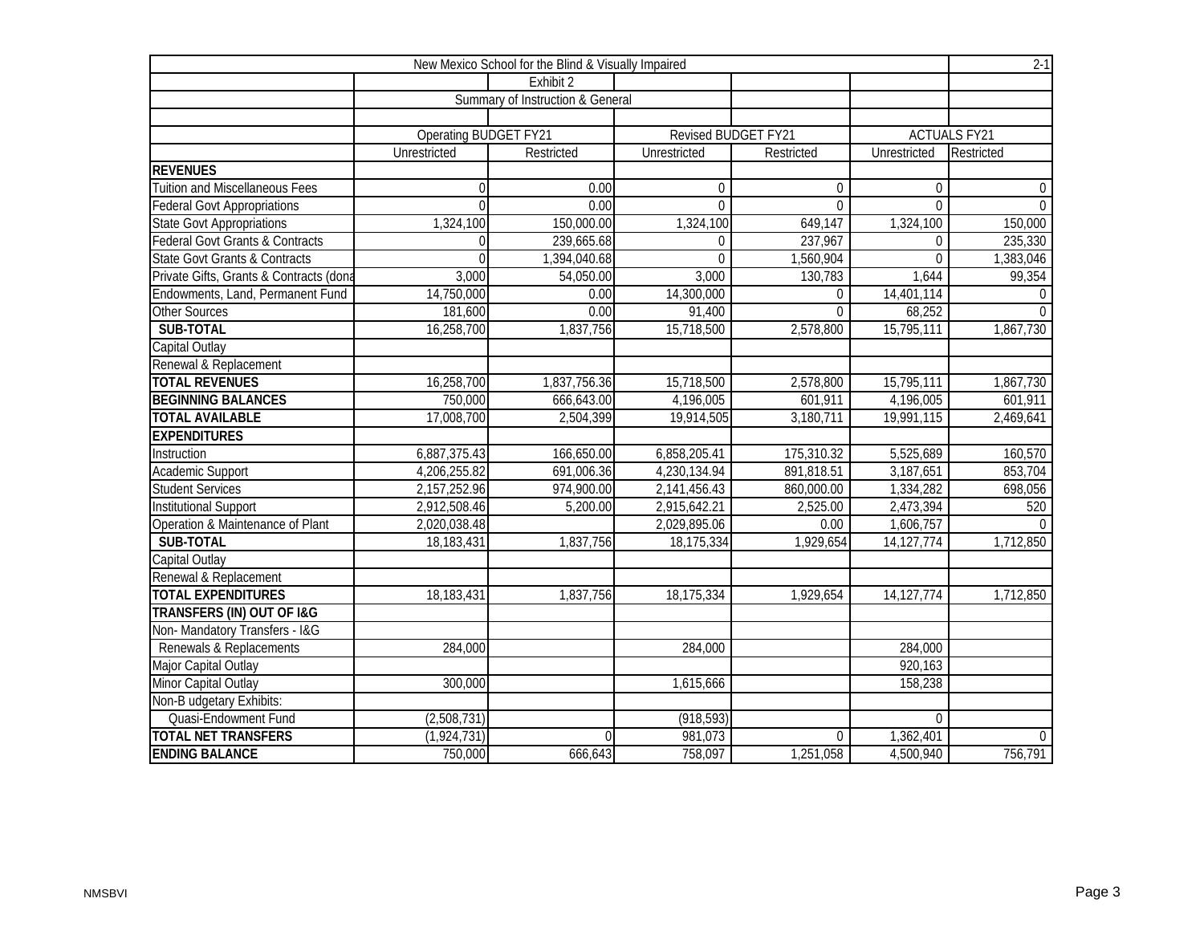| New Mexico School for the Blind & Visually Impaired | | | | | | 2-1 |
|---|---|---|---|---|---|---|
| | | Exhibit 2 | | | | |
| | | Summary of Instruction & General | | | | |
| | | | | | | |
| | Operating BUDGET FY21 | | Revised BUDGET FY21 | | ACTUALS FY21 | |
| | Unrestricted | Restricted | Unrestricted | Restricted | Unrestricted | Restricted |
| **REVENUES** | | | | | | |
| Tuition and Miscellaneous Fees | 0 | 0.00 | 0 | 0 | 0 | 0 |
| Federal Govt Appropriations | 0 | 0.00 | 0 | 0 | 0 | 0 |
| State Govt Appropriations | 1,324,100 | 150,000.00 | 1,324,100 | 649,147 | 1,324,100 | 150,000 |
| Federal Govt Grants & Contracts | 0 | 239,665.68 | 0 | 237,967 | 0 | 235,330 |
| State Govt Grants & Contracts | 0 | 1,394,040.68 | 0 | 1,560,904 | 0 | 1,383,046 |
| Private Gifts, Grants & Contracts (dona | 3,000 | 54,050.00 | 3,000 | 130,783 | 1,644 | 99,354 |
| Endowments, Land, Permanent Fund | 14,750,000 | 0.00 | 14,300,000 | 0 | 14,401,114 | 0 |
| Other Sources | 181,600 | 0.00 | 91,400 | 0 | 68,252 | 0 |
| **SUB-TOTAL** | 16,258,700 | 1,837,756 | 15,718,500 | 2,578,800 | 15,795,111 | 1,867,730 |
| Capital Outlay | | | | | | |
| Renewal & Replacement | | | | | | |
| **TOTAL REVENUES** | 16,258,700 | 1,837,756.36 | 15,718,500 | 2,578,800 | 15,795,111 | 1,867,730 |
| **BEGINNING BALANCES** | 750,000 | 666,643.00 | 4,196,005 | 601,911 | 4,196,005 | 601,911 |
| **TOTAL AVAILABLE** | 17,008,700 | 2,504,399 | 19,914,505 | 3,180,711 | 19,991,115 | 2,469,641 |
| **EXPENDITURES** | | | | | | |
| Instruction | 6,887,375.43 | 166,650.00 | 6,858,205.41 | 175,310.32 | 5,525,689 | 160,570 |
| Academic Support | 4,206,255.82 | 691,006.36 | 4,230,134.94 | 891,818.51 | 3,187,651 | 853,704 |
| Student Services | 2,157,252.96 | 974,900.00 | 2,141,456.43 | 860,000.00 | 1,334,282 | 698,056 |
| Institutional Support | 2,912,508.46 | 5,200.00 | 2,915,642.21 | 2,525.00 | 2,473,394 | 520 |
| Operation & Maintenance of Plant | 2,020,038.48 | | 2,029,895.06 | 0.00 | 1,606,757 | 0 |
| **SUB-TOTAL** | 18,183,431 | 1,837,756 | 18,175,334 | 1,929,654 | 14,127,774 | 1,712,850 |
| Capital Outlay | | | | | | |
| Renewal & Replacement | | | | | | |
| **TOTAL EXPENDITURES** | 18,183,431 | 1,837,756 | 18,175,334 | 1,929,654 | 14,127,774 | 1,712,850 |
| **TRANSFERS (IN) OUT OF I&G** | | | | | | |
| Non- Mandatory Transfers - I&G | | | | | | |
| Renewals & Replacements | 284,000 | | 284,000 | | 284,000 | |
| Major Capital Outlay | | | | | 920,163 | |
| Minor Capital Outlay | 300,000 | | 1,615,666 | | 158,238 | |
| Non-B udgetary Exhibits: | | | | | | |
| Quasi-Endowment Fund | (2,508,731) | | (918,593) | | 0 | |
| **TOTAL NET TRANSFERS** | (1,924,731) | 0 | 981,073 | 0 | 1,362,401 | 0 |
| **ENDING BALANCE** | 750,000 | 666,643 | 758,097 | 1,251,058 | 4,500,940 | 756,791 |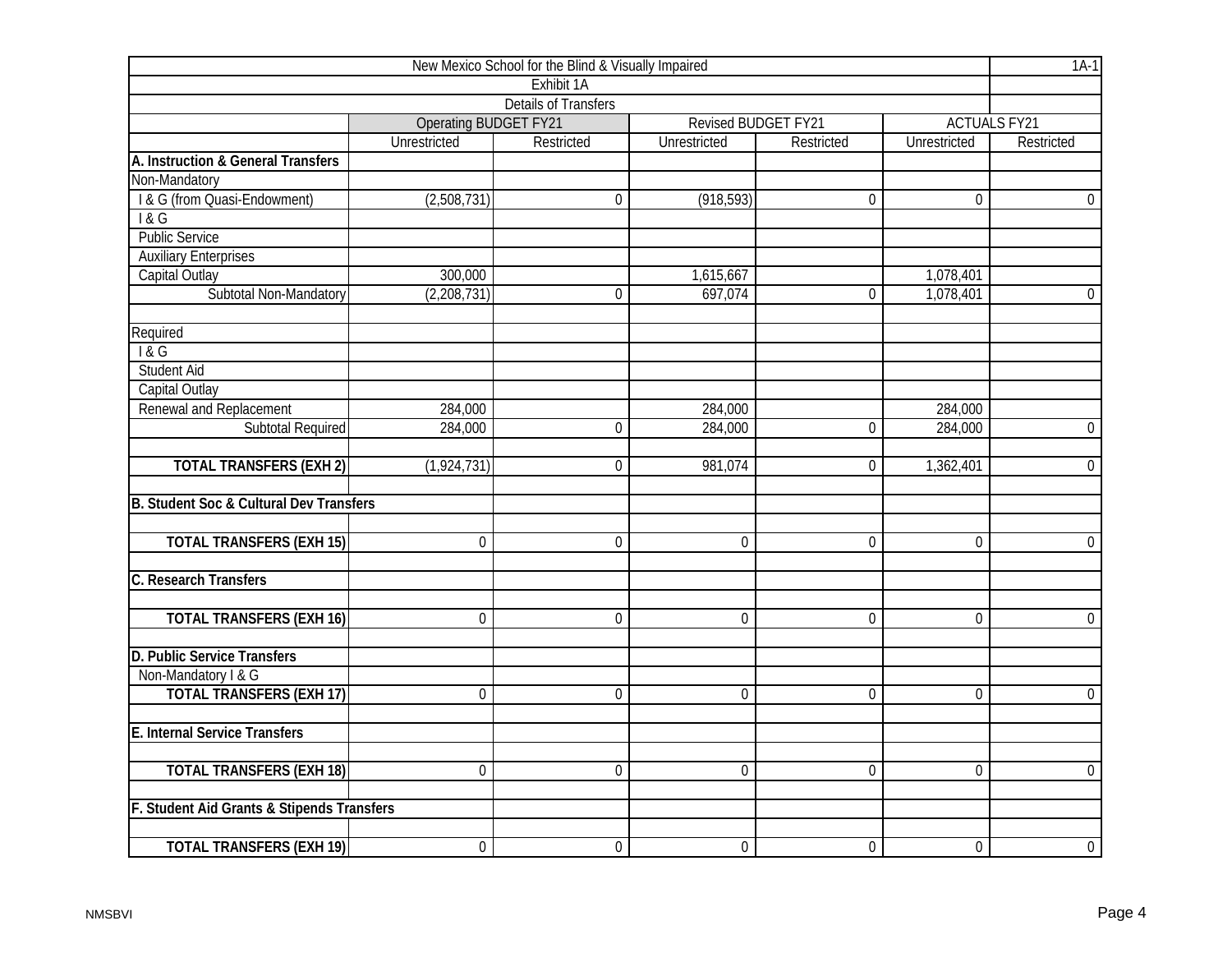| New Mexico School for the Blind & Visually Impaired | | | | | | 1A-1 |
|---|---|---|---|---|---|---|
| Exhibit 1A | | | | | | |
| Details of Transfers | | | | | | |
| | Operating BUDGET FY21 | | Revised BUDGET FY21 | | ACTUALS FY21 | |
| | Unrestricted | Restricted | Unrestricted | Restricted | Unrestricted | Restricted |
| **A. Instruction & General Transfers** | | | | | | |
| Non-Mandatory | | | | | | |
| I & G (from Quasi-Endowment) | (2,508,731) | 0 | (918,593) | 0 | 0 | 0 |
| I & G | | | | | | |
| Public Service | | | | | | |
| Auxiliary Enterprises | | | | | | |
| Capital Outlay | 300,000 | | 1,615,667 | | 1,078,401 | |
| Subtotal Non-Mandatory | (2,208,731) | 0 | 697,074 | 0 | 1,078,401 | 0 |
| | | | | | | |
| Required | | | | | | |
| I & G | | | | | | |
| Student Aid | | | | | | |
| Capital Outlay | | | | | | |
| Renewal and Replacement | 284,000 | | 284,000 | | 284,000 | |
| Subtotal Required | 284,000 | 0 | 284,000 | 0 | 284,000 | 0 |
| | | | | | | |
| **TOTAL TRANSFERS (EXH 2)** | (1,924,731) | 0 | 981,074 | 0 | 1,362,401 | 0 |
| | | | | | | |
| **B. Student Soc & Cultural Dev Transfers** | | | | | | |
| | | | | | | |
| **TOTAL TRANSFERS (EXH 15)** | 0 | 0 | 0 | 0 | 0 | 0 |
| | | | | | | |
| **C. Research Transfers** | | | | | | |
| | | | | | | |
| **TOTAL TRANSFERS (EXH 16)** | 0 | 0 | 0 | 0 | 0 | 0 |
| | | | | | | |
| **D. Public Service Transfers** | | | | | | |
| Non-Mandatory I & G | | | | | | |
| **TOTAL TRANSFERS (EXH 17)** | 0 | 0 | 0 | 0 | 0 | 0 |
| | | | | | | |
| **E. Internal Service Transfers** | | | | | | |
| | | | | | | |
| **TOTAL TRANSFERS (EXH 18)** | 0 | 0 | 0 | 0 | 0 | 0 |
| | | | | | | |
| **F. Student Aid Grants & Stipends Transfers** | | | | | | |
| | | | | | | |
| **TOTAL TRANSFERS (EXH 19)** | 0 | 0 | 0 | 0 | 0 | 0 |

NMSBVI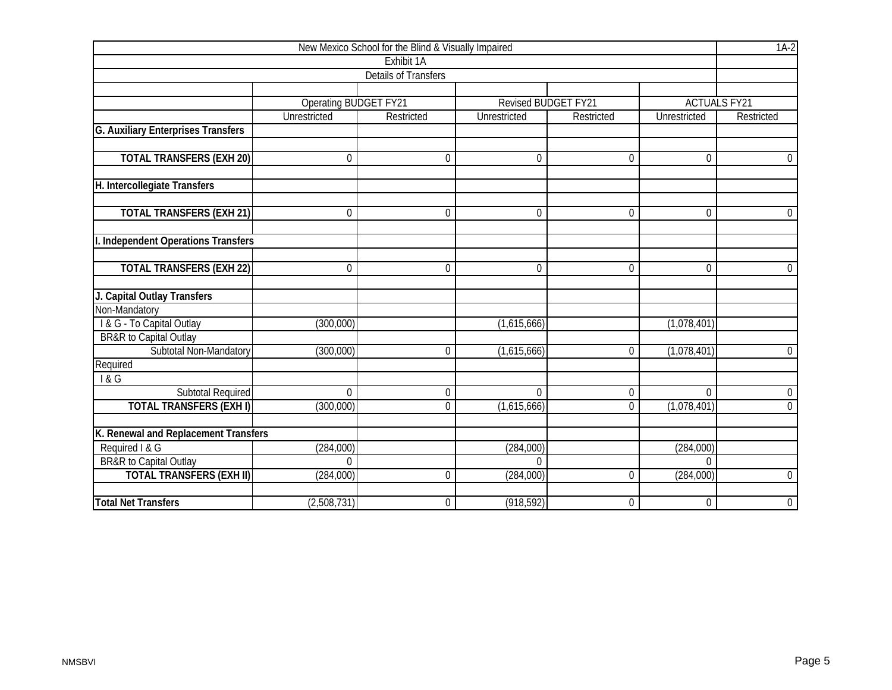| New Mexico School for the Blind & Visually Impaired | | | | | | 1A-2 |
|---|---|---|---|---|---|---|
| Exhibit 1A | | | | | | |
| Details of Transfers | | | | | | |
| | Operating BUDGET FY21 | | Revised BUDGET FY21 | | ACTUALS FY21 | |
| | Unrestricted | Restricted | Unrestricted | Restricted | Unrestricted | Restricted |
| **G. Auxiliary Enterprises Transfers** | | | | | | |
| | | | | | | |
| **TOTAL TRANSFERS (EXH 20)** | 0 | 0 | 0 | 0 | 0 | 0 |
| | | | | | | |
| **H. Intercollegiate Transfers** | | | | | | |
| | | | | | | |
| **TOTAL TRANSFERS (EXH 21)** | 0 | 0 | 0 | 0 | 0 | 0 |
| | | | | | | |
| **I. Independent Operations Transfers** | | | | | | |
| | | | | | | |
| **TOTAL TRANSFERS (EXH 22)** | 0 | 0 | 0 | 0 | 0 | 0 |
| | | | | | | |
| **J. Capital Outlay Transfers** | | | | | | |
| Non-Mandatory | | | | | | |
| I & G - To Capital Outlay | (300,000) | | (1,615,666) | | (1,078,401) | |
| BR&R to Capital Outlay | | | | | | |
| Subtotal Non-Mandatory | (300,000) | 0 | (1,615,666) | 0 | (1,078,401) | 0 |
| Required | | | | | | |
| I & G | | | | | | |
| Subtotal Required | 0 | 0 | 0 | 0 | 0 | 0 |
| **TOTAL TRANSFERS (EXH I)** | (300,000) | 0 | (1,615,666) | 0 | (1,078,401) | 0 |
| | | | | | | |
| **K. Renewal and Replacement Transfers** | | | | | | |
| Required I & G | (284,000) | | (284,000) | | (284,000) | |
| BR&R to Capital Outlay | 0 | | 0 | | 0 | |
| **TOTAL TRANSFERS (EXH II)** | (284,000) | 0 | (284,000) | 0 | (284,000) | 0 |
| | | | | | | |
| **Total Net Transfers** | (2,508,731) | 0 | (918,592) | 0 | 0 | 0 |

NMSBVI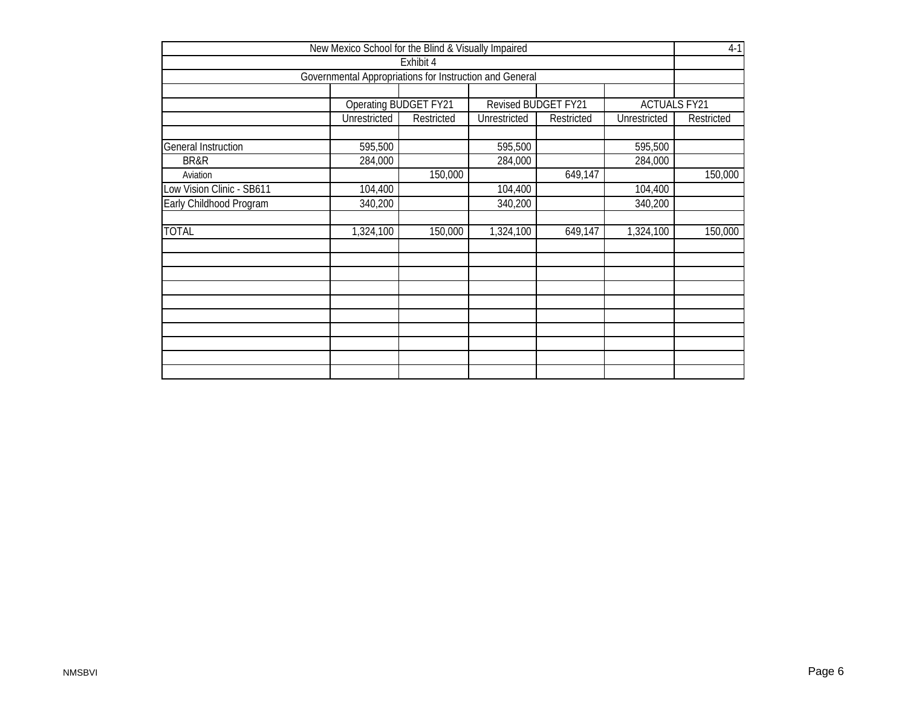New Mexico School for the Blind & Visually Impaired

4-1

Exhibit 4

Governmental Appropriations for Instruction and General

| | Operating BUDGET FY21 | | Revised BUDGET FY21 | | ACTUALS FY21 | |
|---|---|---|---|---|---|---|
| | Unrestricted | Restricted | Unrestricted | Restricted | Unrestricted | Restricted |
| General Instruction | 595,500 | | 595,500 | | 595,500 | |
| BR&R | 284,000 | | 284,000 | | 284,000 | |
| Aviation | | 150,000 | | 649,147 | | 150,000 |
| Low Vision Clinic - SB611 | 104,400 | | 104,400 | | 104,400 | |
| Early Childhood Program | 340,200 | | 340,200 | | 340,200 | |
| TOTAL | 1,324,100 | 150,000 | 1,324,100 | 649,147 | 1,324,100 | 150,000 |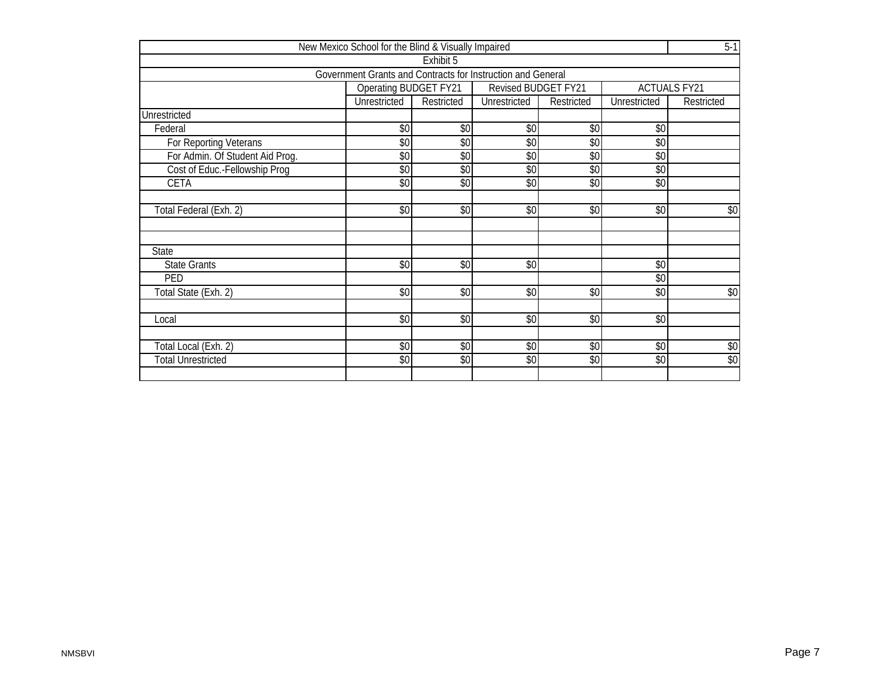| New Mexico School for the Blind & Visually Impaired | | | | | | 5-1 |
|---|---|---|---|---|---|---|
| Exhibit 5 | | | | | | |
| Government Grants and Contracts for Instruction and General | | | | | | |
| | Operating BUDGET FY21 | | Revised BUDGET FY21 | | ACTUALS FY21 | |
| | Unrestricted | Restricted | Unrestricted | Restricted | Unrestricted | Restricted |
| Unrestricted | | | | | | |
| Federal | $0 | $0 | $0 | $0 | $0 | |
| For Reporting Veterans | $0 | $0 | $0 | $0 | $0 | |
| For Admin. Of Student Aid Prog. | $0 | $0 | $0 | $0 | $0 | |
| Cost of Educ.-Fellowship Prog | $0 | $0 | $0 | $0 | $0 | |
| CETA | $0 | $0 | $0 | $0 | $0 | |
| | | | | | | |
| Total Federal (Exh. 2) | $0 | $0 | $0 | $0 | $0 | $0 |
| | | | | | | |
| | | | | | | |
| State | | | | | | |
| State Grants | $0 | $0 | $0 | | $0 | |
| PED | | | | | $0 | |
| Total State (Exh. 2) | $0 | $0 | $0 | $0 | $0 | $0 |
| | | | | | | |
| Local | $0 | $0 | $0 | $0 | $0 | |
| | | | | | | |
| Total Local (Exh. 2) | $0 | $0 | $0 | $0 | $0 | $0 |
| Total Unrestricted | $0 | $0 | $0 | $0 | $0 | $0 |
| | | | | | | |

NMSBVI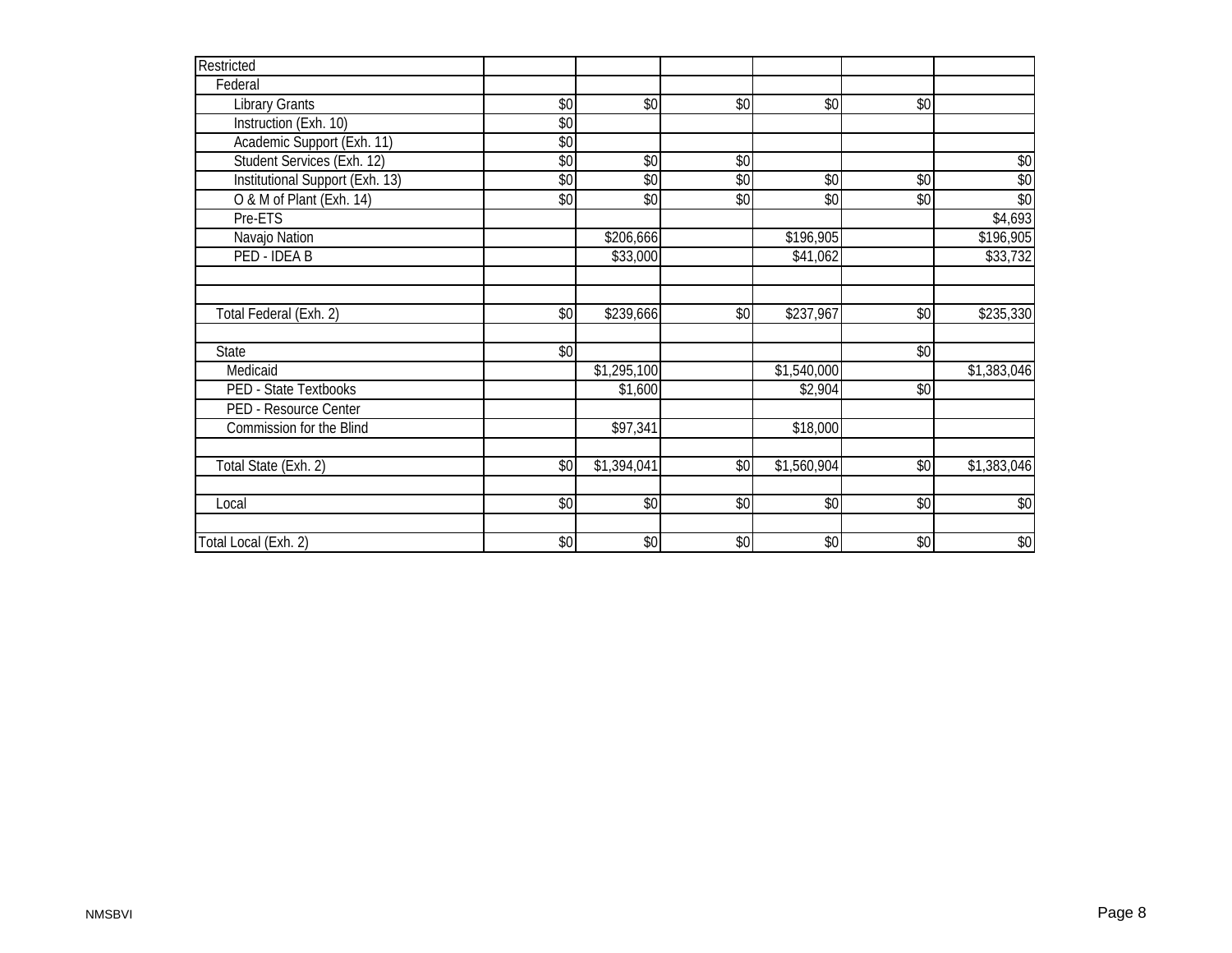| Restricted | | | | | | |
|---|---|---|---|---|---|---|
| Federal | | | | | | |
| Library Grants | $0 | $0 | $0 | $0 | $0 | |
| Instruction (Exh. 10) | $0 | | | | | |
| Academic Support (Exh. 11) | $0 | | | | | |
| Student Services (Exh. 12) | $0 | $0 | $0 | | | $0 |
| Institutional Support (Exh. 13) | $0 | $0 | $0 | $0 | $0 | $0 |
| O & M of Plant (Exh. 14) | $0 | $0 | $0 | $0 | $0 | $0 |
| Pre-ETS | | | | | | $4,693 |
| Navajo Nation | | $206,666 | | $196,905 | | $196,905 |
| PED - IDEA B | | $33,000 | | $41,062 | | $33,732 |
| | | | | | | |
| | | | | | | |
| Total Federal (Exh. 2) | $0 | $239,666 | $0 | $237,967 | $0 | $235,330 |
| | | | | | | |
| State | $0 | | | | $0 | |
| Medicaid | | $1,295,100 | | $1,540,000 | | $1,383,046 |
| PED - State Textbooks | | $1,600 | | $2,904 | $0 | |
| PED - Resource Center | | | | | | |
| Commission for the Blind | | $97,341 | | $18,000 | | |
| | | | | | | |
| Total State (Exh. 2) | $0 | $1,394,041 | $0 | $1,560,904 | $0 | $1,383,046 |
| | | | | | | |
| Local | $0 | $0 | $0 | $0 | $0 | $0 |
| | | | | | | |
| Total Local (Exh. 2) | $0 | $0 | $0 | $0 | $0 | $0 |

NMSBVI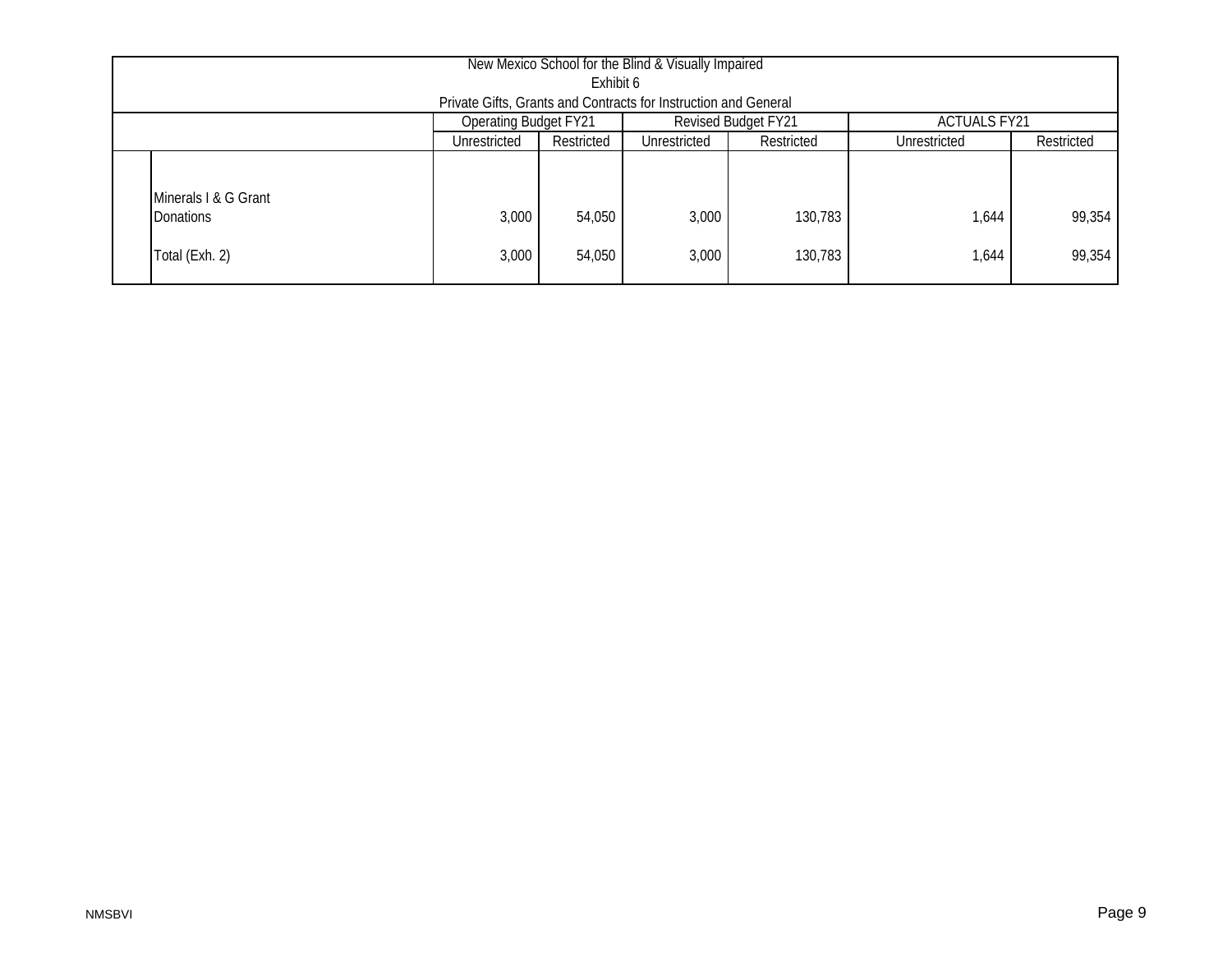New Mexico School for the Blind & Visually Impaired
Exhibit 6
Private Gifts, Grants and Contracts for Instruction and General

| | Operating Budget FY21 | | Revised Budget FY21 | | ACTUALS FY21 | |
|---|---|---|---|---|---|---|
| | Unrestricted | Restricted | Unrestricted | Restricted | Unrestricted | Restricted |
| Minerals I & G Grant | | | | | | |
| Donations | 3,000 | 54,050 | 3,000 | 130,783 | 1,644 | 99,354 |
| Total (Exh. 2) | 3,000 | 54,050 | 3,000 | 130,783 | 1,644 | 99,354 |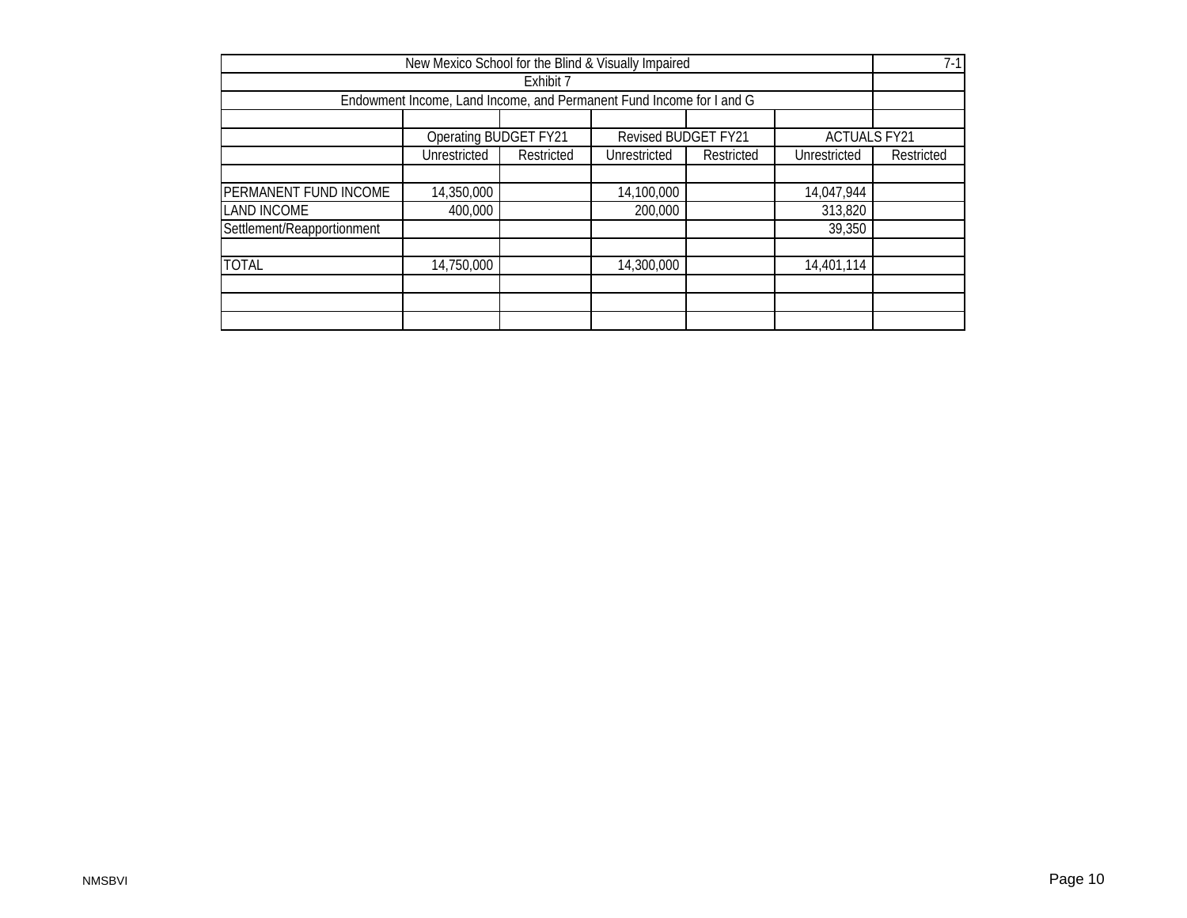New Mexico School for the Blind & Visually Impaired

7-1

Exhibit 7

Endowment Income, Land Income, and Permanent Fund Income for I and G

| | Operating BUDGET FY21 | | Revised BUDGET FY21 | | ACTUALS FY21 | |
|---|---|---|---|---|---|---|
| | Unrestricted | Restricted | Unrestricted | Restricted | Unrestricted | Restricted |
| PERMANENT FUND INCOME | 14,350,000 | | 14,100,000 | | 14,047,944 | |
| LAND INCOME | 400,000 | | 200,000 | | 313,820 | |
| Settlement/Reapportionment | | | | | 39,350 | |
| TOTAL | 14,750,000 | | 14,300,000 | | 14,401,114 | |

NMSBVI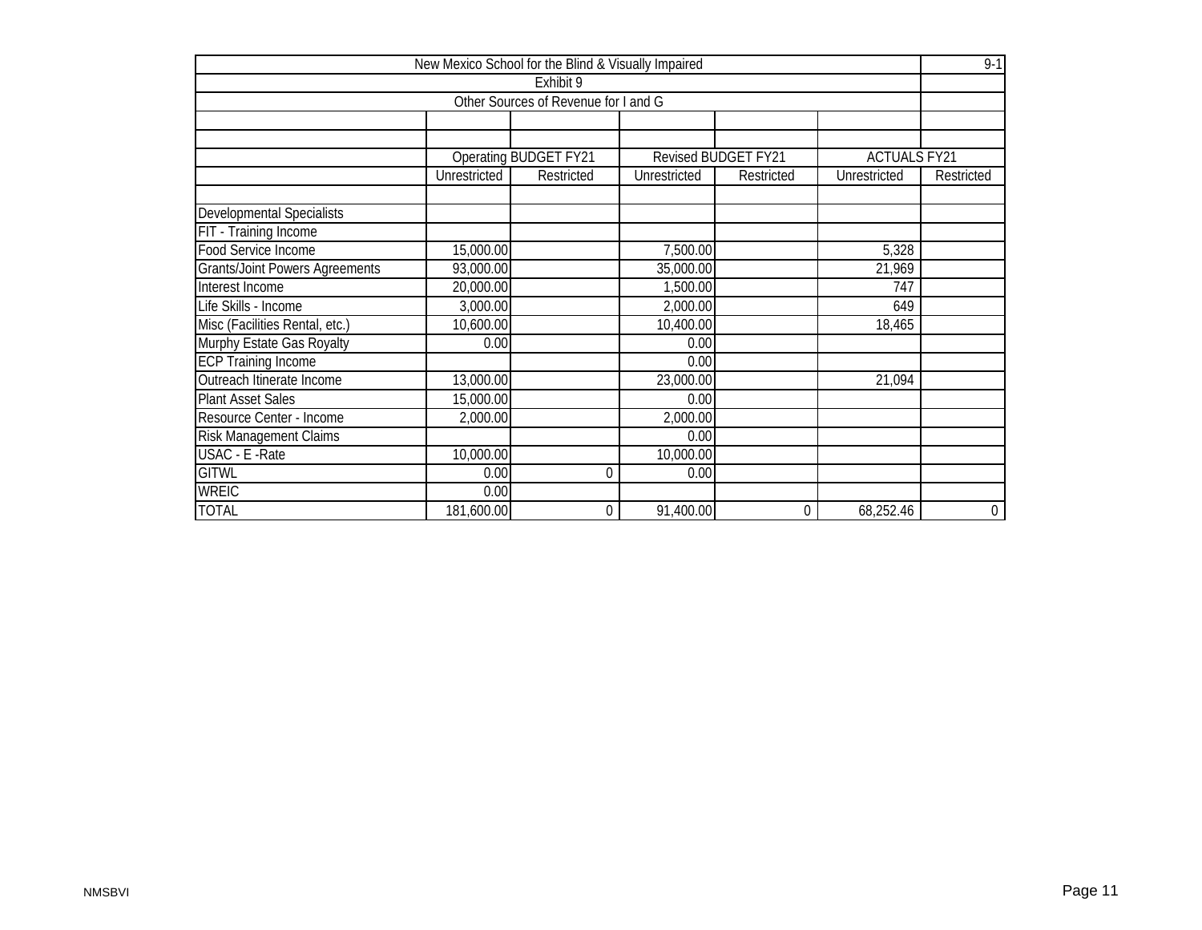# New Mexico School for the Blind & Visually Impaired

9-1

## Exhibit 9

### Other Sources of Revenue for I and G

| | Operating BUDGET FY21 | | Revised BUDGET FY21 | | ACTUALS FY21 | |
|---|---|---|---|---|---|---|
| | Unrestricted | Restricted | Unrestricted | Restricted | Unrestricted | Restricted |
| Developmental Specialists | | | | | | |
| FIT - Training Income | | | | | | |
| Food Service Income | 15,000.00 | | 7,500.00 | | 5,328 | |
| Grants/Joint Powers Agreements | 93,000.00 | | 35,000.00 | | 21,969 | |
| Interest Income | 20,000.00 | | 1,500.00 | | 747 | |
| Life Skills - Income | 3,000.00 | | 2,000.00 | | 649 | |
| Misc (Facilities Rental, etc.) | 10,600.00 | | 10,400.00 | | 18,465 | |
| Murphy Estate Gas Royalty | 0.00 | | 0.00 | | | |
| ECP Training Income | | | 0.00 | | | |
| Outreach Itinerate Income | 13,000.00 | | 23,000.00 | | 21,094 | |
| Plant Asset Sales | 15,000.00 | | 0.00 | | | |
| Resource Center - Income | 2,000.00 | | 2,000.00 | | | |
| Risk Management Claims | | | 0.00 | | | |
| USAC - E -Rate | 10,000.00 | | 10,000.00 | | | |
| GITWL | 0.00 | 0 | 0.00 | | | |
| WREIC | 0.00 | | | | | |
| TOTAL | 181,600.00 | 0 | 91,400.00 | 0 | 68,252.46 | 0 |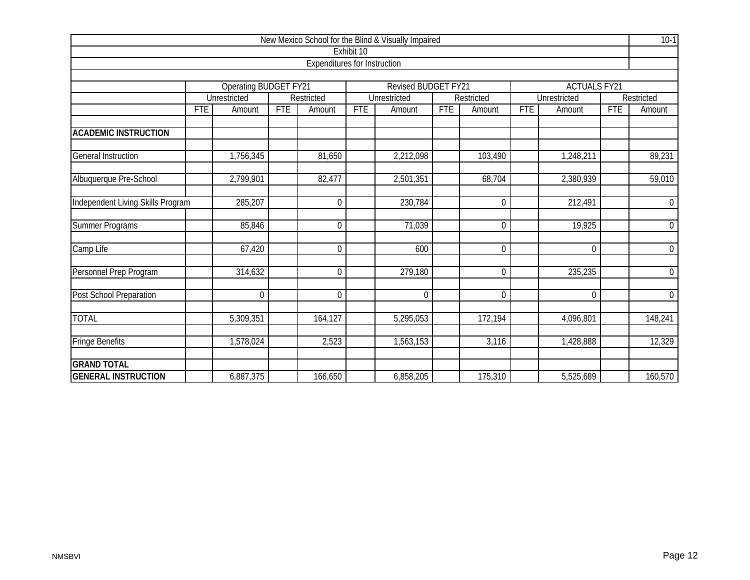# New Mexico School for the Blind & Visually Impaired

10-1

## Exhibit 10

### Expenditures for Instruction

| | Operating BUDGET FY21 | | | | Revised BUDGET FY21 | | | | ACTUALS FY21 | | | |
|---|---|---|---|---|---|---|---|---|---|---|---|---|
| | Unrestricted | | Restricted | | Unrestricted | | Restricted | | Unrestricted | | Restricted | |
| | FTE | Amount | FTE | Amount | FTE | Amount | FTE | Amount | FTE | Amount | FTE | Amount |
| **ACADEMIC INSTRUCTION** | | | | | | | | | | | | |
| General Instruction | | 1,756,345 | | 81,650 | | 2,212,098 | | 103,490 | | 1,248,211 | | 89,231 |
| Albuquerque Pre-School | | 2,799,901 | | 82,477 | | 2,501,351 | | 68,704 | | 2,380,939 | | 59,010 |
| Independent Living Skills Program | | 285,207 | | 0 | | 230,784 | | 0 | | 212,491 | | 0 |
| Summer Programs | | 85,846 | | 0 | | 71,039 | | 0 | | 19,925 | | 0 |
| Camp Life | | 67,420 | | 0 | | 600 | | 0 | | 0 | | 0 |
| Personnel Prep Program | | 314,632 | | 0 | | 279,180 | | 0 | | 235,235 | | 0 |
| Post School Preparation | | 0 | | 0 | | 0 | | 0 | | 0 | | 0 |
| TOTAL | | 5,309,351 | | 164,127 | | 5,295,053 | | 172,194 | | 4,096,801 | | 148,241 |
| Fringe Benefits | | 1,578,024 | | 2,523 | | 1,563,153 | | 3,116 | | 1,428,888 | | 12,329 |
| **GRAND TOTAL** | | | | | | | | | | | | |
| **GENERAL INSTRUCTION** | | 6,887,375 | | 166,650 | | 6,858,205 | | 175,310 | | 5,525,689 | | 160,570 |

NMSBVI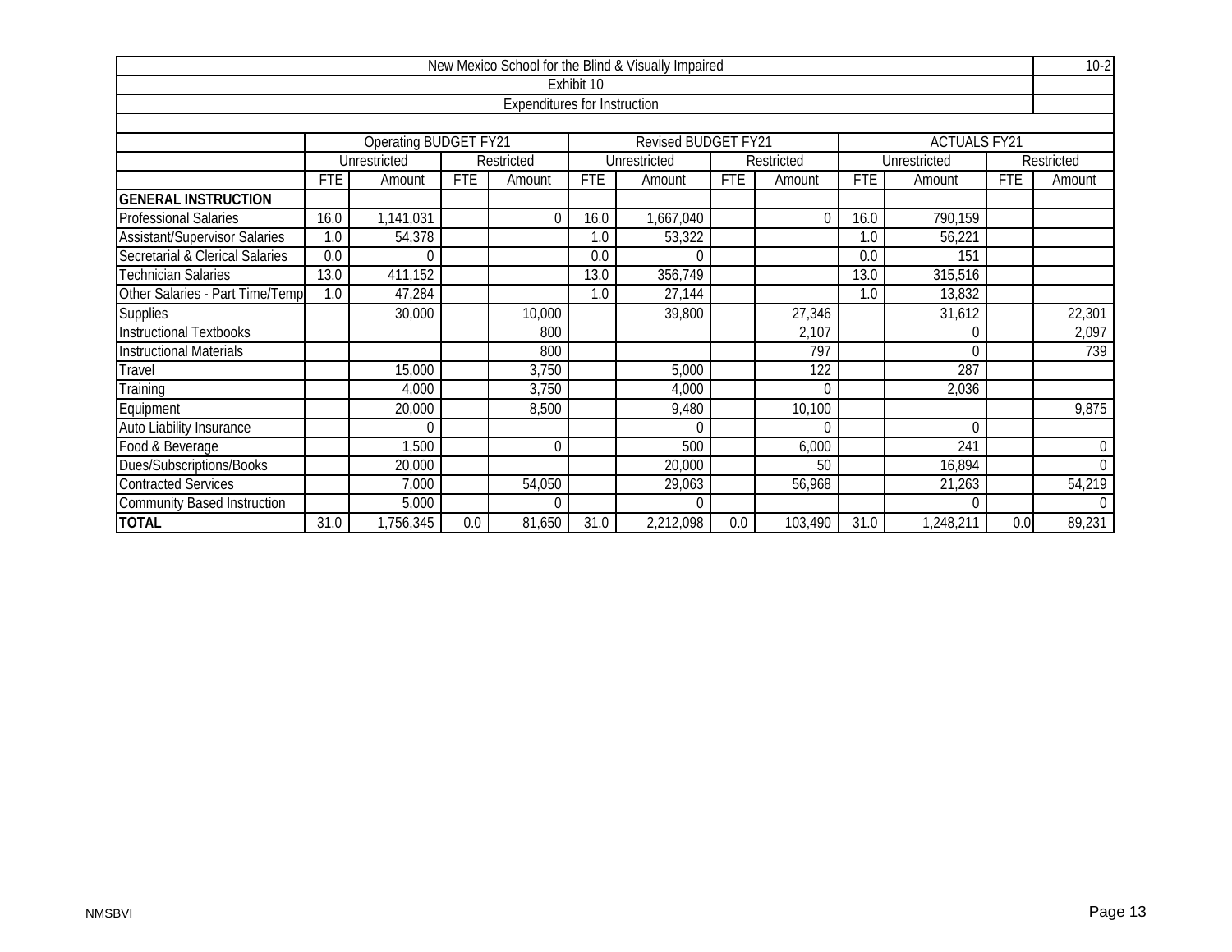New Mexico School for the Blind & Visually Impaired

Exhibit 10

Expenditures for Instruction

| | Operating BUDGET FY21 | | | | Revised BUDGET FY21 | | | | ACTUALS FY21 | | | |
|---|---|---|---|---|---|---|---|---|---|---|---|---|
| | Unrestricted | | Restricted | | Unrestricted | | Restricted | | Unrestricted | | Restricted | |
| | FTE | Amount | FTE | Amount | FTE | Amount | FTE | Amount | FTE | Amount | FTE | Amount |
| **GENERAL INSTRUCTION** | | | | | | | | | | | | |
| Professional Salaries | 16.0 | 1,141,031 | | 0 | 16.0 | 1,667,040 | | 0 | 16.0 | 790,159 | | |
| Assistant/Supervisor Salaries | 1.0 | 54,378 | | | 1.0 | 53,322 | | | 1.0 | 56,221 | | |
| Secretarial & Clerical Salaries | 0.0 | 0 | | | 0.0 | 0 | | | 0.0 | 151 | | |
| Technician Salaries | 13.0 | 411,152 | | | 13.0 | 356,749 | | | 13.0 | 315,516 | | |
| Other Salaries - Part Time/Temp | 1.0 | 47,284 | | | 1.0 | 27,144 | | | 1.0 | 13,832 | | |
| Supplies | | 30,000 | | 10,000 | | 39,800 | | 27,346 | | 31,612 | | 22,301 |
| Instructional Textbooks | | | | 800 | | | | 2,107 | | 0 | | 2,097 |
| Instructional Materials | | | | 800 | | | | 797 | | 0 | | 739 |
| Travel | | 15,000 | | 3,750 | | 5,000 | | 122 | | 287 | | |
| Training | | 4,000 | | 3,750 | | 4,000 | | 0 | | 2,036 | | |
| Equipment | | 20,000 | | 8,500 | | 9,480 | | 10,100 | | | | 9,875 |
| Auto Liability Insurance | | 0 | | | | 0 | | 0 | | 0 | | |
| Food & Beverage | | 1,500 | | 0 | | 500 | | 6,000 | | 241 | | 0 |
| Dues/Subscriptions/Books | | 20,000 | | | | 20,000 | | 50 | | 16,894 | | 0 |
| Contracted Services | | 7,000 | | 54,050 | | 29,063 | | 56,968 | | 21,263 | | 54,219 |
| Community Based Instruction | | 5,000 | | 0 | | 0 | | | | 0 | | 0 |
| **TOTAL** | 31.0 | 1,756,345 | 0.0 | 81,650 | 31.0 | 2,212,098 | 0.0 | 103,490 | 31.0 | 1,248,211 | 0.0 | 89,231 |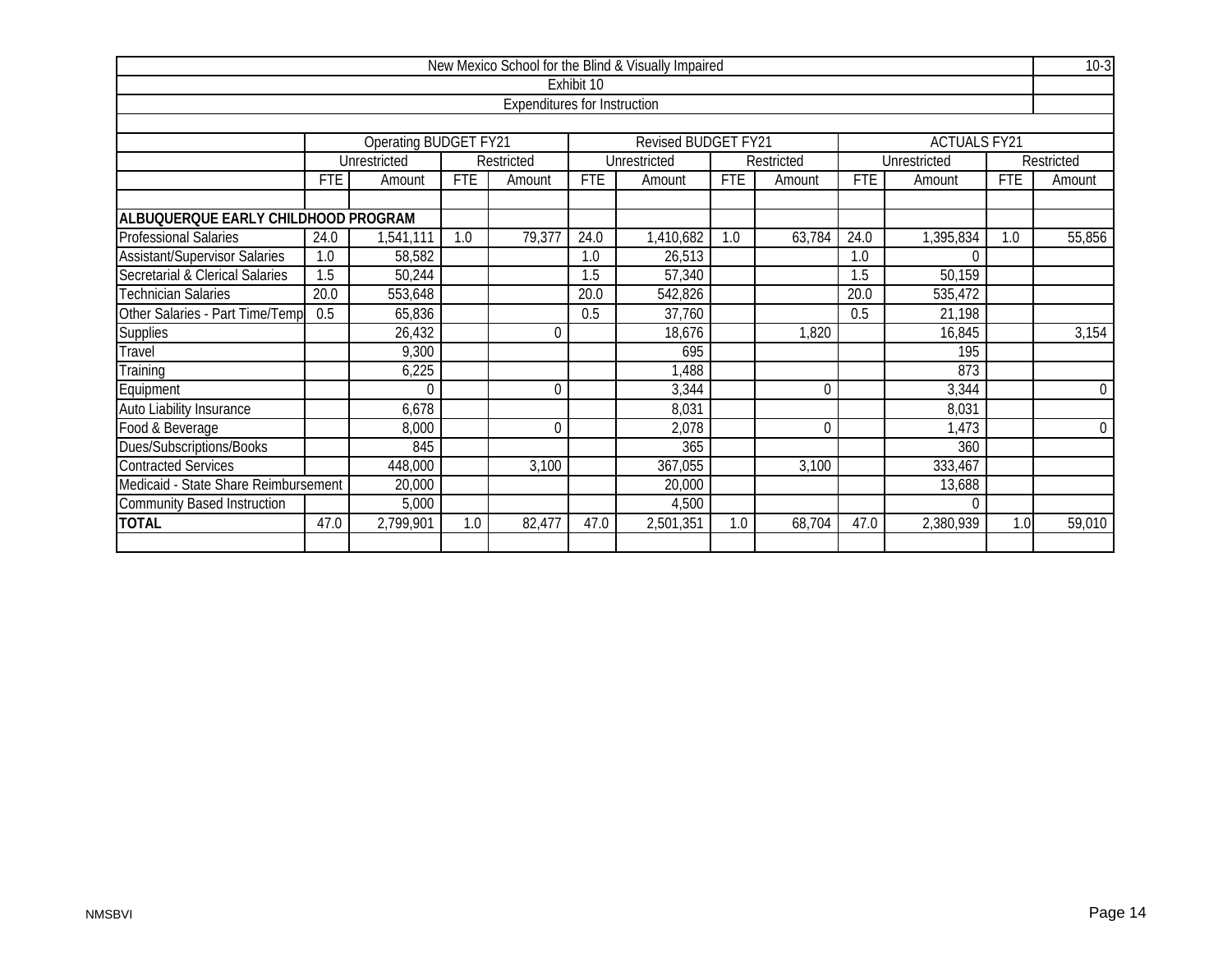New Mexico School for the Blind & Visually Impaired

Exhibit 10

Expenditures for Instruction

| | Operating BUDGET FY21 | | | | Revised BUDGET FY21 | | | | ACTUALS FY21 | | | |
|---|---|---|---|---|---|---|---|---|---|---|---|---|
| | Unrestricted | | Restricted | | Unrestricted | | Restricted | | Unrestricted | | Restricted | |
| | FTE | Amount | FTE | Amount | FTE | Amount | FTE | Amount | FTE | Amount | FTE | Amount |
| **ALBUQUERQUE EARLY CHILDHOOD PROGRAM** | | | | | | | | | | | | |
| Professional Salaries | 24.0 | 1,541,111 | 1.0 | 79,377 | 24.0 | 1,410,682 | 1.0 | 63,784 | 24.0 | 1,395,834 | 1.0 | 55,856 |
| Assistant/Supervisor Salaries | 1.0 | 58,582 | | | 1.0 | 26,513 | | | 1.0 | 0 | | |
| Secretarial & Clerical Salaries | 1.5 | 50,244 | | | 1.5 | 57,340 | | | 1.5 | 50,159 | | |
| Technician Salaries | 20.0 | 553,648 | | | 20.0 | 542,826 | | | 20.0 | 535,472 | | |
| Other Salaries - Part Time/Temp | 0.5 | 65,836 | | | 0.5 | 37,760 | | | 0.5 | 21,198 | | |
| Supplies | | 26,432 | | 0 | | 18,676 | | 1,820 | | 16,845 | | 3,154 |
| Travel | | 9,300 | | | | 695 | | | | 195 | | |
| Training | | 6,225 | | | | 1,488 | | | | 873 | | |
| Equipment | | 0 | | 0 | | 3,344 | | 0 | | 3,344 | | 0 |
| Auto Liability Insurance | | 6,678 | | | | 8,031 | | | | 8,031 | | |
| Food & Beverage | | 8,000 | | 0 | | 2,078 | | 0 | | 1,473 | | 0 |
| Dues/Subscriptions/Books | | 845 | | | | 365 | | | | 360 | | |
| Contracted Services | | 448,000 | | 3,100 | | 367,055 | | 3,100 | | 333,467 | | |
| Medicaid - State Share Reimbursement | | 20,000 | | | | 20,000 | | | | 13,688 | | |
| Community Based Instruction | | 5,000 | | | | 4,500 | | | | 0 | | |
| **TOTAL** | 47.0 | 2,799,901 | 1.0 | 82,477 | 47.0 | 2,501,351 | 1.0 | 68,704 | 47.0 | 2,380,939 | 1.0 | 59,010 |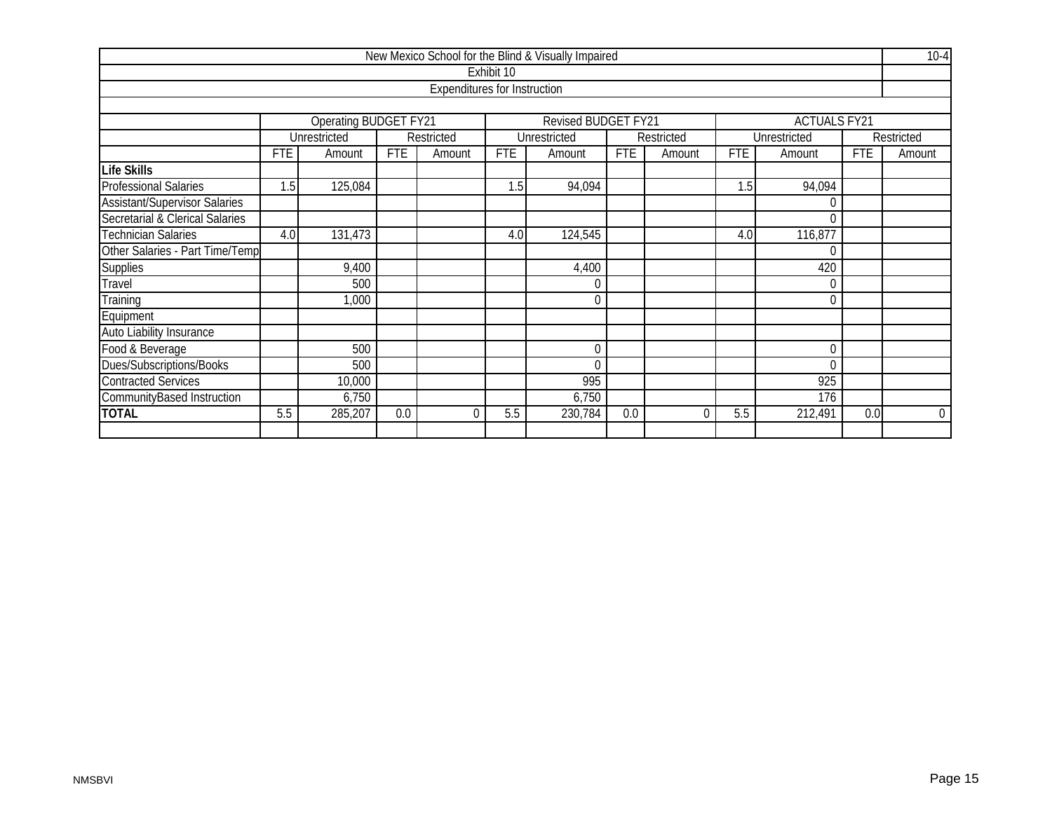| New Mexico School for the Blind & Visually Impaired | | | | | | | | | | | | | 10-4 |
|---|---|---|---|---|---|---|---|---|---|---|---|---|---|
| Exhibit 10 | | | | | | | | | | | | | |
| Expenditures for Instruction | | | | | | | | | | | | | |
| | Operating BUDGET FY21 | | | | Revised BUDGET FY21 | | | | ACTUALS FY21 | | | | |
| | Unrestricted | | Restricted | | Unrestricted | | Restricted | | Unrestricted | | Restricted | | |
| | FTE | Amount | FTE | Amount | FTE | Amount | FTE | Amount | FTE | Amount | FTE | Amount | |
| **Life Skills** | | | | | | | | | | | | | |
| Professional Salaries | 1.5 | 125,084 | | | 1.5 | 94,094 | | | 1.5 | 94,094 | | | |
| Assistant/Supervisor Salaries | | | | | | | | | | 0 | | | |
| Secretarial & Clerical Salaries | | | | | | | | | | 0 | | | |
| Technician Salaries | 4.0 | 131,473 | | | 4.0 | 124,545 | | | 4.0 | 116,877 | | | |
| Other Salaries - Part Time/Temp | | | | | | | | | | 0 | | | |
| Supplies | | 9,400 | | | | 4,400 | | | | 420 | | | |
| Travel | | 500 | | | | 0 | | | | 0 | | | |
| Training | | 1,000 | | | | 0 | | | | 0 | | | |
| Equipment | | | | | | | | | | | | | |
| Auto Liability Insurance | | | | | | | | | | | | | |
| Food & Beverage | | 500 | | | | 0 | | | | 0 | | | |
| Dues/Subscriptions/Books | | 500 | | | | 0 | | | | 0 | | | |
| Contracted Services | | 10,000 | | | | 995 | | | | 925 | | | |
| CommunityBased Instruction | | 6,750 | | | | 6,750 | | | | 176 | | | |
| **TOTAL** | 5.5 | 285,207 | 0.0 | 0 | 5.5 | 230,784 | 0.0 | 0 | 5.5 | 212,491 | 0.0 | 0 | |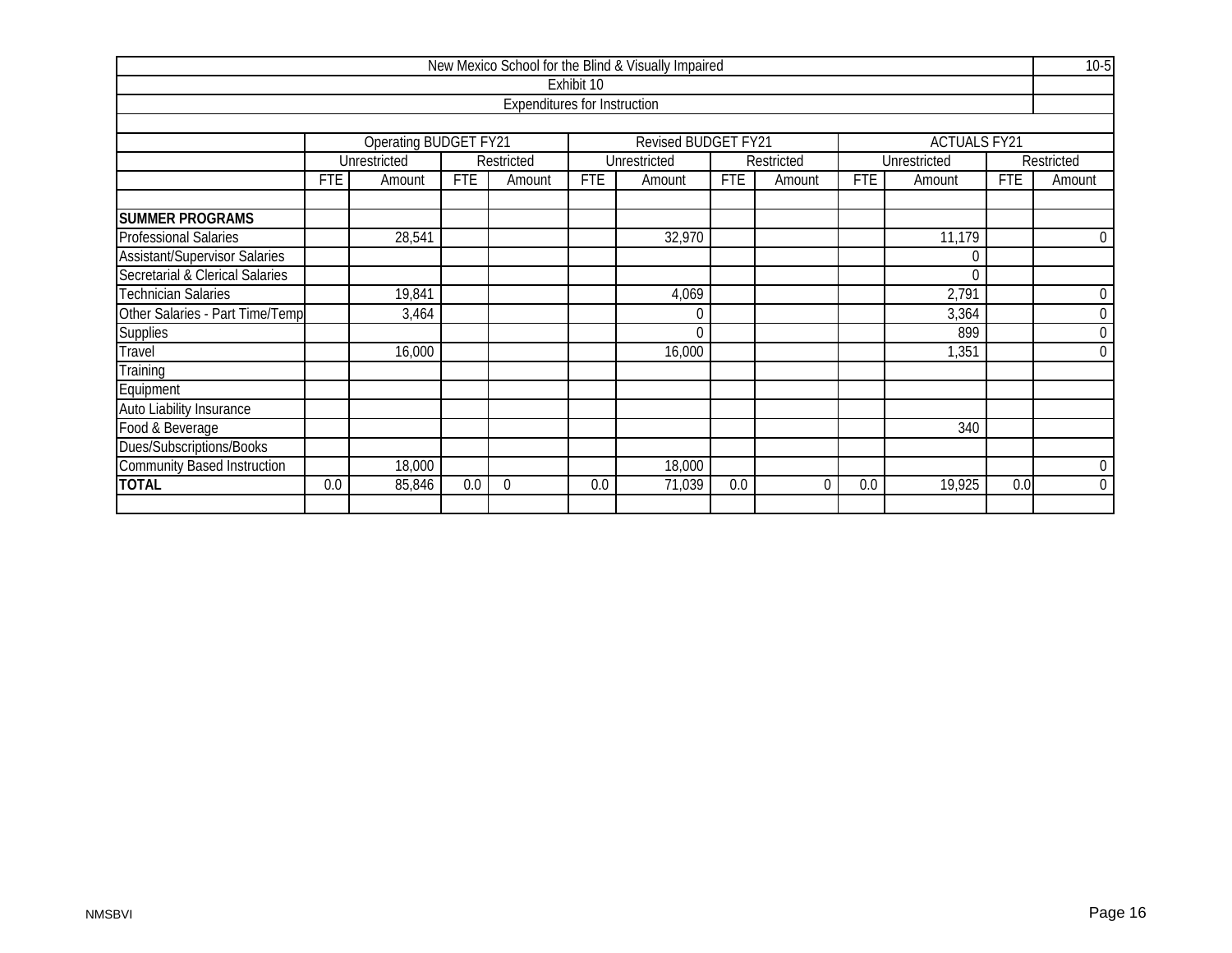| New Mexico School for the Blind & Visually Impaired | | | | | | | | | | | | | 10-5 |
|---|---|---|---|---|---|---|---|---|---|---|---|---|---|
| Exhibit 10 | | | | | | | | | | | | | |
| Expenditures for Instruction | | | | | | | | | | | | | |
| | Operating BUDGET FY21 | | | | Revised BUDGET FY21 | | | | ACTUALS FY21 | | | | |
| | Unrestricted | | Restricted | | Unrestricted | | Restricted | | Unrestricted | | Restricted | | |
| | FTE | Amount | FTE | Amount | FTE | Amount | FTE | Amount | FTE | Amount | FTE | Amount | |
| **SUMMER PROGRAMS** | | | | | | | | | | | | | |
| Professional Salaries | | 28,541 | | | | 32,970 | | | | 11,179 | | 0 | |
| Assistant/Supervisor Salaries | | | | | | | | | | 0 | | | |
| Secretarial & Clerical Salaries | | | | | | | | | | 0 | | | |
| Technician Salaries | | 19,841 | | | | 4,069 | | | | 2,791 | | 0 | |
| Other Salaries - Part Time/Temp | | 3,464 | | | | 0 | | | | 3,364 | | 0 | |
| Supplies | | | | | | 0 | | | | 899 | | 0 | |
| Travel | | 16,000 | | | | 16,000 | | | | 1,351 | | 0 | |
| Training | | | | | | | | | | | | | |
| Equipment | | | | | | | | | | | | | |
| Auto Liability Insurance | | | | | | | | | | | | | |
| Food & Beverage | | | | | | | | | | 340 | | | |
| Dues/Subscriptions/Books | | | | | | | | | | | | | |
| Community Based Instruction | | 18,000 | | | | 18,000 | | | | | | 0 | |
| **TOTAL** | 0.0 | 85,846 | 0.0 | 0 | 0.0 | 71,039 | 0.0 | 0 | 0.0 | 19,925 | 0.0 | 0 | |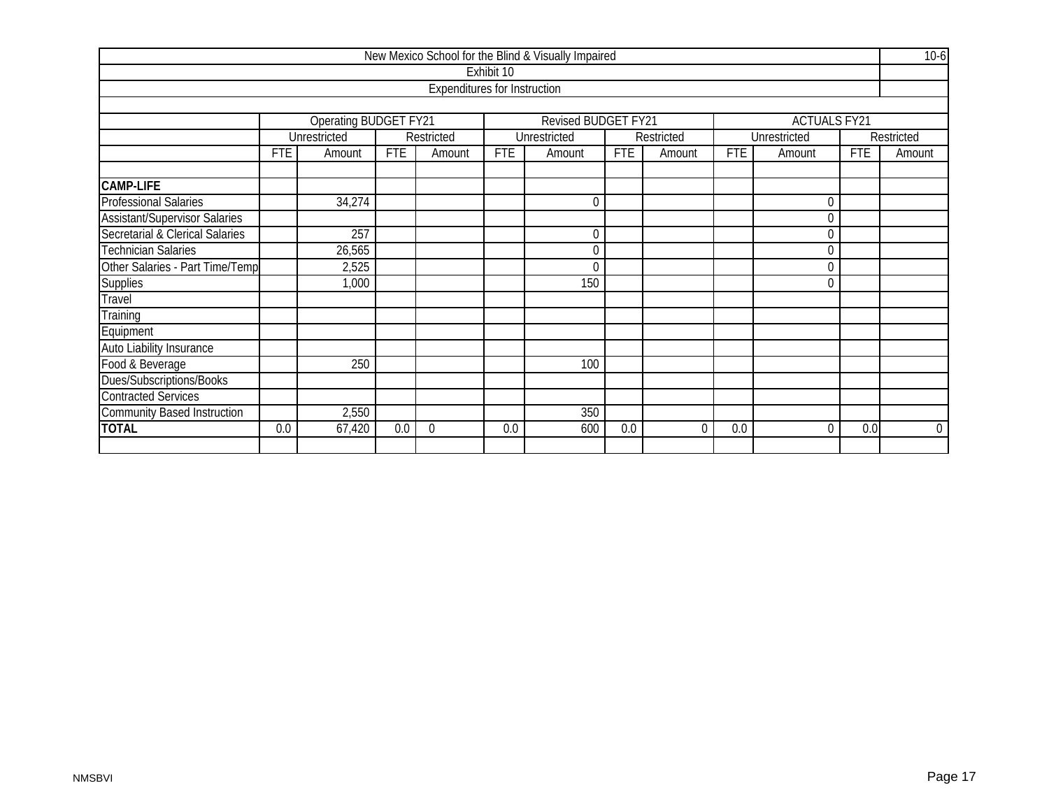New Mexico School for the Blind & Visually Impaired

10-6

Exhibit 10

Expenditures for Instruction

| | Operating BUDGET FY21 | | | | Revised BUDGET FY21 | | | | ACTUALS FY21 | | | |
|---|---|---|---|---|---|---|---|---|---|---|---|---|
| | Unrestricted | | Restricted | | Unrestricted | | Restricted | | Unrestricted | | Restricted | |
| | FTE | Amount | FTE | Amount | FTE | Amount | FTE | Amount | FTE | Amount | FTE | Amount |
| | | | | | | | | | | | | |
| **CAMP-LIFE** | | | | | | | | | | | | |
| Professional Salaries | | 34,274 | | | | 0 | | | | 0 | | |
| Assistant/Supervisor Salaries | | | | | | | | | | 0 | | |
| Secretarial & Clerical Salaries | | 257 | | | | 0 | | | | 0 | | |
| Technician Salaries | | 26,565 | | | | 0 | | | | 0 | | |
| Other Salaries - Part Time/Temp | | 2,525 | | | | 0 | | | | 0 | | |
| Supplies | | 1,000 | | | | 150 | | | | 0 | | |
| Travel | | | | | | | | | | | | |
| Training | | | | | | | | | | | | |
| Equipment | | | | | | | | | | | | |
| Auto Liability Insurance | | | | | | | | | | | | |
| Food & Beverage | | 250 | | | | 100 | | | | | | |
| Dues/Subscriptions/Books | | | | | | | | | | | | |
| Contracted Services | | | | | | | | | | | | |
| Community Based Instruction | | 2,550 | | | | 350 | | | | | | |
| **TOTAL** | 0.0 | 67,420 | 0.0 | 0 | 0.0 | 600 | 0.0 | 0 | 0.0 | 0 | 0.0 | 0 |
| | | | | | | | | | | | | |

NMSBVI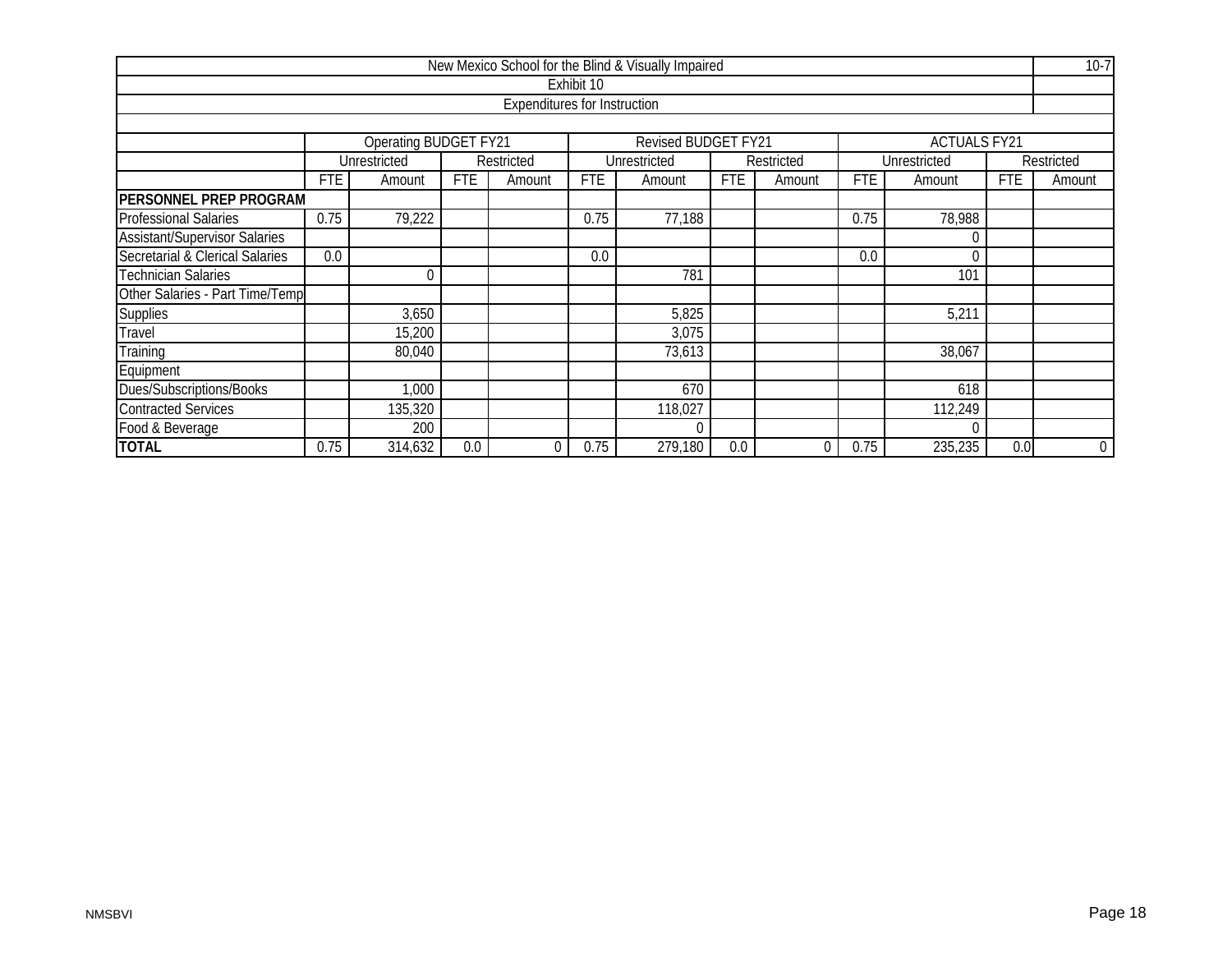| New Mexico School for the Blind & Visually Impaired | | | | | | | | | | | | |
|---|---|---|---|---|---|---|---|---|---|---|---|---|
| Exhibit 10 | | | | | | | | | | | | |
| Expenditures for Instruction | | | | | | | | | | | | |
| | Operating BUDGET FY21 | | | | Revised BUDGET FY21 | | | | ACTUALS FY21 | | | |
| | Unrestricted | | Restricted | | Unrestricted | | Restricted | | Unrestricted | | Restricted | |
| | FTE | Amount | FTE | Amount | FTE | Amount | FTE | Amount | FTE | Amount | FTE | Amount |
| **PERSONNEL PREP PROGRAM** | | | | | | | | | | | | |
| Professional Salaries | 0.75 | 79,222 | | | 0.75 | 77,188 | | | 0.75 | 78,988 | | |
| Assistant/Supervisor Salaries | | | | | | | | | | 0 | | |
| Secretarial & Clerical Salaries | 0.0 | | | | 0.0 | | | | 0.0 | 0 | | |
| Technician Salaries | | 0 | | | | 781 | | | | 101 | | |
| Other Salaries - Part Time/Temp | | | | | | | | | | | | |
| Supplies | | 3,650 | | | | 5,825 | | | | 5,211 | | |
| Travel | | 15,200 | | | | 3,075 | | | | | | |
| Training | | 80,040 | | | | 73,613 | | | | 38,067 | | |
| Equipment | | | | | | | | | | | | |
| Dues/Subscriptions/Books | | 1,000 | | | | 670 | | | | 618 | | |
| Contracted Services | | 135,320 | | | | 118,027 | | | | 112,249 | | |
| Food & Beverage | | 200 | | | | 0 | | | | 0 | | |
| **TOTAL** | 0.75 | 314,632 | 0.0 | 0 | 0.75 | 279,180 | 0.0 | 0 | 0.75 | 235,235 | 0.0 | 0 |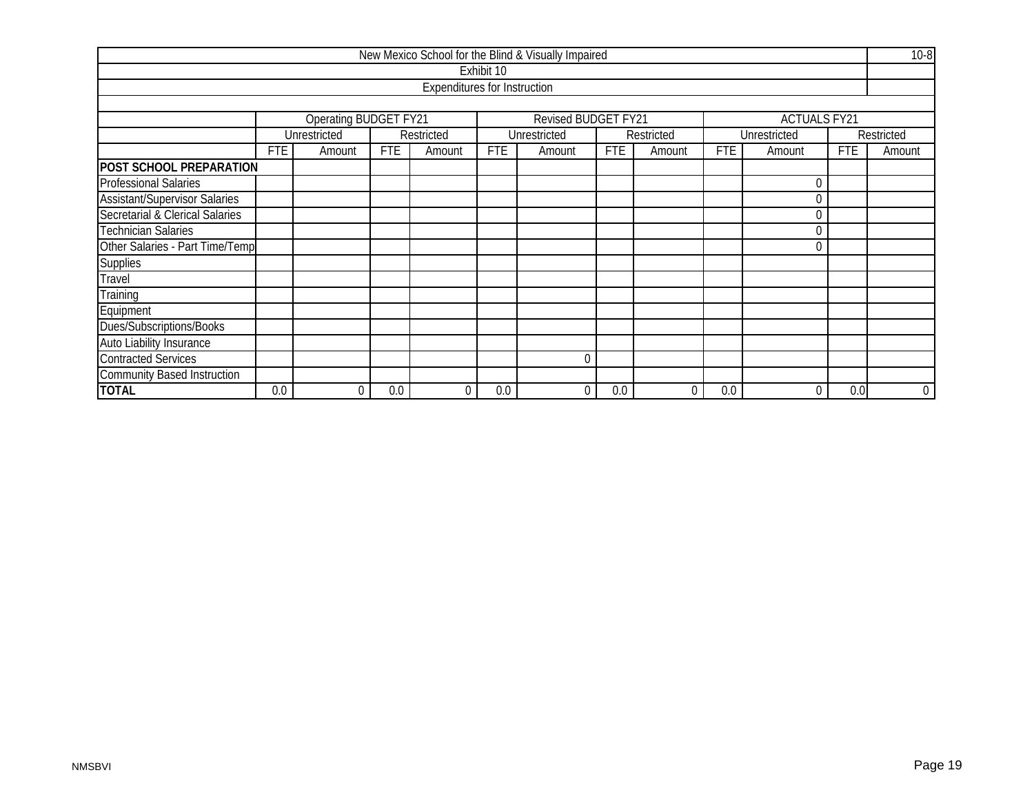| New Mexico School for the Blind & Visually Impaired | | | | | | | | | | | | | 10-8 |
|---|---|---|---|---|---|---|---|---|---|---|---|---|---|
| Exhibit 10 | | | | | | | | | | | | | |
| Expenditures for Instruction | | | | | | | | | | | | | |
| | Operating BUDGET FY21 | | | | Revised BUDGET FY21 | | | | ACTUALS FY21 | | | | |
| | Unrestricted | | Restricted | | Unrestricted | | Restricted | | Unrestricted | | Restricted | | |
| | FTE | Amount | FTE | Amount | FTE | Amount | FTE | Amount | FTE | Amount | FTE | Amount | |
| **POST SCHOOL PREPARATION** | | | | | | | | | | | | | |
| Professional Salaries | | | | | | | | | | 0 | | | |
| Assistant/Supervisor Salaries | | | | | | | | | | 0 | | | |
| Secretarial & Clerical Salaries | | | | | | | | | | 0 | | | |
| Technician Salaries | | | | | | | | | | 0 | | | |
| Other Salaries - Part Time/Temp | | | | | | | | | | 0 | | | |
| Supplies | | | | | | | | | | | | | |
| Travel | | | | | | | | | | | | | |
| Training | | | | | | | | | | | | | |
| Equipment | | | | | | | | | | | | | |
| Dues/Subscriptions/Books | | | | | | | | | | | | | |
| Auto Liability Insurance | | | | | | | | | | | | | |
| Contracted Services | | | | | | 0 | | | | | | | |
| Community Based Instruction | | | | | | | | | | | | | |
| **TOTAL** | 0.0 | 0 | 0.0 | 0 | 0.0 | 0 | 0.0 | 0 | 0.0 | 0 | 0.0 | 0 | |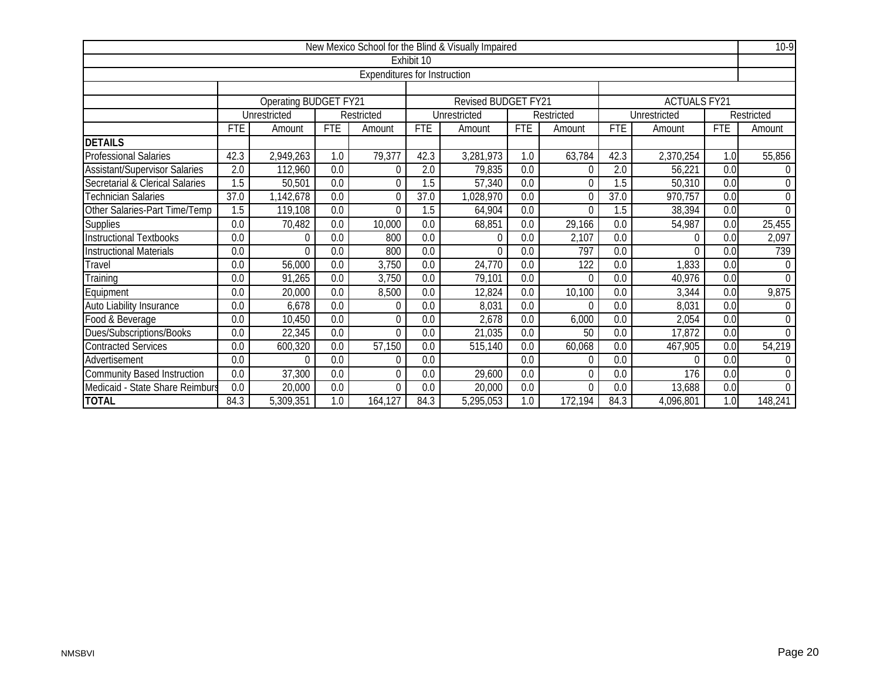| New Mexico School for the Blind & Visually Impaired | | | | | | | | | | | | | 10-9 |
|---|---|---|---|---|---|---|---|---|---|---|---|---|---|
| Exhibit 10 | | | | | | | | | | | | | |
| Expenditures for Instruction | | | | | | | | | | | | | |
| | Operating BUDGET FY21 | | | | Revised BUDGET FY21 | | | | ACTUALS FY21 | | | | |
| | Unrestricted | | Restricted | | Unrestricted | | Restricted | | Unrestricted | | Restricted | | |
| | FTE | Amount | FTE | Amount | FTE | Amount | FTE | Amount | FTE | Amount | FTE | Amount | |
| **DETAILS** | | | | | | | | | | | | | |
| Professional Salaries | 42.3 | 2,949,263 | 1.0 | 79,377 | 42.3 | 3,281,973 | 1.0 | 63,784 | 42.3 | 2,370,254 | 1.0 | 55,856 | |
| Assistant/Supervisor Salaries | 2.0 | 112,960 | 0.0 | 0 | 2.0 | 79,835 | 0.0 | 0 | 2.0 | 56,221 | 0.0 | 0 | |
| Secretarial & Clerical Salaries | 1.5 | 50,501 | 0.0 | 0 | 1.5 | 57,340 | 0.0 | 0 | 1.5 | 50,310 | 0.0 | 0 | |
| Technician Salaries | 37.0 | 1,142,678 | 0.0 | 0 | 37.0 | 1,028,970 | 0.0 | 0 | 37.0 | 970,757 | 0.0 | 0 | |
| Other Salaries-Part Time/Temp | 1.5 | 119,108 | 0.0 | 0 | 1.5 | 64,904 | 0.0 | 0 | 1.5 | 38,394 | 0.0 | 0 | |
| Supplies | 0.0 | 70,482 | 0.0 | 10,000 | 0.0 | 68,851 | 0.0 | 29,166 | 0.0 | 54,987 | 0.0 | 25,455 | |
| Instructional Textbooks | 0.0 | 0 | 0.0 | 800 | 0.0 | 0 | 0.0 | 2,107 | 0.0 | 0 | 0.0 | 2,097 | |
| Instructional Materials | 0.0 | 0 | 0.0 | 800 | 0.0 | 0 | 0.0 | 797 | 0.0 | 0 | 0.0 | 739 | |
| Travel | 0.0 | 56,000 | 0.0 | 3,750 | 0.0 | 24,770 | 0.0 | 122 | 0.0 | 1,833 | 0.0 | 0 | |
| Training | 0.0 | 91,265 | 0.0 | 3,750 | 0.0 | 79,101 | 0.0 | 0 | 0.0 | 40,976 | 0.0 | 0 | |
| Equipment | 0.0 | 20,000 | 0.0 | 8,500 | 0.0 | 12,824 | 0.0 | 10,100 | 0.0 | 3,344 | 0.0 | 9,875 | |
| Auto Liability Insurance | 0.0 | 6,678 | 0.0 | 0 | 0.0 | 8,031 | 0.0 | 0 | 0.0 | 8,031 | 0.0 | 0 | |
| Food & Beverage | 0.0 | 10,450 | 0.0 | 0 | 0.0 | 2,678 | 0.0 | 6,000 | 0.0 | 2,054 | 0.0 | 0 | |
| Dues/Subscriptions/Books | 0.0 | 22,345 | 0.0 | 0 | 0.0 | 21,035 | 0.0 | 50 | 0.0 | 17,872 | 0.0 | 0 | |
| Contracted Services | 0.0 | 600,320 | 0.0 | 57,150 | 0.0 | 515,140 | 0.0 | 60,068 | 0.0 | 467,905 | 0.0 | 54,219 | |
| Advertisement | 0.0 | 0 | 0.0 | 0 | 0.0 | | 0.0 | 0 | 0.0 | 0 | 0.0 | 0 | |
| Community Based Instruction | 0.0 | 37,300 | 0.0 | 0 | 0.0 | 29,600 | 0.0 | 0 | 0.0 | 176 | 0.0 | 0 | |
| Medicaid - State Share Reimburs | 0.0 | 20,000 | 0.0 | 0 | 0.0 | 20,000 | 0.0 | 0 | 0.0 | 13,688 | 0.0 | 0 | |
| **TOTAL** | 84.3 | 5,309,351 | 1.0 | 164,127 | 84.3 | 5,295,053 | 1.0 | 172,194 | 84.3 | 4,096,801 | 1.0 | 148,241 | |

NMSBVI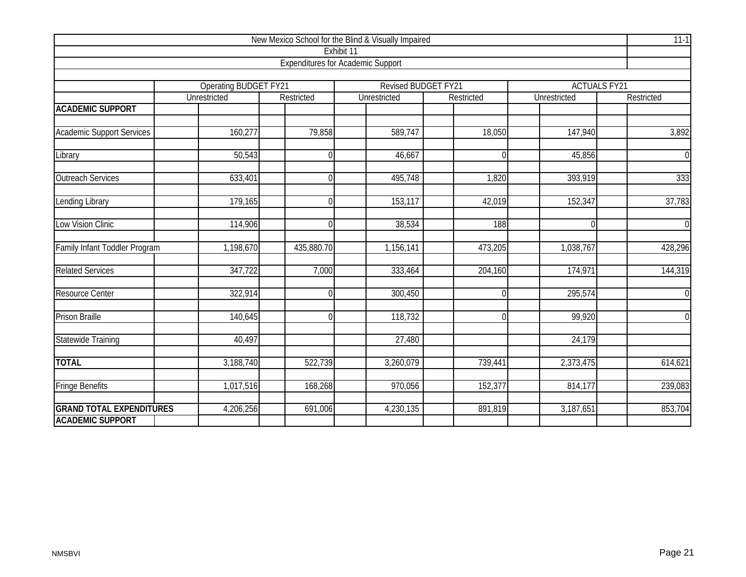New Mexico School for the Blind & Visually Impaired

11-1

Exhibit 11

Expenditures for Academic Support

| | Operating BUDGET FY21 | | Revised BUDGET FY21 | | ACTUALS FY21 | |
|---|---|---|---|---|---|---|
| | Unrestricted | Restricted | Unrestricted | Restricted | Unrestricted | Restricted |
| **ACADEMIC SUPPORT** | | | | | | |
| Academic Support Services | 160,277 | 79,858 | 589,747 | 18,050 | 147,940 | 3,892 |
| Library | 50,543 | 0 | 46,667 | 0 | 45,856 | 0 |
| Outreach Services | 633,401 | 0 | 495,748 | 1,820 | 393,919 | 333 |
| Lending Library | 179,165 | 0 | 153,117 | 42,019 | 152,347 | 37,783 |
| Low Vision Clinic | 114,906 | 0 | 38,534 | 188 | 0 | 0 |
| Family Infant Toddler Program | 1,198,670 | 435,880.70 | 1,156,141 | 473,205 | 1,038,767 | 428,296 |
| Related Services | 347,722 | 7,000 | 333,464 | 204,160 | 174,971 | 144,319 |
| Resource Center | 322,914 | 0 | 300,450 | 0 | 295,574 | 0 |
| Prison Braille | 140,645 | 0 | 118,732 | 0 | 99,920 | 0 |
| Statewide Training | 40,497 | | 27,480 | | 24,179 | |
| **TOTAL** | 3,188,740 | 522,739 | 3,260,079 | 739,441 | 2,373,475 | 614,621 |
| Fringe Benefits | 1,017,516 | 168,268 | 970,056 | 152,377 | 814,177 | 239,083 |
| **GRAND TOTAL EXPENDITURES** | 4,206,256 | 691,006 | 4,230,135 | 891,819 | 3,187,651 | 853,704 |
| **ACADEMIC SUPPORT** | | | | | | |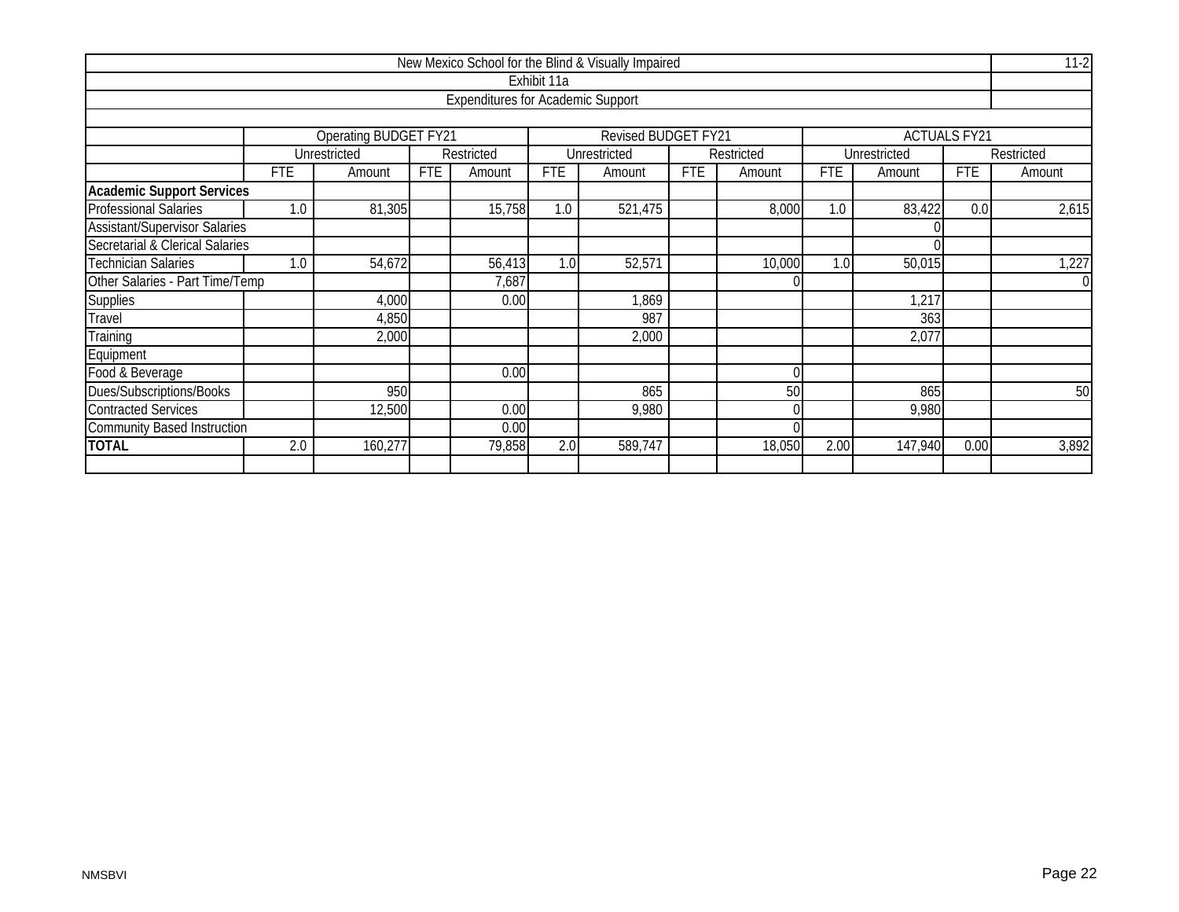| New Mexico School for the Blind & Visually Impaired | | | | | | | | | | | | | 11-2 |
|---|---|---|---|---|---|---|---|---|---|---|---|---|---|
| Exhibit 11a | | | | | | | | | | | | | |
| Expenditures for Academic Support | | | | | | | | | | | | | |
| | Operating BUDGET FY21 | | | | Revised BUDGET FY21 | | | | ACTUALS FY21 | | | | |
| | Unrestricted | | Restricted | | Unrestricted | | Restricted | | Unrestricted | | Restricted | | |
| | FTE | Amount | FTE | Amount | FTE | Amount | FTE | Amount | FTE | Amount | FTE | Amount | |
| **Academic Support Services** | | | | | | | | | | | | | |
| Professional Salaries | 1.0 | 81,305 | | 15,758 | 1.0 | 521,475 | | 8,000 | 1.0 | 83,422 | 0.0 | 2,615 | |
| Assistant/Supervisor Salaries | | | | | | | | | | 0 | | | |
| Secretarial & Clerical Salaries | | | | | | | | | | 0 | | | |
| Technician Salaries | 1.0 | 54,672 | | 56,413 | 1.0 | 52,571 | | 10,000 | 1.0 | 50,015 | | 1,227 | |
| Other Salaries - Part Time/Temp | | | | 7,687 | | | | 0 | | | | 0 | |
| Supplies | | 4,000 | | 0.00 | | 1,869 | | | | 1,217 | | | |
| Travel | | 4,850 | | | | 987 | | | | 363 | | | |
| Training | | 2,000 | | | | 2,000 | | | | 2,077 | | | |
| Equipment | | | | | | | | | | | | | |
| Food & Beverage | | | | 0.00 | | | | 0 | | | | | |
| Dues/Subscriptions/Books | | 950 | | | | 865 | | 50 | | 865 | | 50 | |
| Contracted Services | | 12,500 | | 0.00 | | 9,980 | | 0 | | 9,980 | | | |
| Community Based Instruction | | | | 0.00 | | | | 0 | | | | | |
| **TOTAL** | 2.0 | 160,277 | | 79,858 | 2.0 | 589,747 | | 18,050 | 2.00 | 147,940 | 0.00 | 3,892 | |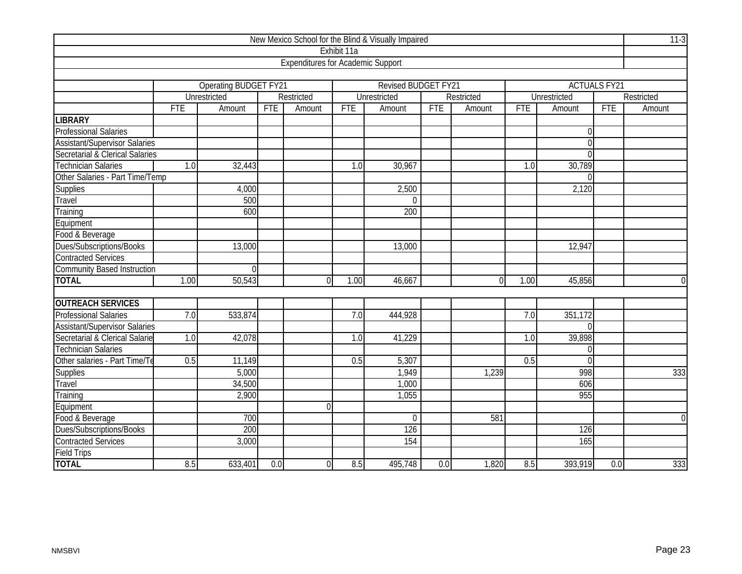**New Mexico School for the Blind & Visually Impaired** — 11-3

**Exhibit 11a**

**Expenditures for Academic Support**

| | Operating BUDGET FY21 | | | | Revised BUDGET FY21 | | | | ACTUALS FY21 | | | |
|---|---|---|---|---|---|---|---|---|---|---|---|---|
| | Unrestricted | | Restricted | | Unrestricted | | Restricted | | Unrestricted | | Restricted | |
| | FTE | Amount | FTE | Amount | FTE | Amount | FTE | Amount | FTE | Amount | FTE | Amount |
| **LIBRARY** | | | | | | | | | | | | |
| Professional Salaries | | | | | | | | | | 0 | | |
| Assistant/Supervisor Salaries | | | | | | | | | | 0 | | |
| Secretarial & Clerical Salaries | | | | | | | | | | 0 | | |
| Technician Salaries | 1.0 | 32,443 | | | 1.0 | 30,967 | | | 1.0 | 30,789 | | |
| Other Salaries - Part Time/Temp | | | | | | | | | | 0 | | |
| Supplies | | 4,000 | | | | 2,500 | | | | 2,120 | | |
| Travel | | 500 | | | | 0 | | | | | | |
| Training | | 600 | | | | 200 | | | | | | |
| Equipment | | | | | | | | | | | | |
| Food & Beverage | | | | | | | | | | | | |
| Dues/Subscriptions/Books | | 13,000 | | | | 13,000 | | | | 12,947 | | |
| Contracted Services | | | | | | | | | | | | |
| Community Based Instruction | | 0 | | | | | | | | | | |
| **TOTAL** | 1.00 | 50,543 | | 0 | 1.00 | 46,667 | | 0 | 1.00 | 45,856 | | 0 |
| | | | | | | | | | | | | |
| **OUTREACH SERVICES** | | | | | | | | | | | | |
| Professional Salaries | 7.0 | 533,874 | | | 7.0 | 444,928 | | | 7.0 | 351,172 | | |
| Assistant/Supervisor Salaries | | | | | | | | | | 0 | | |
| Secretarial & Clerical Salarie | 1.0 | 42,078 | | | 1.0 | 41,229 | | | 1.0 | 39,898 | | |
| Technician Salaries | | | | | | | | | | 0 | | |
| Other salaries - Part Time/Te | 0.5 | 11,149 | | | 0.5 | 5,307 | | | 0.5 | 0 | | |
| Supplies | | 5,000 | | | | 1,949 | | 1,239 | | 998 | | 333 |
| Travel | | 34,500 | | | | 1,000 | | | | 606 | | |
| Training | | 2,900 | | | | 1,055 | | | | 955 | | |
| Equipment | | | | 0 | | | | | | | | |
| Food & Beverage | | 700 | | | | 0 | | 581 | | | | 0 |
| Dues/Subscriptions/Books | | 200 | | | | 126 | | | | 126 | | |
| Contracted Services | | 3,000 | | | | 154 | | | | 165 | | |
| Field Trips | | | | | | | | | | | | |
| **TOTAL** | 8.5 | 633,401 | 0.0 | 0 | 8.5 | 495,748 | 0.0 | 1,820 | 8.5 | 393,919 | 0.0 | 333 |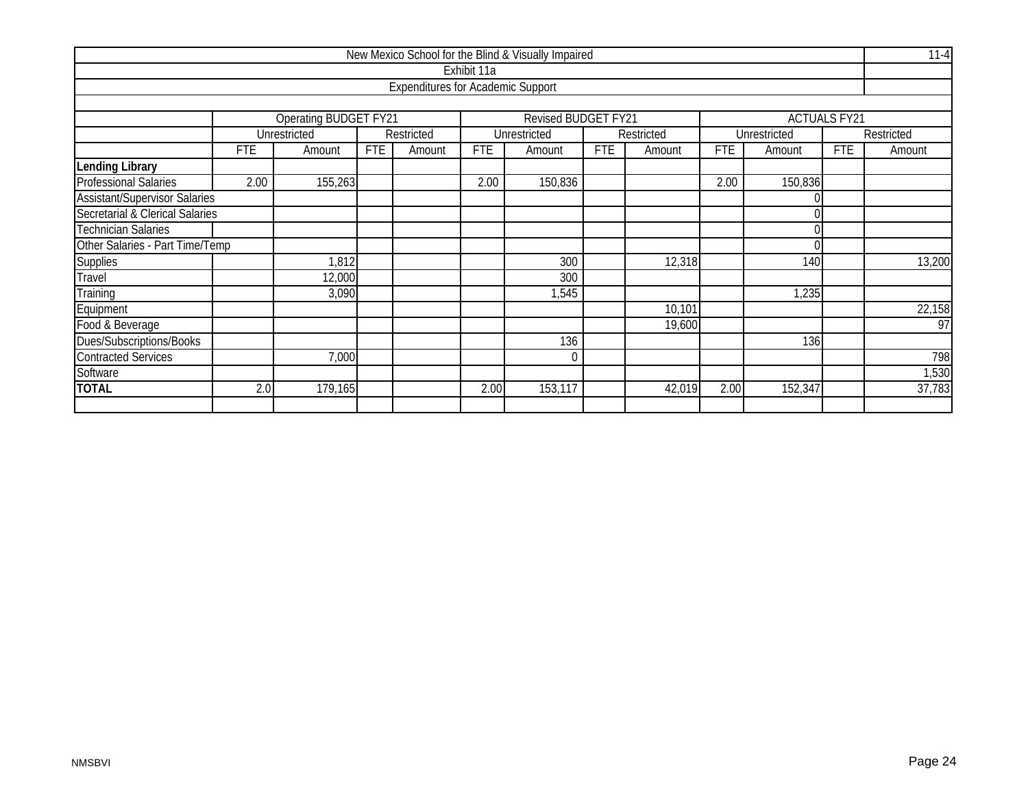New Mexico School for the Blind & Visually Impaired

11-4

Exhibit 11a

Expenditures for Academic Support

| | Operating BUDGET FY21 | | | | Revised BUDGET FY21 | | | | ACTUALS FY21 | | | |
|---|---|---|---|---|---|---|---|---|---|---|---|---|
| | Unrestricted | | Restricted | | Unrestricted | | Restricted | | Unrestricted | | Restricted | |
| | FTE | Amount | FTE | Amount | FTE | Amount | FTE | Amount | FTE | Amount | FTE | Amount |
| **Lending Library** | | | | | | | | | | | | |
| Professional Salaries | 2.00 | 155,263 | | | 2.00 | 150,836 | | | 2.00 | 150,836 | | |
| Assistant/Supervisor Salaries | | | | | | | | | | 0 | | |
| Secretarial & Clerical Salaries | | | | | | | | | | 0 | | |
| Technician Salaries | | | | | | | | | | 0 | | |
| Other Salaries - Part Time/Temp | | | | | | | | | | 0 | | |
| Supplies | | 1,812 | | | | 300 | | 12,318 | | 140 | | 13,200 |
| Travel | | 12,000 | | | | 300 | | | | | | |
| Training | | 3,090 | | | | 1,545 | | | | 1,235 | | |
| Equipment | | | | | | | | 10,101 | | | | 22,158 |
| Food & Beverage | | | | | | | | 19,600 | | | | 97 |
| Dues/Subscriptions/Books | | | | | | 136 | | | | 136 | | |
| Contracted Services | | 7,000 | | | | 0 | | | | | | 798 |
| Software | | | | | | | | | | | | 1,530 |
| **TOTAL** | 2.0 | 179,165 | | | 2.00 | 153,117 | | 42,019 | 2.00 | 152,347 | | 37,783 |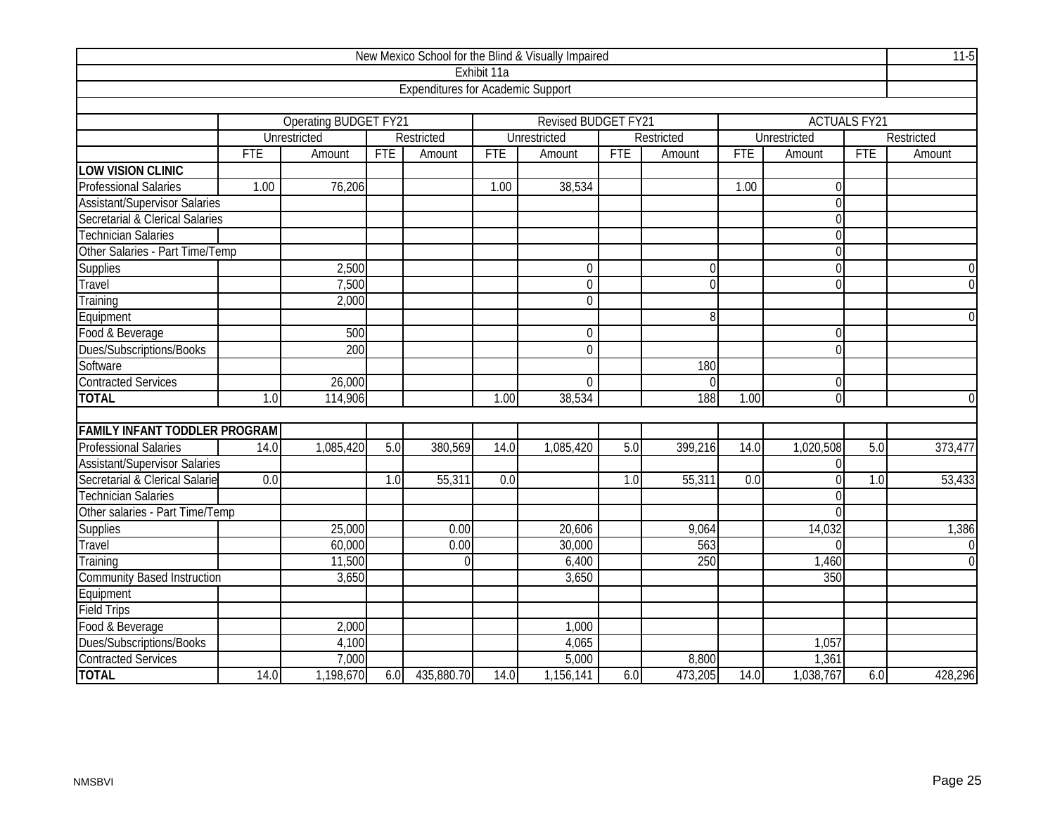# New Mexico School for the Blind & Visually Impaired

## Exhibit 11a

### Expenditures for Academic Support

| | Operating BUDGET FY21 | | | | Revised BUDGET FY21 | | | | ACTUALS FY21 | | | |
|---|---|---|---|---|---|---|---|---|---|---|---|---|
| | Unrestricted | | Restricted | | Unrestricted | | Restricted | | Unrestricted | | Restricted | |
| | FTE | Amount | FTE | Amount | FTE | Amount | FTE | Amount | FTE | Amount | FTE | Amount |
| **LOW VISION CLINIC** | | | | | | | | | | | | |
| Professional Salaries | 1.00 | 76,206 | | | 1.00 | 38,534 | | | 1.00 | 0 | | |
| Assistant/Supervisor Salaries | | | | | | | | | | 0 | | |
| Secretarial & Clerical Salaries | | | | | | | | | | 0 | | |
| Technician Salaries | | | | | | | | | | 0 | | |
| Other Salaries - Part Time/Temp | | | | | | | | | | 0 | | |
| Supplies | | 2,500 | | | | 0 | | 0 | | 0 | | 0 |
| Travel | | 7,500 | | | | 0 | | 0 | | 0 | | 0 |
| Training | | 2,000 | | | | 0 | | | | | | |
| Equipment | | | | | | | | 8 | | | | 0 |
| Food & Beverage | | 500 | | | | 0 | | | | 0 | | |
| Dues/Subscriptions/Books | | 200 | | | | 0 | | | | 0 | | |
| Software | | | | | | | | 180 | | | | |
| Contracted Services | | 26,000 | | | | 0 | | 0 | | 0 | | |
| **TOTAL** | 1.0 | 114,906 | | | 1.00 | 38,534 | | 188 | 1.00 | 0 | | 0 |
| | | | | | | | | | | | | |
| **FAMILY INFANT TODDLER PROGRAM** | | | | | | | | | | | | |
| Professional Salaries | 14.0 | 1,085,420 | 5.0 | 380,569 | 14.0 | 1,085,420 | 5.0 | 399,216 | 14.0 | 1,020,508 | 5.0 | 373,477 |
| Assistant/Supervisor Salaries | | | | | | | | | | 0 | | |
| Secretarial & Clerical Salarie | 0.0 | | 1.0 | 55,311 | 0.0 | | 1.0 | 55,311 | 0.0 | 0 | 1.0 | 53,433 |
| Technician Salaries | | | | | | | | | | 0 | | |
| Other salaries - Part Time/Temp | | | | | | | | | | 0 | | |
| Supplies | | 25,000 | | 0.00 | | 20,606 | | 9,064 | | 14,032 | | 1,386 |
| Travel | | 60,000 | | 0.00 | | 30,000 | | 563 | | 0 | | 0 |
| Training | | 11,500 | | 0 | | 6,400 | | 250 | | 1,460 | | 0 |
| Community Based Instruction | | 3,650 | | | | 3,650 | | | | 350 | | |
| Equipment | | | | | | | | | | | | |
| Field Trips | | | | | | | | | | | | |
| Food & Beverage | | 2,000 | | | | 1,000 | | | | | | |
| Dues/Subscriptions/Books | | 4,100 | | | | 4,065 | | | | 1,057 | | |
| Contracted Services | | 7,000 | | | | 5,000 | | 8,800 | | 1,361 | | |
| **TOTAL** | 14.0 | 1,198,670 | 6.0 | 435,880.70 | 14.0 | 1,156,141 | 6.0 | 473,205 | 14.0 | 1,038,767 | 6.0 | 428,296 |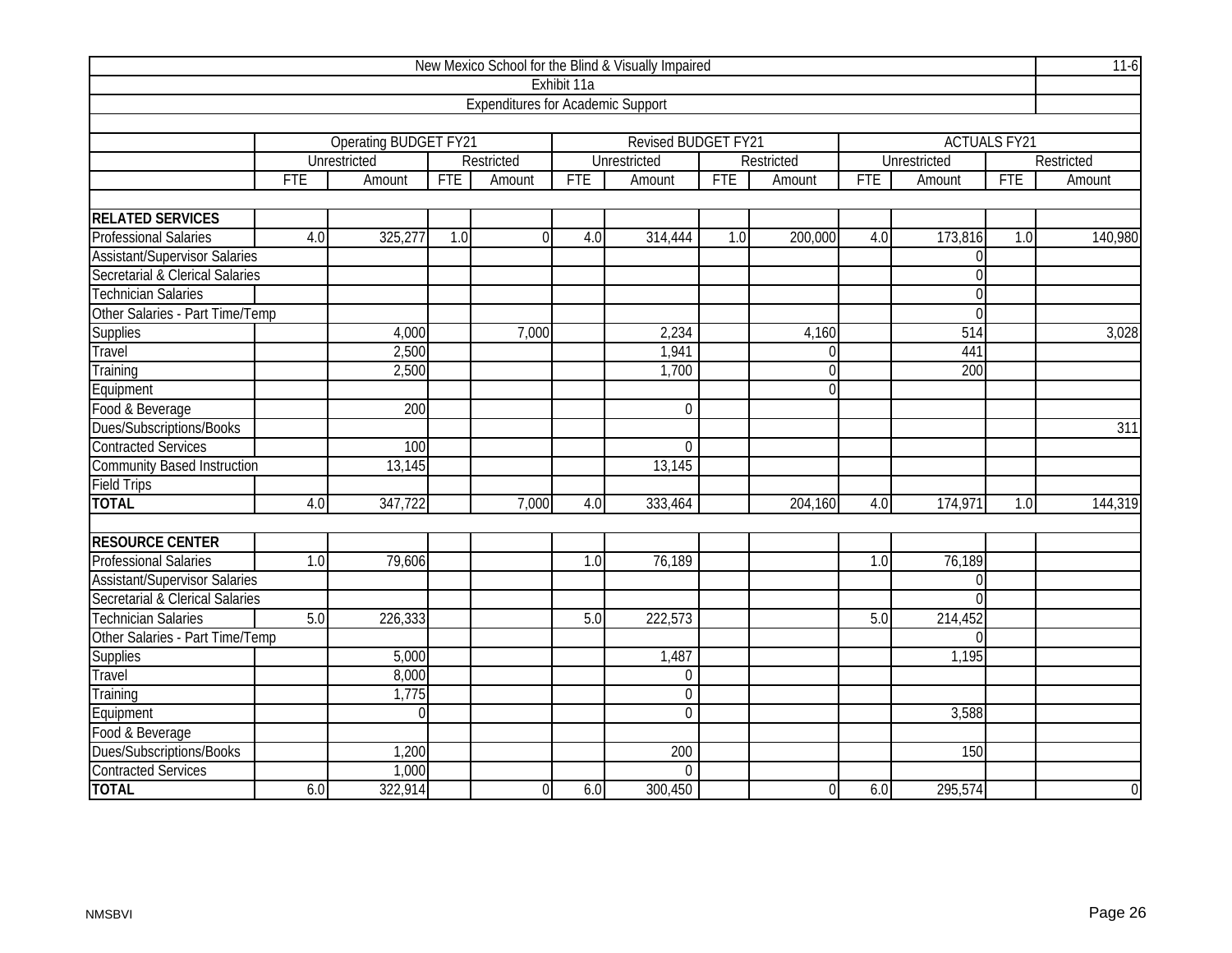# New Mexico School for the Blind & Visually Impaired

11-6

## Exhibit 11a

### Expenditures for Academic Support

| | Operating BUDGET FY21 | | | | Revised BUDGET FY21 | | | | ACTUALS FY21 | | | |
|---|---|---|---|---|---|---|---|---|---|---|---|---|
| | Unrestricted | | Restricted | | Unrestricted | | Restricted | | Unrestricted | | Restricted | |
| | FTE | Amount | FTE | Amount | FTE | Amount | FTE | Amount | FTE | Amount | FTE | Amount |
| **RELATED SERVICES** | | | | | | | | | | | | |
| Professional Salaries | 4.0 | 325,277 | 1.0 | 0 | 4.0 | 314,444 | 1.0 | 200,000 | 4.0 | 173,816 | 1.0 | 140,980 |
| Assistant/Supervisor Salaries | | | | | | | | | | 0 | | |
| Secretarial & Clerical Salaries | | | | | | | | | | 0 | | |
| Technician Salaries | | | | | | | | | | 0 | | |
| Other Salaries - Part Time/Temp | | | | | | | | | | 0 | | |
| Supplies | | 4,000 | | 7,000 | | 2,234 | | 4,160 | | 514 | | 3,028 |
| Travel | | 2,500 | | | | 1,941 | | 0 | | 441 | | |
| Training | | 2,500 | | | | 1,700 | | 0 | | 200 | | |
| Equipment | | | | | | | | 0 | | | | |
| Food & Beverage | | 200 | | | | 0 | | | | | | |
| Dues/Subscriptions/Books | | | | | | | | | | | | 311 |
| Contracted Services | | 100 | | | | 0 | | | | | | |
| Community Based Instruction | | 13,145 | | | | 13,145 | | | | | | |
| Field Trips | | | | | | | | | | | | |
| **TOTAL** | 4.0 | 347,722 | | 7,000 | 4.0 | 333,464 | | 204,160 | 4.0 | 174,971 | 1.0 | 144,319 |
| **RESOURCE CENTER** | | | | | | | | | | | | |
| Professional Salaries | 1.0 | 79,606 | | | 1.0 | 76,189 | | | 1.0 | 76,189 | | |
| Assistant/Supervisor Salaries | | | | | | | | | | 0 | | |
| Secretarial & Clerical Salaries | | | | | | | | | | 0 | | |
| Technician Salaries | 5.0 | 226,333 | | | 5.0 | 222,573 | | | 5.0 | 214,452 | | |
| Other Salaries - Part Time/Temp | | | | | | | | | | 0 | | |
| Supplies | | 5,000 | | | | 1,487 | | | | 1,195 | | |
| Travel | | 8,000 | | | | 0 | | | | | | |
| Training | | 1,775 | | | | 0 | | | | | | |
| Equipment | | 0 | | | | 0 | | | | 3,588 | | |
| Food & Beverage | | | | | | | | | | | | |
| Dues/Subscriptions/Books | | 1,200 | | | | 200 | | | | 150 | | |
| Contracted Services | | 1,000 | | | | 0 | | | | | | |
| **TOTAL** | 6.0 | 322,914 | | 0 | 6.0 | 300,450 | | 0 | 6.0 | 295,574 | | 0 |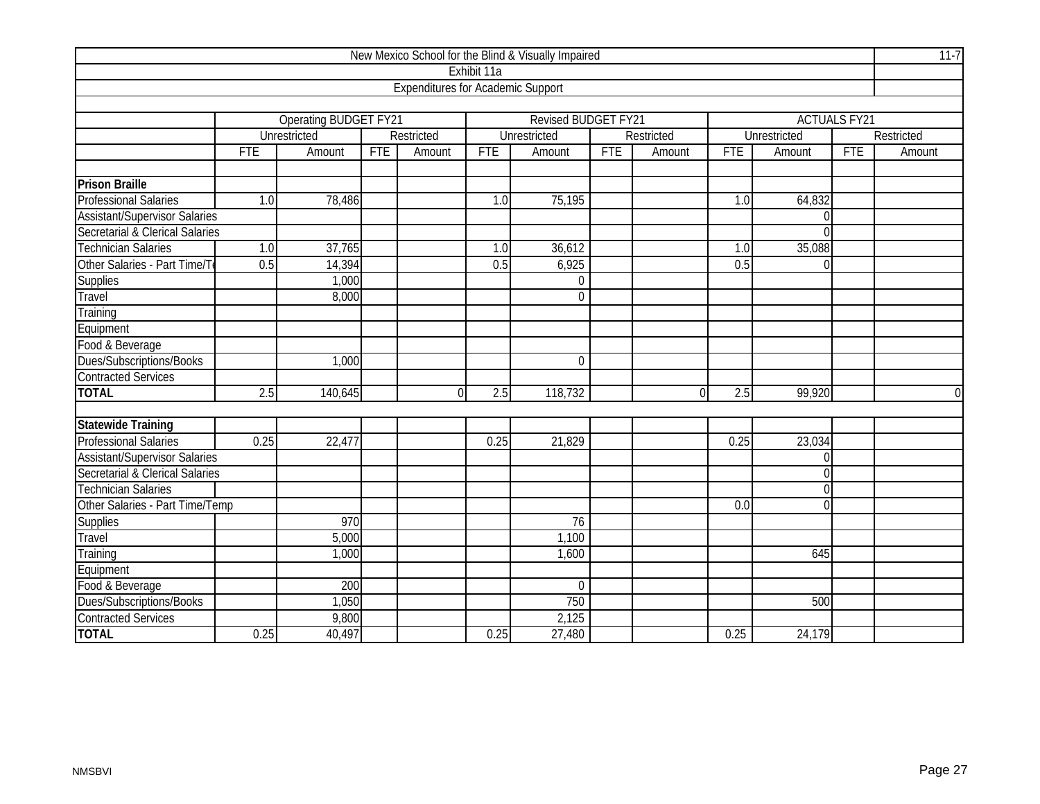| New Mexico School for the Blind & Visually Impaired | | | | | | | | | | | | 11-7 |
|---|---|---|---|---|---|---|---|---|---|---|---|---|
| Exhibit 11a | | | | | | | | | | | | |
| Expenditures for Academic Support | | | | | | | | | | | | |
| | Operating BUDGET FY21 | | | | Revised BUDGET FY21 | | | | ACTUALS FY21 | | | |
| | Unrestricted | | Restricted | | Unrestricted | | Restricted | | Unrestricted | | Restricted | |
| | FTE | Amount | FTE | Amount | FTE | Amount | FTE | Amount | FTE | Amount | FTE | Amount |
| **Prison Braille** | | | | | | | | | | | | |
| Professional Salaries | 1.0 | 78,486 | | | 1.0 | 75,195 | | | 1.0 | 64,832 | | |
| Assistant/Supervisor Salaries | | | | | | | | | | 0 | | |
| Secretarial & Clerical Salaries | | | | | | | | | | 0 | | |
| Technician Salaries | 1.0 | 37,765 | | | 1.0 | 36,612 | | | 1.0 | 35,088 | | |
| Other Salaries - Part Time/Te | 0.5 | 14,394 | | | 0.5 | 6,925 | | | 0.5 | 0 | | |
| Supplies | | 1,000 | | | | 0 | | | | | | |
| Travel | | 8,000 | | | | 0 | | | | | | |
| Training | | | | | | | | | | | | |
| Equipment | | | | | | | | | | | | |
| Food & Beverage | | | | | | | | | | | | |
| Dues/Subscriptions/Books | | 1,000 | | | | 0 | | | | | | |
| Contracted Services | | | | | | | | | | | | |
| **TOTAL** | 2.5 | 140,645 | | 0 | 2.5 | 118,732 | | 0 | 2.5 | 99,920 | | 0 |
| **Statewide Training** | | | | | | | | | | | | |
| Professional Salaries | 0.25 | 22,477 | | | 0.25 | 21,829 | | | 0.25 | 23,034 | | |
| Assistant/Supervisor Salaries | | | | | | | | | | 0 | | |
| Secretarial & Clerical Salaries | | | | | | | | | | 0 | | |
| Technician Salaries | | | | | | | | | | 0 | | |
| Other Salaries - Part Time/Temp | | | | | | | | | 0.0 | 0 | | |
| Supplies | | 970 | | | | 76 | | | | | | |
| Travel | | 5,000 | | | | 1,100 | | | | | | |
| Training | | 1,000 | | | | 1,600 | | | | 645 | | |
| Equipment | | | | | | | | | | | | |
| Food & Beverage | | 200 | | | | 0 | | | | | | |
| Dues/Subscriptions/Books | | 1,050 | | | | 750 | | | | 500 | | |
| Contracted Services | | 9,800 | | | | 2,125 | | | | | | |
| **TOTAL** | 0.25 | 40,497 | | | 0.25 | 27,480 | | | 0.25 | 24,179 | | |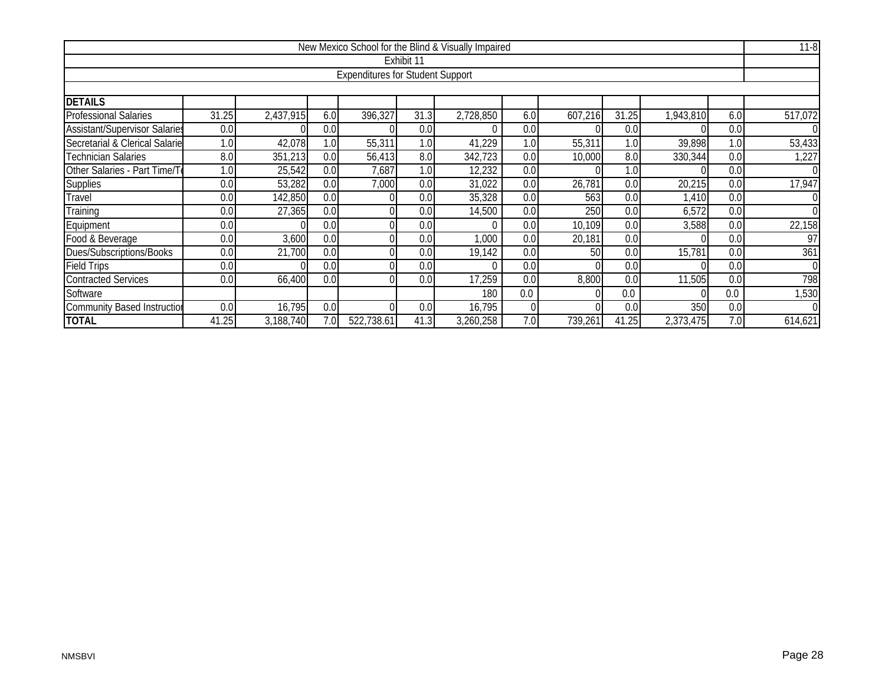| New Mexico School for the Blind & Visually Impaired | | | | | | | | | | | | | 11-8 |
|---|---|---|---|---|---|---|---|---|---|---|---|---|---|
| Exhibit 11 | | | | | | | | | | | | | |
| Expenditures for Student Support | | | | | | | | | | | | | |
| **DETAILS** | | | | | | | | | | | | | |
| Professional Salaries | 31.25 | 2,437,915 | 6.0 | 396,327 | 31.3 | 2,728,850 | 6.0 | 607,216 | 31.25 | 1,943,810 | 6.0 | 517,072 | |
| Assistant/Supervisor Salaries | 0.0 | 0 | 0.0 | 0 | 0.0 | 0 | 0.0 | 0 | 0.0 | 0 | 0.0 | 0 | |
| Secretarial & Clerical Salarie | 1.0 | 42,078 | 1.0 | 55,311 | 1.0 | 41,229 | 1.0 | 55,311 | 1.0 | 39,898 | 1.0 | 53,433 | |
| Technician Salaries | 8.0 | 351,213 | 0.0 | 56,413 | 8.0 | 342,723 | 0.0 | 10,000 | 8.0 | 330,344 | 0.0 | 1,227 | |
| Other Salaries - Part Time/Te | 1.0 | 25,542 | 0.0 | 7,687 | 1.0 | 12,232 | 0.0 | 0 | 1.0 | 0 | 0.0 | 0 | |
| Supplies | 0.0 | 53,282 | 0.0 | 7,000 | 0.0 | 31,022 | 0.0 | 26,781 | 0.0 | 20,215 | 0.0 | 17,947 | |
| Travel | 0.0 | 142,850 | 0.0 | 0 | 0.0 | 35,328 | 0.0 | 563 | 0.0 | 1,410 | 0.0 | 0 | |
| Training | 0.0 | 27,365 | 0.0 | 0 | 0.0 | 14,500 | 0.0 | 250 | 0.0 | 6,572 | 0.0 | 0 | |
| Equipment | 0.0 | 0 | 0.0 | 0 | 0.0 | 0 | 0.0 | 10,109 | 0.0 | 3,588 | 0.0 | 22,158 | |
| Food & Beverage | 0.0 | 3,600 | 0.0 | 0 | 0.0 | 1,000 | 0.0 | 20,181 | 0.0 | 0 | 0.0 | 97 | |
| Dues/Subscriptions/Books | 0.0 | 21,700 | 0.0 | 0 | 0.0 | 19,142 | 0.0 | 50 | 0.0 | 15,781 | 0.0 | 361 | |
| Field Trips | 0.0 | 0 | 0.0 | 0 | 0.0 | 0 | 0.0 | 0 | 0.0 | 0 | 0.0 | 0 | |
| Contracted Services | 0.0 | 66,400 | 0.0 | 0 | 0.0 | 17,259 | 0.0 | 8,800 | 0.0 | 11,505 | 0.0 | 798 | |
| Software | | | | | | 180 | 0.0 | 0 | 0.0 | 0 | 0.0 | 1,530 | |
| Community Based Instructior | 0.0 | 16,795 | 0.0 | 0 | 0.0 | 16,795 | 0 | 0 | 0.0 | 350 | 0.0 | 0 | |
| **TOTAL** | 41.25 | 3,188,740 | 7.0 | 522,738.61 | 41.3 | 3,260,258 | 7.0 | 739,261 | 41.25 | 2,373,475 | 7.0 | 614,621 | |

NMSBVI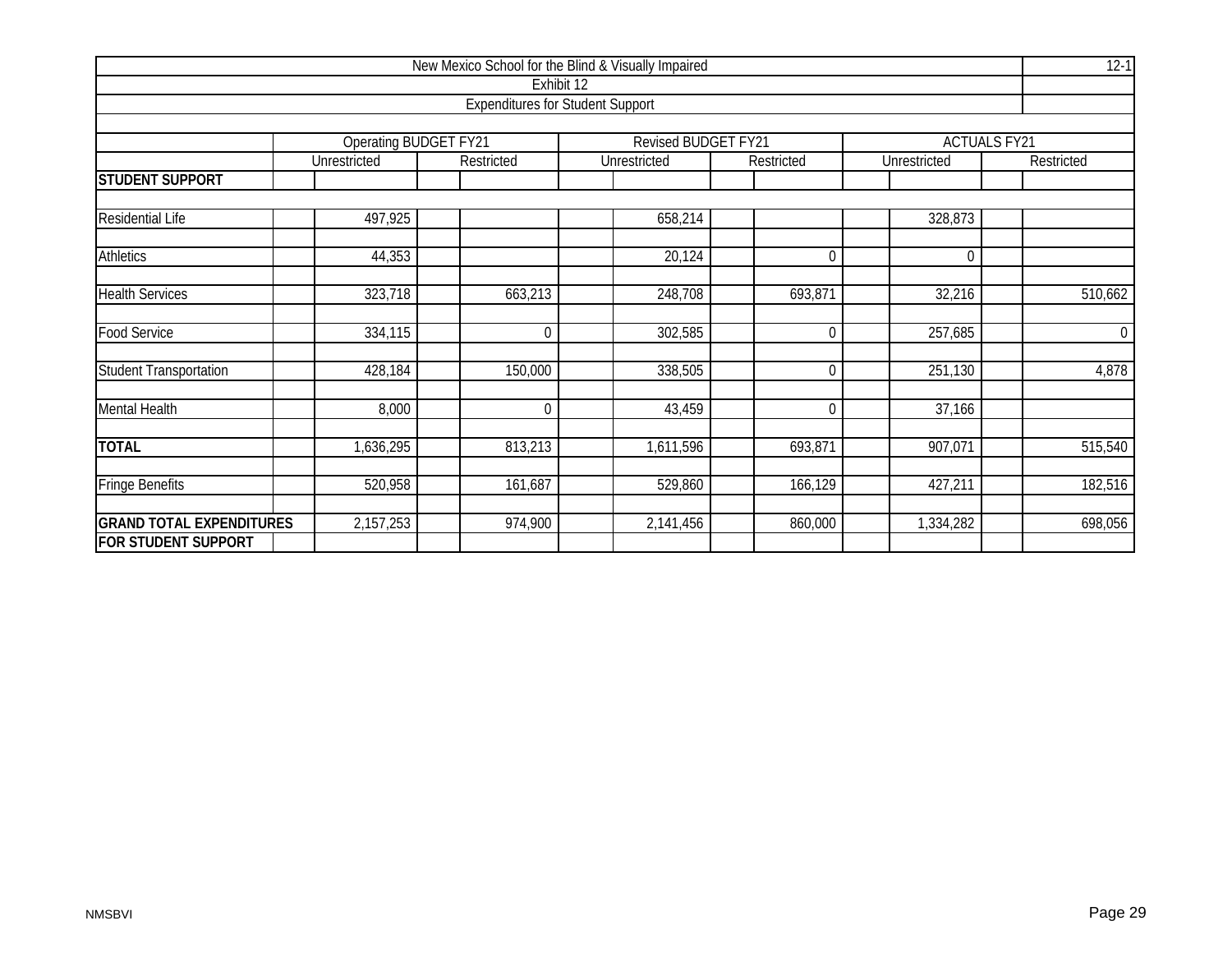New Mexico School for the Blind & Visually Impaired

Exhibit 12

Expenditures for Student Support

| | Operating BUDGET FY21 | | Revised BUDGET FY21 | | ACTUALS FY21 | |
|---|---|---|---|---|---|---|
| | Unrestricted | Restricted | Unrestricted | Restricted | Unrestricted | Restricted |
| **STUDENT SUPPORT** | | | | | | |
| Residential Life | 497,925 | | 658,214 | | 328,873 | |
| Athletics | 44,353 | | 20,124 | 0 | 0 | |
| Health Services | 323,718 | 663,213 | 248,708 | 693,871 | 32,216 | 510,662 |
| Food Service | 334,115 | 0 | 302,585 | 0 | 257,685 | 0 |
| Student Transportation | 428,184 | 150,000 | 338,505 | 0 | 251,130 | 4,878 |
| Mental Health | 8,000 | 0 | 43,459 | 0 | 37,166 | |
| **TOTAL** | 1,636,295 | 813,213 | 1,611,596 | 693,871 | 907,071 | 515,540 |
| Fringe Benefits | 520,958 | 161,687 | 529,860 | 166,129 | 427,211 | 182,516 |
| **GRAND TOTAL EXPENDITURES FOR STUDENT SUPPORT** | 2,157,253 | 974,900 | 2,141,456 | 860,000 | 1,334,282 | 698,056 |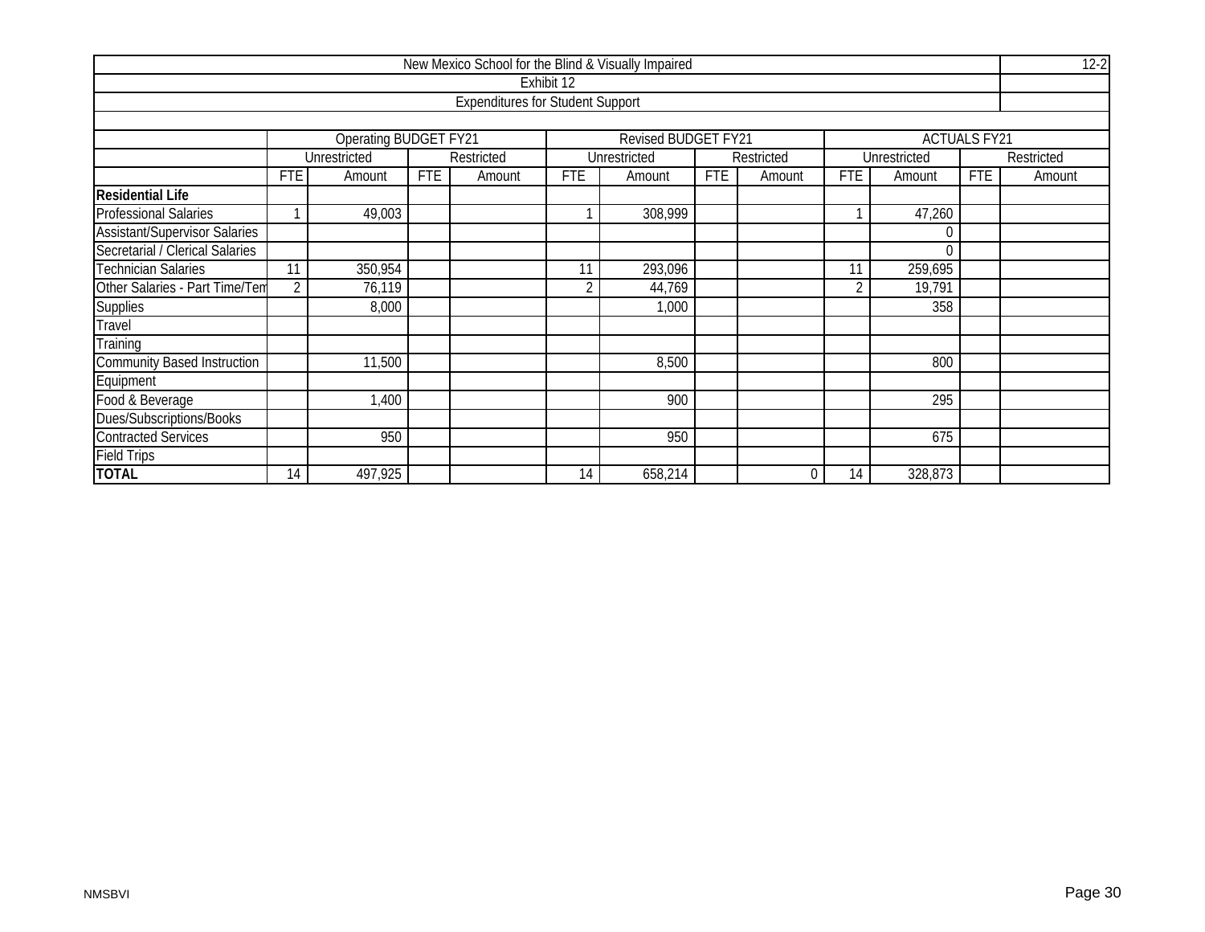| New Mexico School for the Blind & Visually Impaired | | | | | | | | | | | | | 12-2 |
|---|---|---|---|---|---|---|---|---|---|---|---|---|---|
| Exhibit 12 | | | | | | | | | | | | | |
| Expenditures for Student Support | | | | | | | | | | | | | |
| | Operating BUDGET FY21 | | | | Revised BUDGET FY21 | | | | ACTUALS FY21 | | | | |
| | Unrestricted | | Restricted | | Unrestricted | | Restricted | | Unrestricted | | Restricted | | |
| | FTE | Amount | FTE | Amount | FTE | Amount | FTE | Amount | FTE | Amount | FTE | Amount | |
| **Residential Life** | | | | | | | | | | | | | |
| Professional Salaries | 1 | 49,003 | | | 1 | 308,999 | | | 1 | 47,260 | | | |
| Assistant/Supervisor Salaries | | | | | | | | | | 0 | | | |
| Secretarial / Clerical Salaries | | | | | | | | | | 0 | | | |
| Technician Salaries | 11 | 350,954 | | | 11 | 293,096 | | | 11 | 259,695 | | | |
| Other Salaries - Part Time/Tem | 2 | 76,119 | | | 2 | 44,769 | | | 2 | 19,791 | | | |
| Supplies | | 8,000 | | | | 1,000 | | | | 358 | | | |
| Travel | | | | | | | | | | | | | |
| Training | | | | | | | | | | | | | |
| Community Based Instruction | | 11,500 | | | | 8,500 | | | | 800 | | | |
| Equipment | | | | | | | | | | | | | |
| Food & Beverage | | 1,400 | | | | 900 | | | | 295 | | | |
| Dues/Subscriptions/Books | | | | | | | | | | | | | |
| Contracted Services | | 950 | | | | 950 | | | | 675 | | | |
| Field Trips | | | | | | | | | | | | | |
| **TOTAL** | 14 | 497,925 | | | 14 | 658,214 | | 0 | 14 | 328,873 | | | |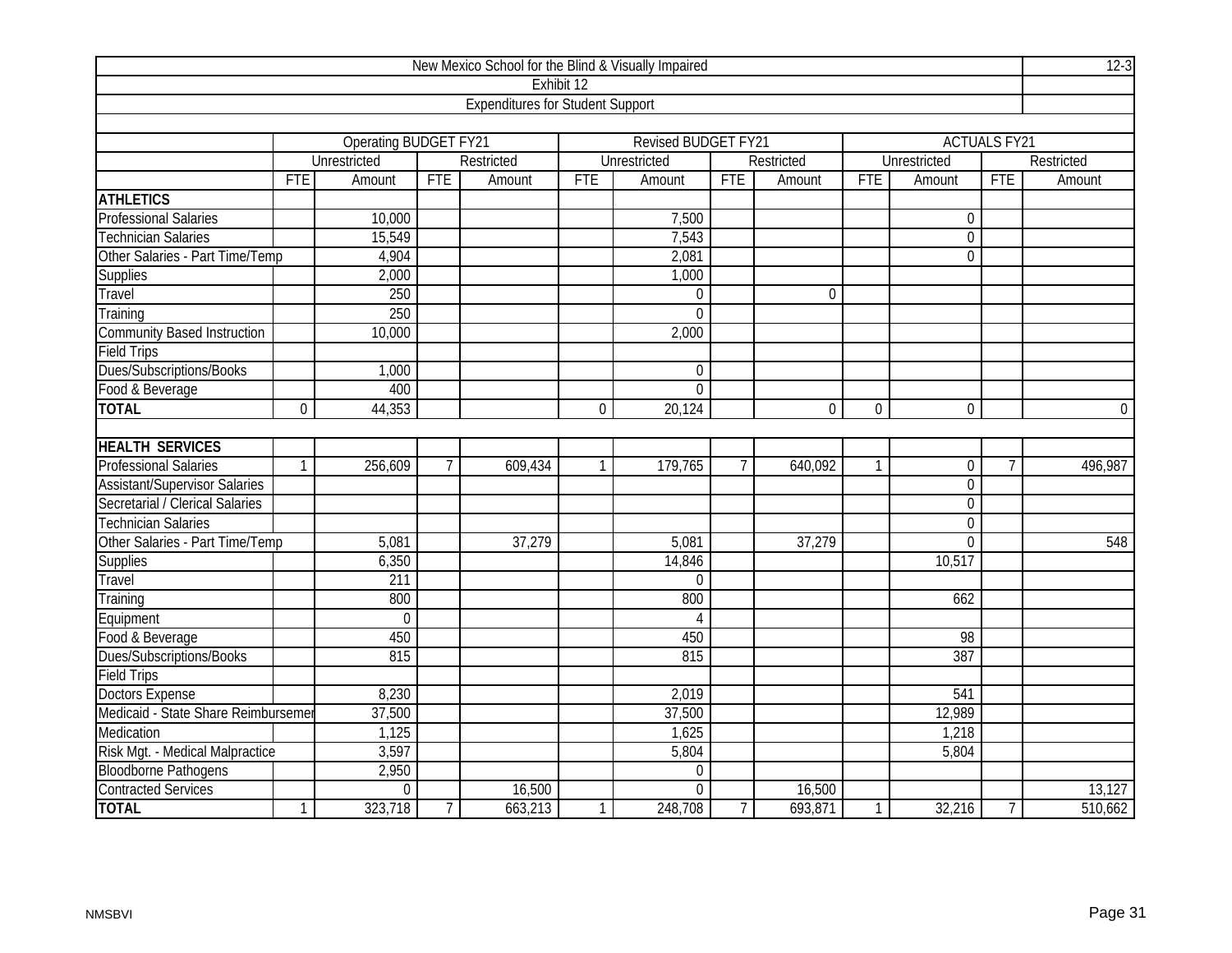New Mexico School for the Blind & Visually Impaired

Exhibit 12

Expenditures for Student Support

| | Operating BUDGET FY21 | | | | Revised BUDGET FY21 | | | | ACTUALS FY21 | | | |
|---|---|---|---|---|---|---|---|---|---|---|---|---|
| | Unrestricted | | Restricted | | Unrestricted | | Restricted | | Unrestricted | | Restricted | |
| | FTE | Amount | FTE | Amount | FTE | Amount | FTE | Amount | FTE | Amount | FTE | Amount |
| **ATHLETICS** | | | | | | | | | | | | |
| Professional Salaries | | 10,000 | | | | 7,500 | | | | 0 | | |
| Technician Salaries | | 15,549 | | | | 7,543 | | | | 0 | | |
| Other Salaries - Part Time/Temp | | 4,904 | | | | 2,081 | | | | 0 | | |
| Supplies | | 2,000 | | | | 1,000 | | | | | | |
| Travel | | 250 | | | | 0 | | 0 | | | | |
| Training | | 250 | | | | 0 | | | | | | |
| Community Based Instruction | | 10,000 | | | | 2,000 | | | | | | |
| Field Trips | | | | | | | | | | | | |
| Dues/Subscriptions/Books | | 1,000 | | | | 0 | | | | | | |
| Food & Beverage | | 400 | | | | 0 | | | | | | |
| **TOTAL** | 0 | 44,353 | | | 0 | 20,124 | | 0 | 0 | 0 | | 0 |
| | | | | | | | | | | | | |
| **HEALTH SERVICES** | | | | | | | | | | | | |
| Professional Salaries | 1 | 256,609 | 7 | 609,434 | 1 | 179,765 | 7 | 640,092 | 1 | 0 | 7 | 496,987 |
| Assistant/Supervisor Salaries | | | | | | | | | | 0 | | |
| Secretarial / Clerical Salaries | | | | | | | | | | 0 | | |
| Technician Salaries | | | | | | | | | | 0 | | |
| Other Salaries - Part Time/Temp | | 5,081 | | 37,279 | | 5,081 | | 37,279 | | 0 | | 548 |
| Supplies | | 6,350 | | | | 14,846 | | | | 10,517 | | |
| Travel | | 211 | | | | 0 | | | | | | |
| Training | | 800 | | | | 800 | | | | 662 | | |
| Equipment | | 0 | | | | 4 | | | | | | |
| Food & Beverage | | 450 | | | | 450 | | | | 98 | | |
| Dues/Subscriptions/Books | | 815 | | | | 815 | | | | 387 | | |
| Field Trips | | | | | | | | | | | | |
| Doctors Expense | | 8,230 | | | | 2,019 | | | | 541 | | |
| Medicaid - State Share Reimbursemer | | 37,500 | | | | 37,500 | | | | 12,989 | | |
| Medication | | 1,125 | | | | 1,625 | | | | 1,218 | | |
| Risk Mgt. - Medical Malpractice | | 3,597 | | | | 5,804 | | | | 5,804 | | |
| Bloodborne Pathogens | | 2,950 | | | | 0 | | | | | | |
| Contracted Services | | 0 | | 16,500 | | 0 | | 16,500 | | | | 13,127 |
| **TOTAL** | 1 | 323,718 | 7 | 663,213 | 1 | 248,708 | 7 | 693,871 | 1 | 32,216 | 7 | 510,662 |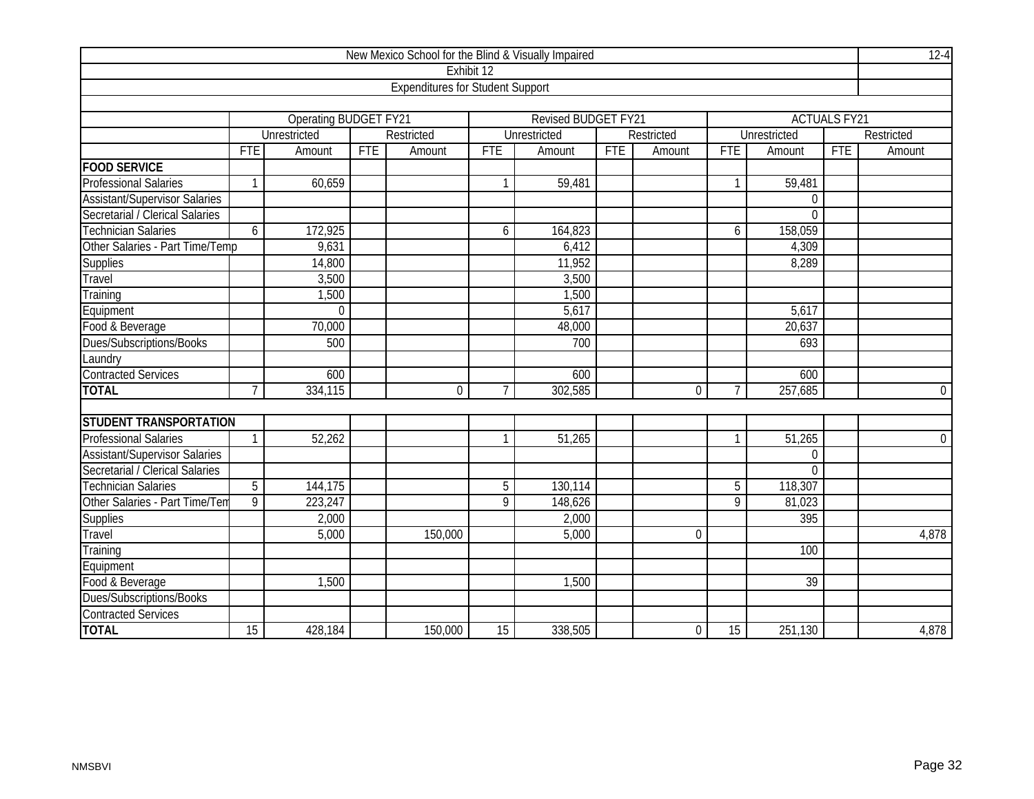| New Mexico School for the Blind & Visually Impaired | | | | | | | | | | | | | 12-4 |
|---|---|---|---|---|---|---|---|---|---|---|---|---|---|
| Exhibit 12 | | | | | | | | | | | | | |
| Expenditures for Student Support | | | | | | | | | | | | | |
| | Operating BUDGET FY21 | | | | Revised BUDGET FY21 | | | | ACTUALS FY21 | | | | |
| | Unrestricted | | Restricted | | Unrestricted | | Restricted | | Unrestricted | | Restricted | | |
| | FTE | Amount | FTE | Amount | FTE | Amount | FTE | Amount | FTE | Amount | FTE | Amount | |
| **FOOD SERVICE** | | | | | | | | | | | | | |
| Professional Salaries | 1 | 60,659 | | | 1 | 59,481 | | | 1 | 59,481 | | | |
| Assistant/Supervisor Salaries | | | | | | | | | | 0 | | | |
| Secretarial / Clerical Salaries | | | | | | | | | | 0 | | | |
| Technician Salaries | 6 | 172,925 | | | 6 | 164,823 | | | 6 | 158,059 | | | |
| Other Salaries - Part Time/Temp | | 9,631 | | | | 6,412 | | | | 4,309 | | | |
| Supplies | | 14,800 | | | | 11,952 | | | | 8,289 | | | |
| Travel | | 3,500 | | | | 3,500 | | | | | | | |
| Training | | 1,500 | | | | 1,500 | | | | | | | |
| Equipment | | 0 | | | | 5,617 | | | | 5,617 | | | |
| Food & Beverage | | 70,000 | | | | 48,000 | | | | 20,637 | | | |
| Dues/Subscriptions/Books | | 500 | | | | 700 | | | | 693 | | | |
| Laundry | | | | | | | | | | | | | |
| Contracted Services | | 600 | | | | 600 | | | | 600 | | | |
| **TOTAL** | 7 | 334,115 | | 0 | 7 | 302,585 | | 0 | 7 | 257,685 | | 0 | |
| | | | | | | | | | | | | | |
| **STUDENT TRANSPORTATION** | | | | | | | | | | | | | |
| Professional Salaries | 1 | 52,262 | | | 1 | 51,265 | | | 1 | 51,265 | | 0 | |
| Assistant/Supervisor Salaries | | | | | | | | | | 0 | | | |
| Secretarial / Clerical Salaries | | | | | | | | | | 0 | | | |
| Technician Salaries | 5 | 144,175 | | | 5 | 130,114 | | | 5 | 118,307 | | | |
| Other Salaries - Part Time/Tem | 9 | 223,247 | | | 9 | 148,626 | | | 9 | 81,023 | | | |
| Supplies | | 2,000 | | | | 2,000 | | | | 395 | | | |
| Travel | | 5,000 | | 150,000 | | 5,000 | | 0 | | | | 4,878 | |
| Training | | | | | | | | | | 100 | | | |
| Equipment | | | | | | | | | | | | | |
| Food & Beverage | | 1,500 | | | | 1,500 | | | | 39 | | | |
| Dues/Subscriptions/Books | | | | | | | | | | | | | |
| Contracted Services | | | | | | | | | | | | | |
| **TOTAL** | 15 | 428,184 | | 150,000 | 15 | 338,505 | | 0 | 15 | 251,130 | | 4,878 | |

NMSBVI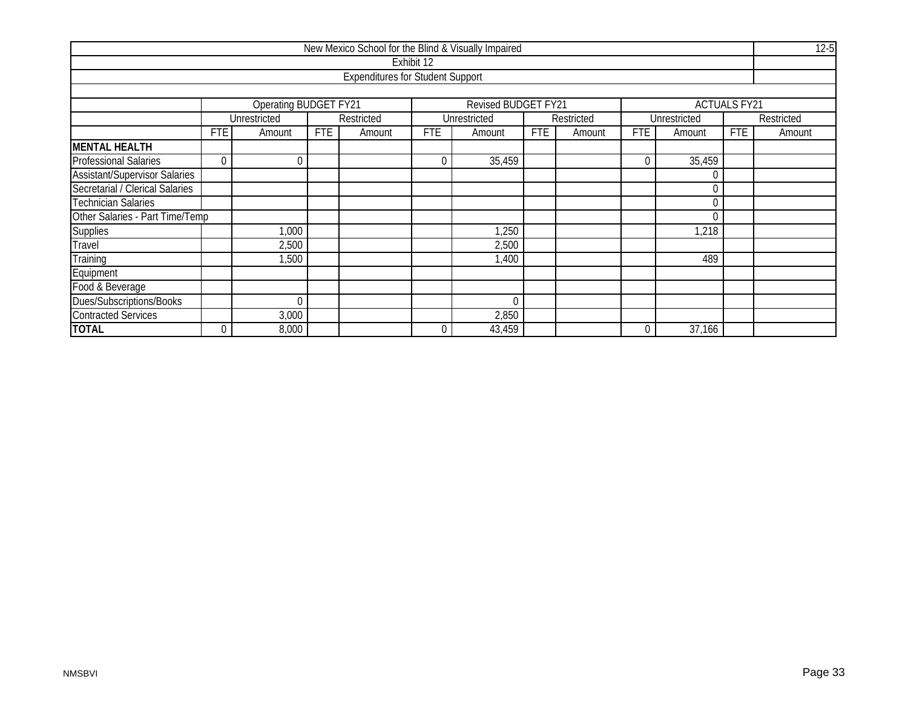New Mexico School for the Blind & Visually Impaired

12-5

Exhibit 12

Expenditures for Student Support

| | Operating BUDGET FY21 | | | | Revised BUDGET FY21 | | | | ACTUALS FY21 | | | |
|---|---|---|---|---|---|---|---|---|---|---|---|---|
| | Unrestricted | | Restricted | | Unrestricted | | Restricted | | Unrestricted | | Restricted | |
| | FTE | Amount | FTE | Amount | FTE | Amount | FTE | Amount | FTE | Amount | FTE | Amount |
| **MENTAL HEALTH** | | | | | | | | | | | | |
| Professional Salaries | 0 | 0 | | | 0 | 35,459 | | | 0 | 35,459 | | |
| Assistant/Supervisor Salaries | | | | | | | | | | 0 | | |
| Secretarial / Clerical Salaries | | | | | | | | | | 0 | | |
| Technician Salaries | | | | | | | | | | 0 | | |
| Other Salaries - Part Time/Temp | | | | | | | | | | 0 | | |
| Supplies | | 1,000 | | | | 1,250 | | | | 1,218 | | |
| Travel | | 2,500 | | | | 2,500 | | | | | | |
| Training | | 1,500 | | | | 1,400 | | | | 489 | | |
| Equipment | | | | | | | | | | | | |
| Food & Beverage | | | | | | | | | | | | |
| Dues/Subscriptions/Books | | 0 | | | | 0 | | | | | | |
| Contracted Services | | 3,000 | | | | 2,850 | | | | | | |
| **TOTAL** | 0 | 8,000 | | | 0 | 43,459 | | | 0 | 37,166 | | |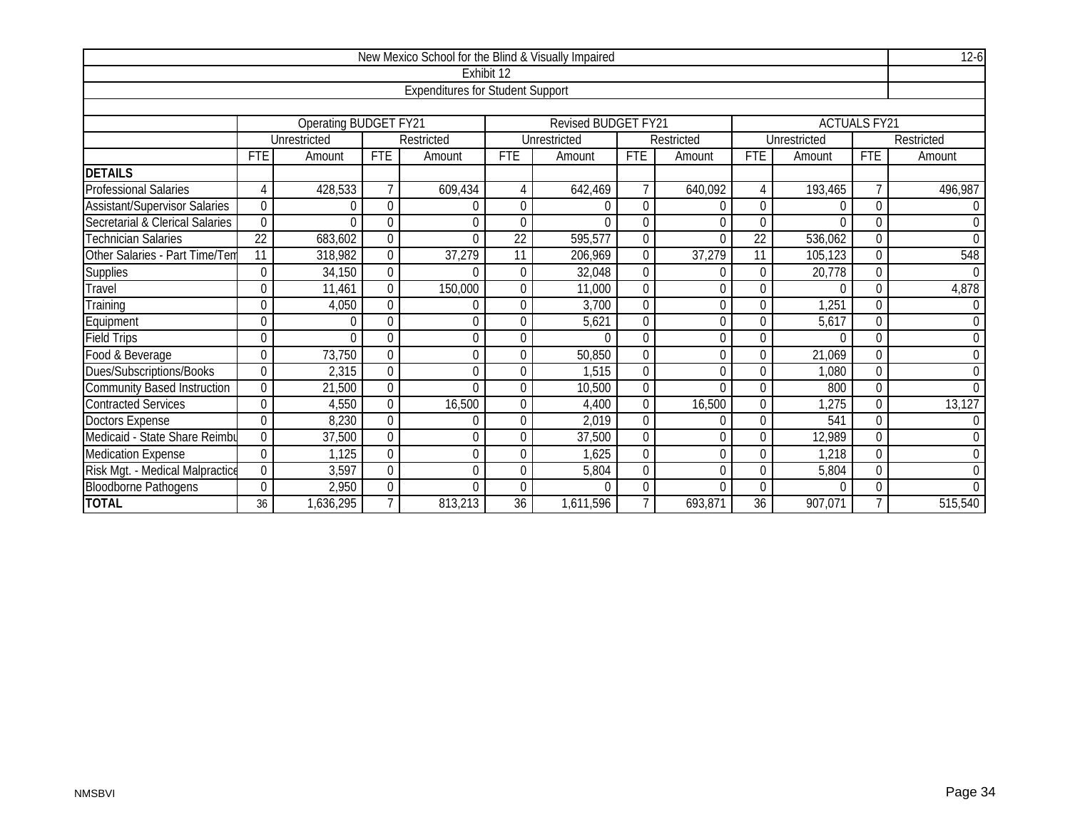| New Mexico School for the Blind & Visually Impaired | | | | | | | | | | | | |
|---|---|---|---|---|---|---|---|---|---|---|---|---|
| Exhibit 12 | | | | | | | | | | | | |
| Expenditures for Student Support | | | | | | | | | | | | |
| | Operating BUDGET FY21 | | | | Revised BUDGET FY21 | | | | ACTUALS FY21 | | | |
| | Unrestricted | | Restricted | | Unrestricted | | Restricted | | Unrestricted | | Restricted | |
| | FTE | Amount | FTE | Amount | FTE | Amount | FTE | Amount | FTE | Amount | FTE | Amount |
| **DETAILS** | | | | | | | | | | | | |
| Professional Salaries | 4 | 428,533 | 7 | 609,434 | 4 | 642,469 | 7 | 640,092 | 4 | 193,465 | 7 | 496,987 |
| Assistant/Supervisor Salaries | 0 | 0 | 0 | 0 | 0 | 0 | 0 | 0 | 0 | 0 | 0 | 0 |
| Secretarial & Clerical Salaries | 0 | 0 | 0 | 0 | 0 | 0 | 0 | 0 | 0 | 0 | 0 | 0 |
| Technician Salaries | 22 | 683,602 | 0 | 0 | 22 | 595,577 | 0 | 0 | 22 | 536,062 | 0 | 0 |
| Other Salaries - Part Time/Tem | 11 | 318,982 | 0 | 37,279 | 11 | 206,969 | 0 | 37,279 | 11 | 105,123 | 0 | 548 |
| Supplies | 0 | 34,150 | 0 | 0 | 0 | 32,048 | 0 | 0 | 0 | 20,778 | 0 | 0 |
| Travel | 0 | 11,461 | 0 | 150,000 | 0 | 11,000 | 0 | 0 | 0 | 0 | 0 | 4,878 |
| Training | 0 | 4,050 | 0 | 0 | 0 | 3,700 | 0 | 0 | 0 | 1,251 | 0 | 0 |
| Equipment | 0 | 0 | 0 | 0 | 0 | 5,621 | 0 | 0 | 0 | 5,617 | 0 | 0 |
| Field Trips | 0 | 0 | 0 | 0 | 0 | 0 | 0 | 0 | 0 | 0 | 0 | 0 |
| Food & Beverage | 0 | 73,750 | 0 | 0 | 0 | 50,850 | 0 | 0 | 0 | 21,069 | 0 | 0 |
| Dues/Subscriptions/Books | 0 | 2,315 | 0 | 0 | 0 | 1,515 | 0 | 0 | 0 | 1,080 | 0 | 0 |
| Community Based Instruction | 0 | 21,500 | 0 | 0 | 0 | 10,500 | 0 | 0 | 0 | 800 | 0 | 0 |
| Contracted Services | 0 | 4,550 | 0 | 16,500 | 0 | 4,400 | 0 | 16,500 | 0 | 1,275 | 0 | 13,127 |
| Doctors Expense | 0 | 8,230 | 0 | 0 | 0 | 2,019 | 0 | 0 | 0 | 541 | 0 | 0 |
| Medicaid - State Share Reimbu | 0 | 37,500 | 0 | 0 | 0 | 37,500 | 0 | 0 | 0 | 12,989 | 0 | 0 |
| Medication Expense | 0 | 1,125 | 0 | 0 | 0 | 1,625 | 0 | 0 | 0 | 1,218 | 0 | 0 |
| Risk Mgt. - Medical Malpractice | 0 | 3,597 | 0 | 0 | 0 | 5,804 | 0 | 0 | 0 | 5,804 | 0 | 0 |
| Bloodborne Pathogens | 0 | 2,950 | 0 | 0 | 0 | 0 | 0 | 0 | 0 | 0 | 0 | 0 |
| **TOTAL** | 36 | 1,636,295 | 7 | 813,213 | 36 | 1,611,596 | 7 | 693,871 | 36 | 907,071 | 7 | 515,540 |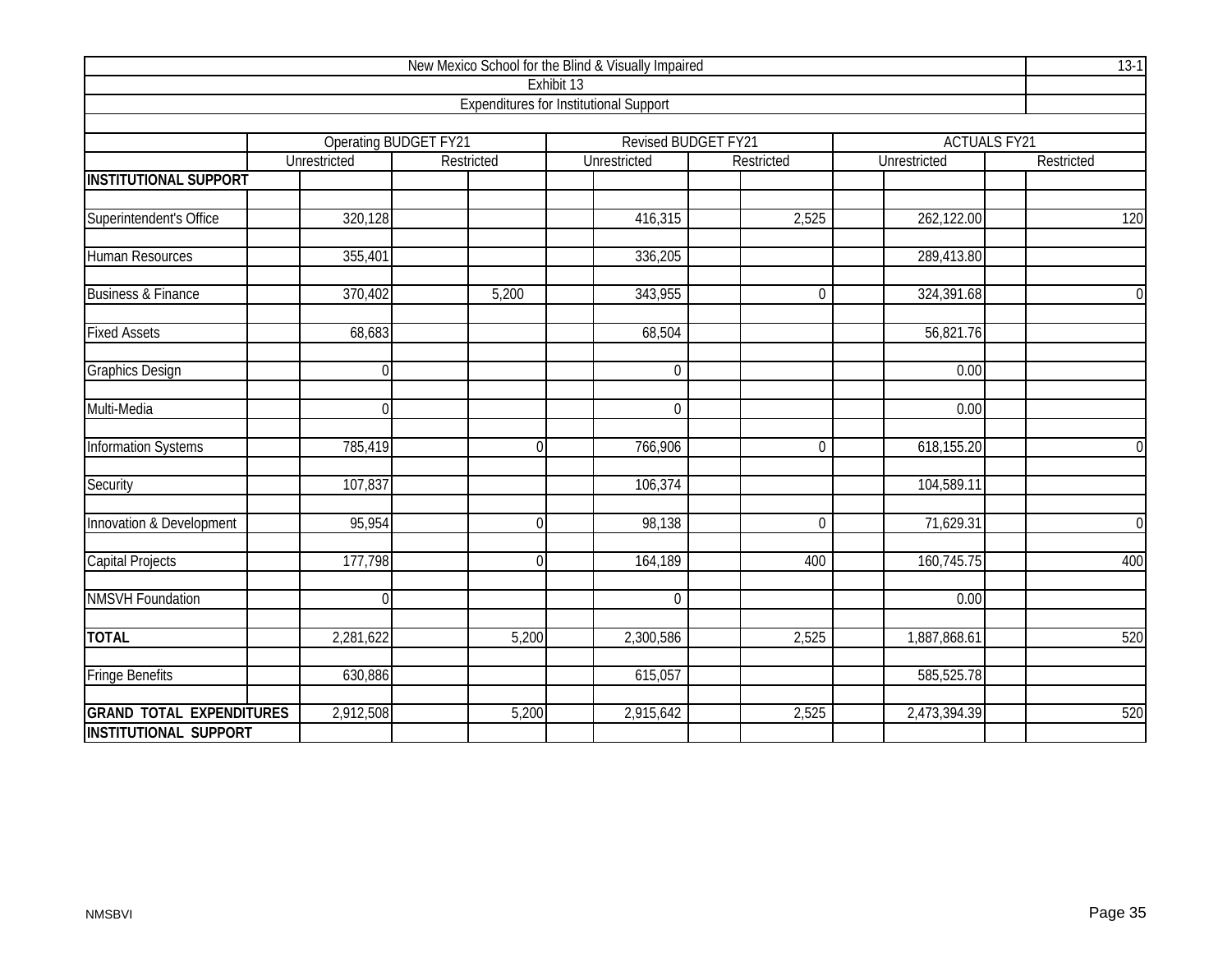New Mexico School for the Blind & Visually Impaired

Exhibit 13

Expenditures for Institutional Support

13-1

| | Operating BUDGET FY21 | | Revised BUDGET FY21 | | ACTUALS FY21 | |
|---|---|---|---|---|---|---|
| | Unrestricted | Restricted | Unrestricted | Restricted | Unrestricted | Restricted |
| **INSTITUTIONAL SUPPORT** | | | | | | |
| Superintendent's Office | 320,128 | | 416,315 | 2,525 | 262,122.00 | 120 |
| Human Resources | 355,401 | | 336,205 | | 289,413.80 | |
| Business & Finance | 370,402 | 5,200 | 343,955 | 0 | 324,391.68 | 0 |
| Fixed Assets | 68,683 | | 68,504 | | 56,821.76 | |
| Graphics Design | 0 | | 0 | | 0.00 | |
| Multi-Media | 0 | | 0 | | 0.00 | |
| Information Systems | 785,419 | 0 | 766,906 | 0 | 618,155.20 | 0 |
| Security | 107,837 | | 106,374 | | 104,589.11 | |
| Innovation & Development | 95,954 | 0 | 98,138 | 0 | 71,629.31 | 0 |
| Capital Projects | 177,798 | 0 | 164,189 | 400 | 160,745.75 | 400 |
| NMSVH Foundation | 0 | | 0 | | 0.00 | |
| **TOTAL** | 2,281,622 | 5,200 | 2,300,586 | 2,525 | 1,887,868.61 | 520 |
| Fringe Benefits | 630,886 | | 615,057 | | 585,525.78 | |
| **GRAND TOTAL EXPENDITURES** | 2,912,508 | 5,200 | 2,915,642 | 2,525 | 2,473,394.39 | 520 |
| **INSTITUTIONAL SUPPORT** | | | | | | |

NMSBVI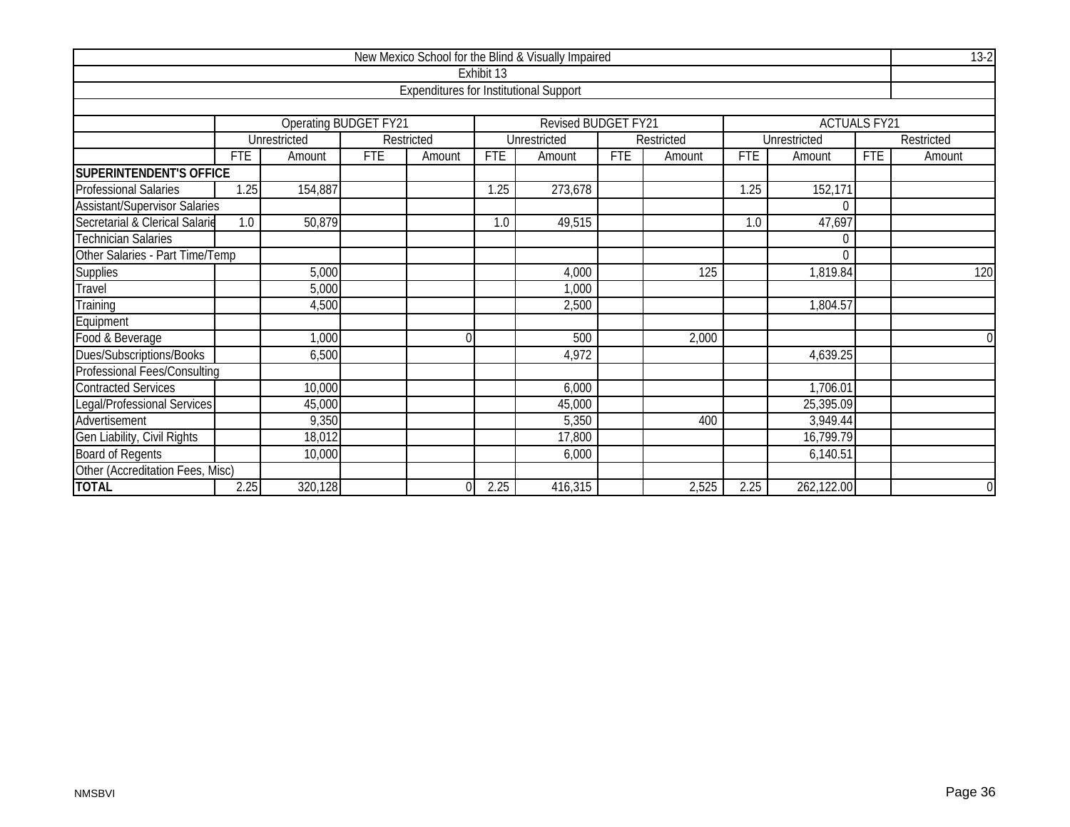New Mexico School for the Blind & Visually Impaired

13-2

Exhibit 13

Expenditures for Institutional Support

| | Operating BUDGET FY21 | | | | Revised BUDGET FY21 | | | | ACTUALS FY21 | | | |
|---|---|---|---|---|---|---|---|---|---|---|---|---|
| | Unrestricted | | Restricted | | Unrestricted | | Restricted | | Unrestricted | | Restricted | |
| | FTE | Amount | FTE | Amount | FTE | Amount | FTE | Amount | FTE | Amount | FTE | Amount |
| **SUPERINTENDENT'S OFFICE** | | | | | | | | | | | | |
| Professional Salaries | 1.25 | 154,887 | | | 1.25 | 273,678 | | | 1.25 | 152,171 | | |
| Assistant/Supervisor Salaries | | | | | | | | | | 0 | | |
| Secretarial & Clerical Salarie | 1.0 | 50,879 | | | 1.0 | 49,515 | | | 1.0 | 47,697 | | |
| Technician Salaries | | | | | | | | | | 0 | | |
| Other Salaries - Part Time/Temp | | | | | | | | | | 0 | | |
| Supplies | | 5,000 | | | | 4,000 | | 125 | | 1,819.84 | | 120 |
| Travel | | 5,000 | | | | 1,000 | | | | | | |
| Training | | 4,500 | | | | 2,500 | | | | 1,804.57 | | |
| Equipment | | | | | | | | | | | | |
| Food & Beverage | | 1,000 | | 0 | | 500 | | 2,000 | | | | 0 |
| Dues/Subscriptions/Books | | 6,500 | | | | 4,972 | | | | 4,639.25 | | |
| Professional Fees/Consulting | | | | | | | | | | | | |
| Contracted Services | | 10,000 | | | | 6,000 | | | | 1,706.01 | | |
| Legal/Professional Services | | 45,000 | | | | 45,000 | | | | 25,395.09 | | |
| Advertisement | | 9,350 | | | | 5,350 | | 400 | | 3,949.44 | | |
| Gen Liability, Civil Rights | | 18,012 | | | | 17,800 | | | | 16,799.79 | | |
| Board of Regents | | 10,000 | | | | 6,000 | | | | 6,140.51 | | |
| Other (Accreditation Fees, Misc) | | | | | | | | | | | | |
| **TOTAL** | 2.25 | 320,128 | | 0 | 2.25 | 416,315 | | 2,525 | 2.25 | 262,122.00 | | 0 |

NMSBVI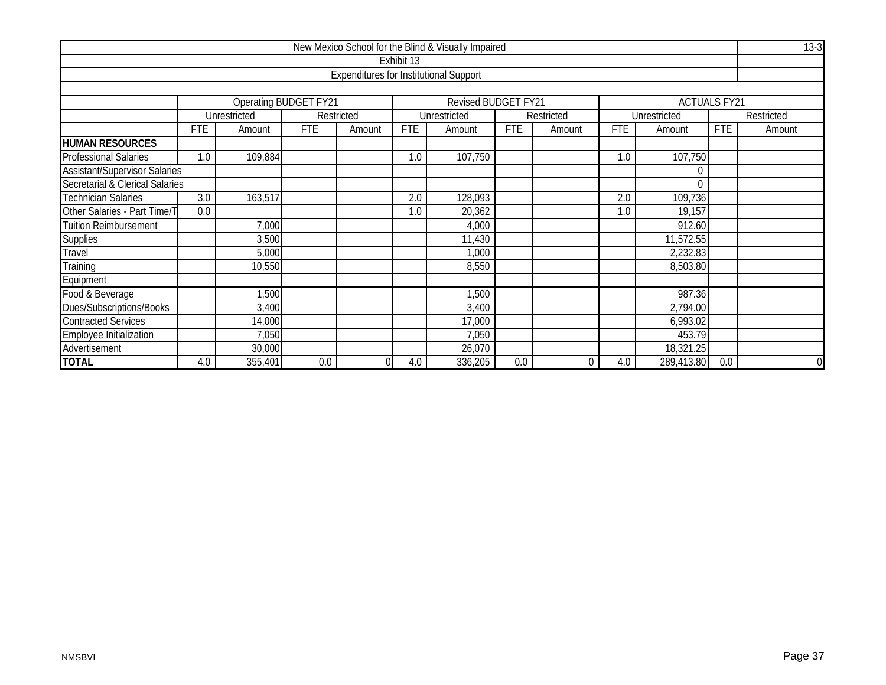New Mexico School for the Blind & Visually Impaired

Exhibit 13

Expenditures for Institutional Support

13-3

| | Operating BUDGET FY21 | | | | Revised BUDGET FY21 | | | | ACTUALS FY21 | | | |
|---|---|---|---|---|---|---|---|---|---|---|---|---|
| | Unrestricted | | Restricted | | Unrestricted | | Restricted | | Unrestricted | | Restricted | |
| | FTE | Amount | FTE | Amount | FTE | Amount | FTE | Amount | FTE | Amount | FTE | Amount |
| **HUMAN RESOURCES** | | | | | | | | | | | | |
| Professional Salaries | 1.0 | 109,884 | | | 1.0 | 107,750 | | | 1.0 | 107,750 | | |
| Assistant/Supervisor Salaries | | | | | | | | | | 0 | | |
| Secretarial & Clerical Salaries | | | | | | | | | | 0 | | |
| Technician Salaries | 3.0 | 163,517 | | | 2.0 | 128,093 | | | 2.0 | 109,736 | | |
| Other Salaries - Part Time/T | 0.0 | | | | 1.0 | 20,362 | | | 1.0 | 19,157 | | |
| Tuition Reimbursement | | 7,000 | | | | 4,000 | | | | 912.60 | | |
| Supplies | | 3,500 | | | | 11,430 | | | | 11,572.55 | | |
| Travel | | 5,000 | | | | 1,000 | | | | 2,232.83 | | |
| Training | | 10,550 | | | | 8,550 | | | | 8,503.80 | | |
| Equipment | | | | | | | | | | | | |
| Food & Beverage | | 1,500 | | | | 1,500 | | | | 987.36 | | |
| Dues/Subscriptions/Books | | 3,400 | | | | 3,400 | | | | 2,794.00 | | |
| Contracted Services | | 14,000 | | | | 17,000 | | | | 6,993.02 | | |
| Employee Initialization | | 7,050 | | | | 7,050 | | | | 453.79 | | |
| Advertisement | | 30,000 | | | | 26,070 | | | | 18,321.25 | | |
| **TOTAL** | 4.0 | 355,401 | 0.0 | 0 | 4.0 | 336,205 | 0.0 | 0 | 4.0 | 289,413.80 | 0.0 | 0 |

NMSBVI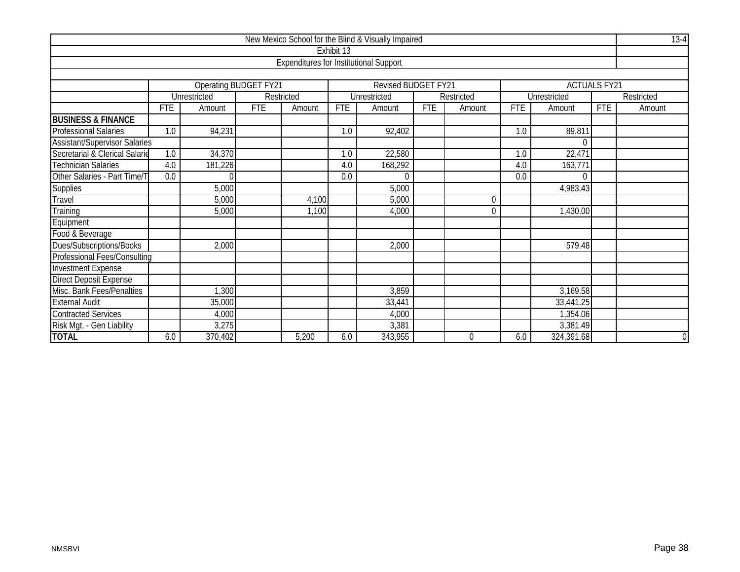| New Mexico School for the Blind & Visually Impaired | | | | | | | | | | | | | 13-4 |
|---|---|---|---|---|---|---|---|---|---|---|---|---|---|
| Exhibit 13 | | | | | | | | | | | | | |
| Expenditures for Institutional Support | | | | | | | | | | | | | |
| | Operating BUDGET FY21 | | | | Revised BUDGET FY21 | | | | ACTUALS FY21 | | | | |
| | Unrestricted | | Restricted | | Unrestricted | | Restricted | | Unrestricted | | Restricted | | |
| | FTE | Amount | FTE | Amount | FTE | Amount | FTE | Amount | FTE | Amount | FTE | Amount | |
| **BUSINESS & FINANCE** | | | | | | | | | | | | | |
| Professional Salaries | 1.0 | 94,231 | | | 1.0 | 92,402 | | | 1.0 | 89,811 | | | |
| Assistant/Supervisor Salaries | | | | | | | | | | 0 | | | |
| Secretarial & Clerical Salarie | 1.0 | 34,370 | | | 1.0 | 22,580 | | | 1.0 | 22,471 | | | |
| Technician Salaries | 4.0 | 181,226 | | | 4.0 | 168,292 | | | 4.0 | 163,771 | | | |
| Other Salaries - Part Time/T | 0.0 | 0 | | | 0.0 | 0 | | | 0.0 | 0 | | | |
| Supplies | | 5,000 | | | | 5,000 | | | | 4,983.43 | | | |
| Travel | | 5,000 | | 4,100 | | 5,000 | | 0 | | | | | |
| Training | | 5,000 | | 1,100 | | 4,000 | | 0 | | 1,430.00 | | | |
| Equipment | | | | | | | | | | | | | |
| Food & Beverage | | | | | | | | | | | | | |
| Dues/Subscriptions/Books | | 2,000 | | | | 2,000 | | | | 579.48 | | | |
| Professional Fees/Consulting | | | | | | | | | | | | | |
| Investment Expense | | | | | | | | | | | | | |
| Direct Deposit Expense | | | | | | | | | | | | | |
| Misc. Bank Fees/Penalties | | 1,300 | | | | 3,859 | | | | 3,169.58 | | | |
| External Audit | | 35,000 | | | | 33,441 | | | | 33,441.25 | | | |
| Contracted Services | | 4,000 | | | | 4,000 | | | | 1,354.06 | | | |
| Risk Mgt. - Gen Liability | | 3,275 | | | | 3,381 | | | | 3,381.49 | | | |
| **TOTAL** | 6.0 | 370,402 | | 5,200 | 6.0 | 343,955 | | 0 | 6.0 | 324,391.68 | | 0 | |

NMSBVI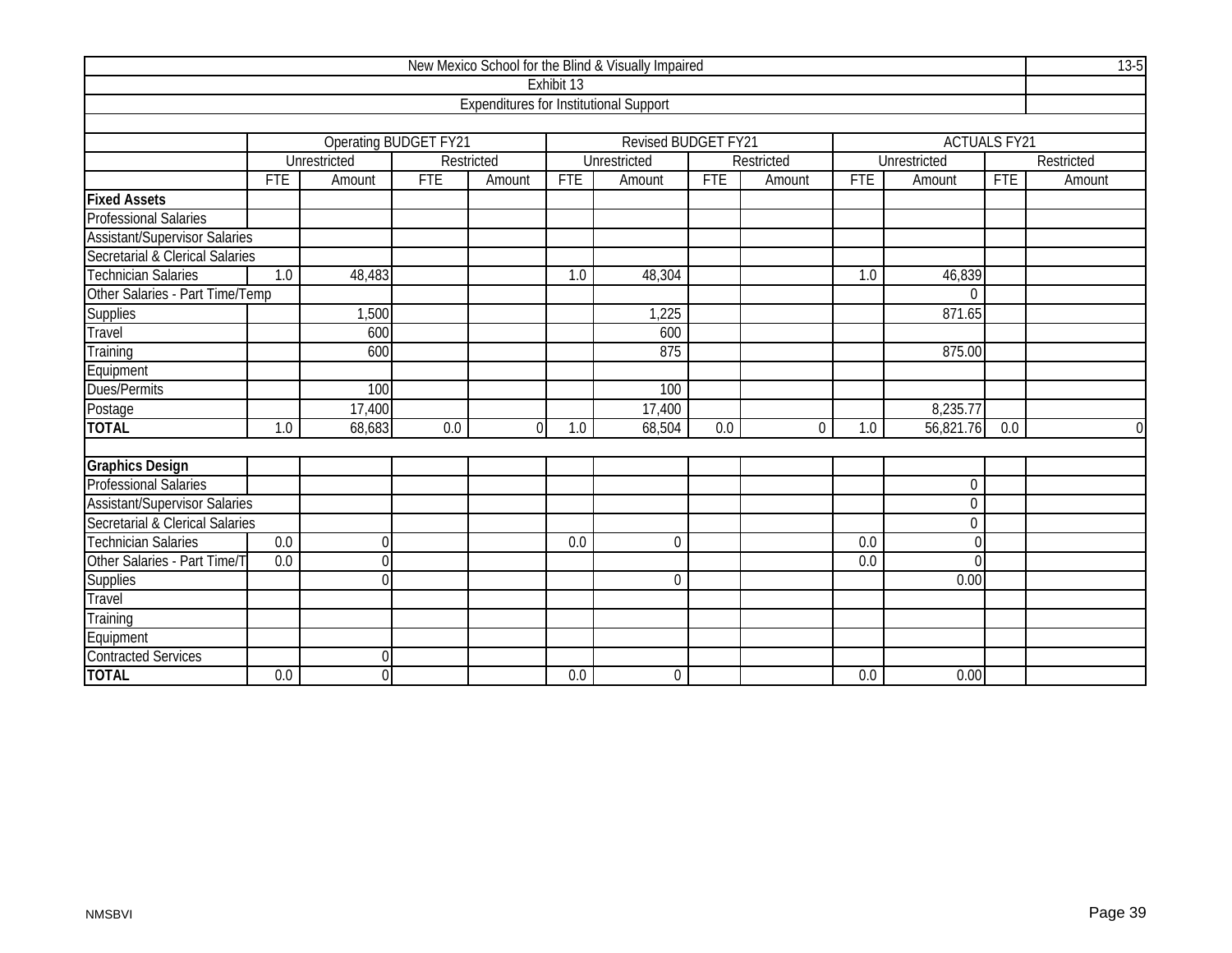| New Mexico School for the Blind & Visually Impaired | | | | | | | | | | | | | 13-5 |
|---|---|---|---|---|---|---|---|---|---|---|---|---|---|
| Exhibit 13 | | | | | | | | | | | | | |
| Expenditures for Institutional Support | | | | | | | | | | | | | |
| | Operating BUDGET FY21 | | | | Revised BUDGET FY21 | | | | ACTUALS FY21 | | | | |
| | Unrestricted | | Restricted | | Unrestricted | | Restricted | | Unrestricted | | Restricted | | |
| | FTE | Amount | FTE | Amount | FTE | Amount | FTE | Amount | FTE | Amount | FTE | Amount | |
| **Fixed Assets** | | | | | | | | | | | | | |
| Professional Salaries | | | | | | | | | | | | | |
| Assistant/Supervisor Salaries | | | | | | | | | | | | | |
| Secretarial & Clerical Salaries | | | | | | | | | | | | | |
| Technician Salaries | 1.0 | 48,483 | | | 1.0 | 48,304 | | | 1.0 | 46,839 | | | |
| Other Salaries - Part Time/Temp | | | | | | | | | | 0 | | | |
| Supplies | | 1,500 | | | | 1,225 | | | | 871.65 | | | |
| Travel | | 600 | | | | 600 | | | | | | | |
| Training | | 600 | | | | 875 | | | | 875.00 | | | |
| Equipment | | | | | | | | | | | | | |
| Dues/Permits | | 100 | | | | 100 | | | | | | | |
| Postage | | 17,400 | | | | 17,400 | | | | 8,235.77 | | | |
| **TOTAL** | 1.0 | 68,683 | 0.0 | 0 | 1.0 | 68,504 | 0.0 | 0 | 1.0 | 56,821.76 | 0.0 | 0 | |
| | | | | | | | | | | | | | |
| **Graphics Design** | | | | | | | | | | | | | |
| Professional Salaries | | | | | | | | | | 0 | | | |
| Assistant/Supervisor Salaries | | | | | | | | | | 0 | | | |
| Secretarial & Clerical Salaries | | | | | | | | | | 0 | | | |
| Technician Salaries | 0.0 | 0 | | | 0.0 | 0 | | | 0.0 | 0 | | | |
| Other Salaries - Part Time/T | 0.0 | 0 | | | | | | | 0.0 | 0 | | | |
| Supplies | | 0 | | | | 0 | | | | 0.00 | | | |
| Travel | | | | | | | | | | | | | |
| Training | | | | | | | | | | | | | |
| Equipment | | | | | | | | | | | | | |
| Contracted Services | | 0 | | | | | | | | | | | |
| **TOTAL** | 0.0 | 0 | | | 0.0 | 0 | | | 0.0 | 0.00 | | | |

NMSBVI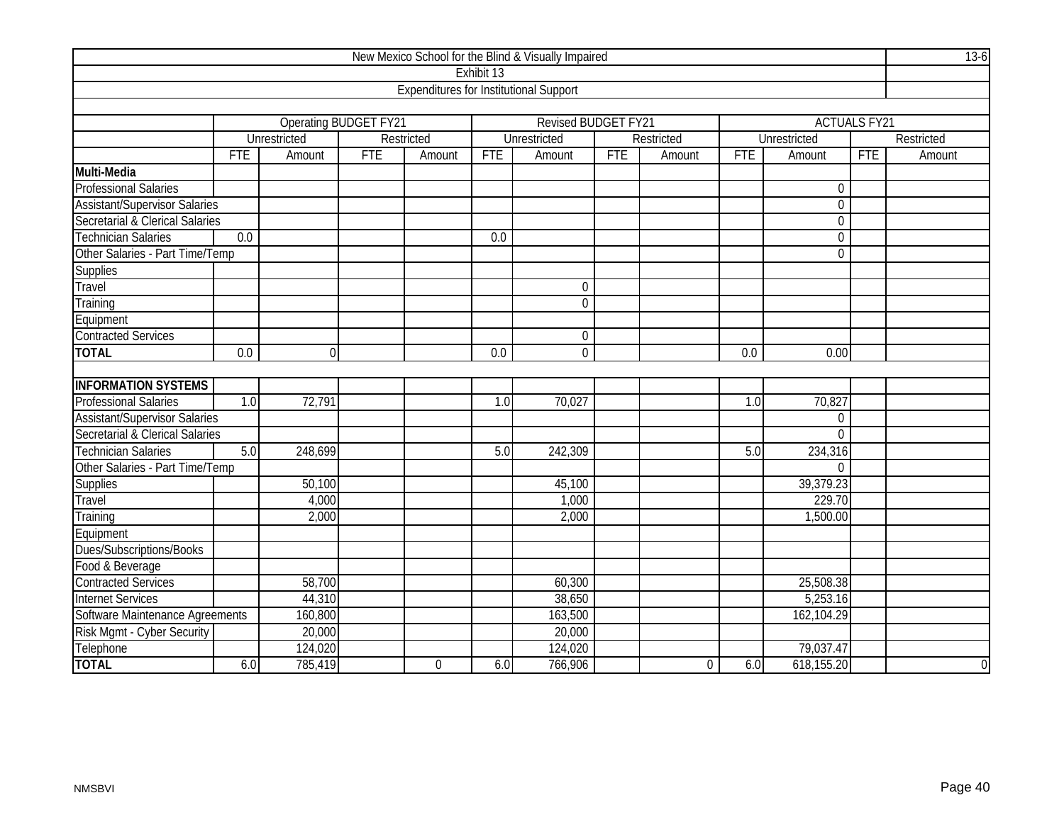New Mexico School for the Blind & Visually Impaired

13-6

Exhibit 13

Expenditures for Institutional Support

| | Operating BUDGET FY21 | | | | Revised BUDGET FY21 | | | | ACTUALS FY21 | | | |
|---|---|---|---|---|---|---|---|---|---|---|---|---|
| | Unrestricted | | Restricted | | Unrestricted | | Restricted | | Unrestricted | | Restricted | |
| | FTE | Amount | FTE | Amount | FTE | Amount | FTE | Amount | FTE | Amount | FTE | Amount |
| **Multi-Media** | | | | | | | | | | | | |
| Professional Salaries | | | | | | | | | | 0 | | |
| Assistant/Supervisor Salaries | | | | | | | | | | 0 | | |
| Secretarial & Clerical Salaries | | | | | | | | | | 0 | | |
| Technician Salaries | 0.0 | | | | 0.0 | | | | | 0 | | |
| Other Salaries - Part Time/Temp | | | | | | | | | | 0 | | |
| Supplies | | | | | | | | | | | | |
| Travel | | | | | | 0 | | | | | | |
| Training | | | | | | 0 | | | | | | |
| Equipment | | | | | | | | | | | | |
| Contracted Services | | | | | | 0 | | | | | | |
| **TOTAL** | 0.0 | 0 | | | 0.0 | 0 | | | 0.0 | 0.00 | | |
| | | | | | | | | | | | | |
| **INFORMATION SYSTEMS** | | | | | | | | | | | | |
| Professional Salaries | 1.0 | 72,791 | | | 1.0 | 70,027 | | | 1.0 | 70,827 | | |
| Assistant/Supervisor Salaries | | | | | | | | | | 0 | | |
| Secretarial & Clerical Salaries | | | | | | | | | | 0 | | |
| Technician Salaries | 5.0 | 248,699 | | | 5.0 | 242,309 | | | 5.0 | 234,316 | | |
| Other Salaries - Part Time/Temp | | | | | | | | | | 0 | | |
| Supplies | | 50,100 | | | | 45,100 | | | | 39,379.23 | | |
| Travel | | 4,000 | | | | 1,000 | | | | 229.70 | | |
| Training | | 2,000 | | | | 2,000 | | | | 1,500.00 | | |
| Equipment | | | | | | | | | | | | |
| Dues/Subscriptions/Books | | | | | | | | | | | | |
| Food & Beverage | | | | | | | | | | | | |
| Contracted Services | | 58,700 | | | | 60,300 | | | | 25,508.38 | | |
| Internet Services | | 44,310 | | | | 38,650 | | | | 5,253.16 | | |
| Software Maintenance Agreements | | 160,800 | | | | 163,500 | | | | 162,104.29 | | |
| Risk Mgmt - Cyber Security | | 20,000 | | | | 20,000 | | | | | | |
| Telephone | | 124,020 | | | | 124,020 | | | | 79,037.47 | | |
| **TOTAL** | 6.0 | 785,419 | | 0 | 6.0 | 766,906 | | 0 | 6.0 | 618,155.20 | | 0 |

NMSBVI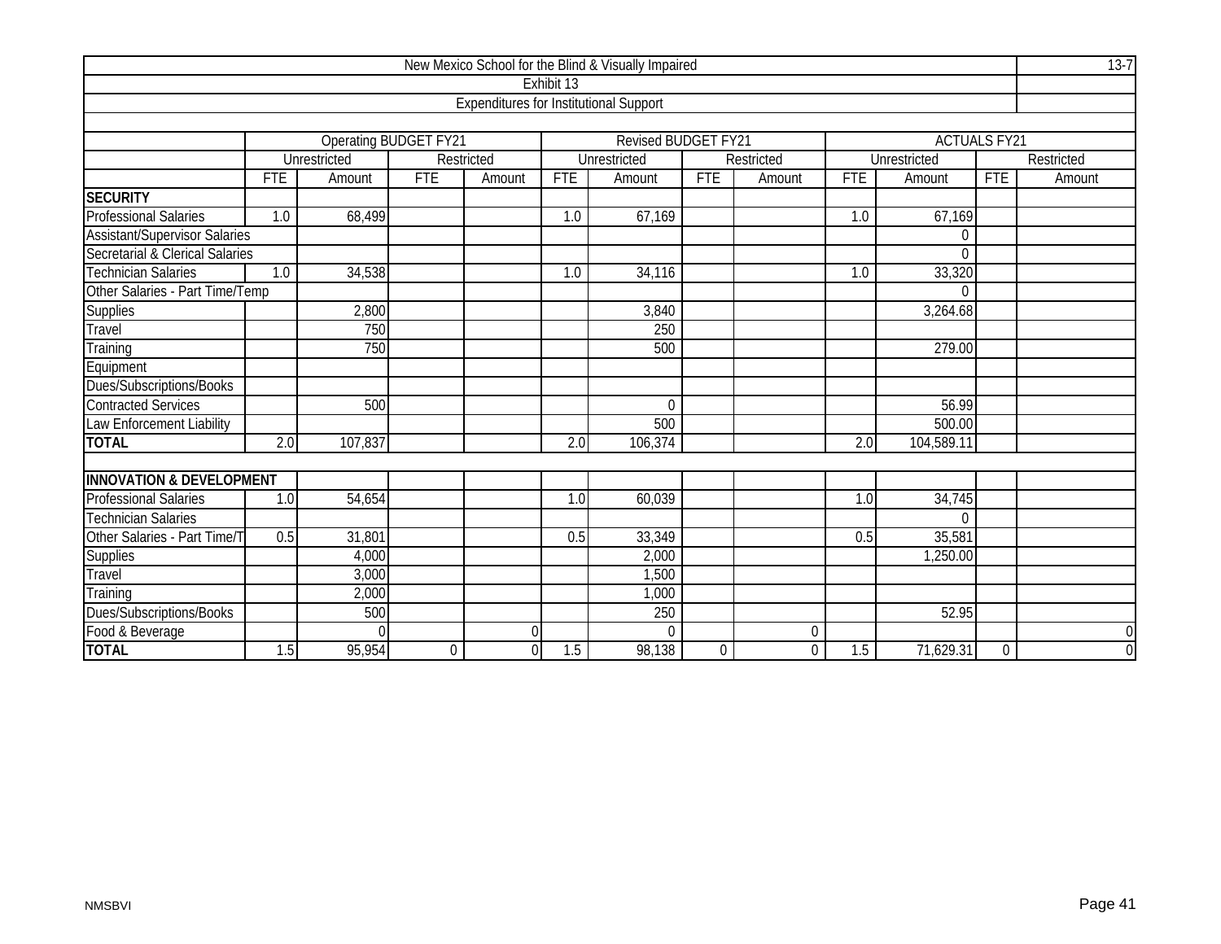| New Mexico School for the Blind & Visually Impaired | | | | | | | | | | | | | 13-7 |
|---|---|---|---|---|---|---|---|---|---|---|---|---|---|
| Exhibit 13 | | | | | | | | | | | | | |
| Expenditures for Institutional Support | | | | | | | | | | | | | |
| | Operating BUDGET FY21 | | | | Revised BUDGET FY21 | | | | ACTUALS FY21 | | | | |
| | Unrestricted | | Restricted | | Unrestricted | | Restricted | | Unrestricted | | Restricted | | |
| | FTE | Amount | FTE | Amount | FTE | Amount | FTE | Amount | FTE | Amount | FTE | Amount | |
| **SECURITY** | | | | | | | | | | | | | |
| Professional Salaries | 1.0 | 68,499 | | | 1.0 | 67,169 | | | 1.0 | 67,169 | | | |
| Assistant/Supervisor Salaries | | | | | | | | | | 0 | | | |
| Secretarial & Clerical Salaries | | | | | | | | | | 0 | | | |
| Technician Salaries | 1.0 | 34,538 | | | 1.0 | 34,116 | | | 1.0 | 33,320 | | | |
| Other Salaries - Part Time/Temp | | | | | | | | | | 0 | | | |
| Supplies | | 2,800 | | | | 3,840 | | | | 3,264.68 | | | |
| Travel | | 750 | | | | 250 | | | | | | | |
| Training | | 750 | | | | 500 | | | | 279.00 | | | |
| Equipment | | | | | | | | | | | | | |
| Dues/Subscriptions/Books | | | | | | | | | | | | | |
| Contracted Services | | 500 | | | | 0 | | | | 56.99 | | | |
| Law Enforcement Liability | | | | | | 500 | | | | 500.00 | | | |
| **TOTAL** | 2.0 | 107,837 | | | 2.0 | 106,374 | | | 2.0 | 104,589.11 | | | |
| | | | | | | | | | | | | | |
| **INNOVATION & DEVELOPMENT** | | | | | | | | | | | | | |
| Professional Salaries | 1.0 | 54,654 | | | 1.0 | 60,039 | | | 1.0 | 34,745 | | | |
| Technician Salaries | | | | | | | | | | 0 | | | |
| Other Salaries - Part Time/T | 0.5 | 31,801 | | | 0.5 | 33,349 | | | 0.5 | 35,581 | | | |
| Supplies | | 4,000 | | | | 2,000 | | | | 1,250.00 | | | |
| Travel | | 3,000 | | | | 1,500 | | | | | | | |
| Training | | 2,000 | | | | 1,000 | | | | | | | |
| Dues/Subscriptions/Books | | 500 | | | | 250 | | | | 52.95 | | | |
| Food & Beverage | | 0 | | 0 | | 0 | | 0 | | | | 0 | |
| **TOTAL** | 1.5 | 95,954 | 0 | 0 | 1.5 | 98,138 | 0 | 0 | 1.5 | 71,629.31 | 0 | 0 | |

NMSBVI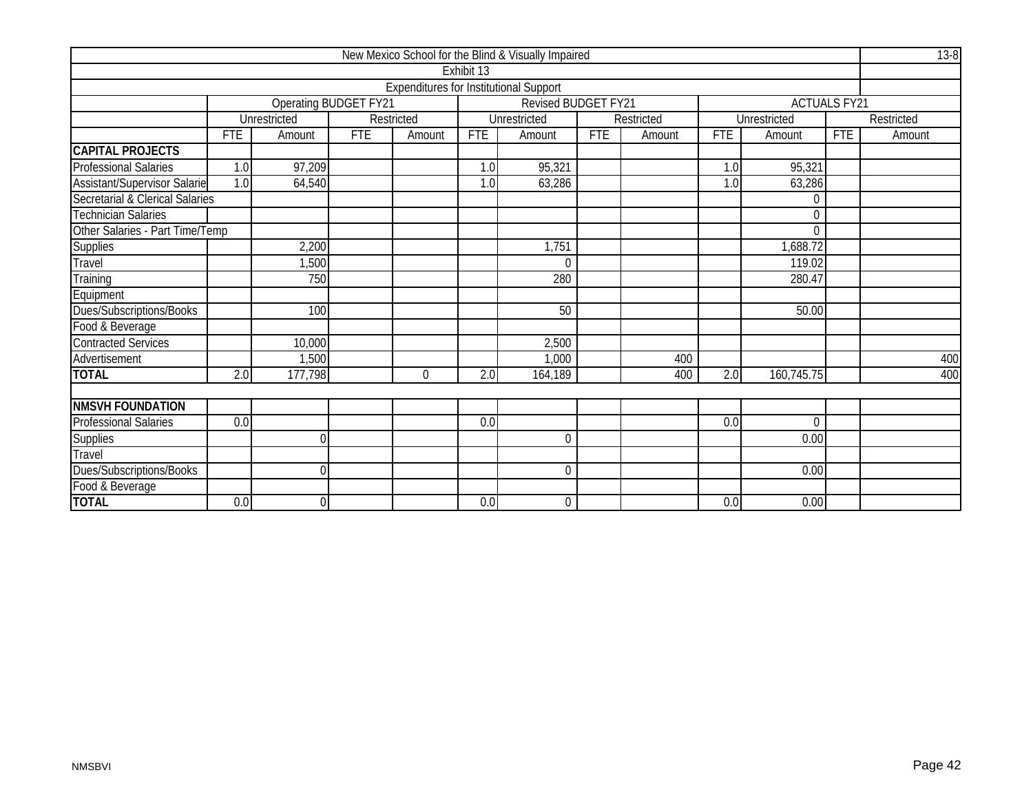| New Mexico School for the Blind & Visually Impaired | | | | | | | | | | | | 13-8 |
|---|---|---|---|---|---|---|---|---|---|---|---|---|
| Exhibit 13 | | | | | | | | | | | | |
| Expenditures for Institutional Support | | | | | | | | | | | | |
| | Operating BUDGET FY21 | | | | Revised BUDGET FY21 | | | | ACTUALS FY21 | | | |
| | Unrestricted | | Restricted | | Unrestricted | | Restricted | | Unrestricted | | Restricted | |
| | FTE | Amount | FTE | Amount | FTE | Amount | FTE | Amount | FTE | Amount | FTE | Amount |
| **CAPITAL PROJECTS** | | | | | | | | | | | | |
| Professional Salaries | 1.0 | 97,209 | | | 1.0 | 95,321 | | | 1.0 | 95,321 | | |
| Assistant/Supervisor Salarie | 1.0 | 64,540 | | | 1.0 | 63,286 | | | 1.0 | 63,286 | | |
| Secretarial & Clerical Salaries | | | | | | | | | | 0 | | |
| Technician Salaries | | | | | | | | | | 0 | | |
| Other Salaries - Part Time/Temp | | | | | | | | | | 0 | | |
| Supplies | | 2,200 | | | | 1,751 | | | | 1,688.72 | | |
| Travel | | 1,500 | | | | 0 | | | | 119.02 | | |
| Training | | 750 | | | | 280 | | | | 280.47 | | |
| Equipment | | | | | | | | | | | | |
| Dues/Subscriptions/Books | | 100 | | | | 50 | | | | 50.00 | | |
| Food & Beverage | | | | | | | | | | | | |
| Contracted Services | | 10,000 | | | | 2,500 | | | | | | |
| Advertisement | | 1,500 | | | | 1,000 | | 400 | | | | 400 |
| **TOTAL** | 2.0 | 177,798 | | 0 | 2.0 | 164,189 | | 400 | 2.0 | 160,745.75 | | 400 |
| | | | | | | | | | | | | |
| **NMSVH FOUNDATION** | | | | | | | | | | | | |
| Professional Salaries | 0.0 | | | | 0.0 | | | | 0.0 | 0 | | |
| Supplies | | 0 | | | | 0 | | | | 0.00 | | |
| Travel | | | | | | | | | | | | |
| Dues/Subscriptions/Books | | 0 | | | | 0 | | | | 0.00 | | |
| Food & Beverage | | | | | | | | | | | | |
| **TOTAL** | 0.0 | 0 | | | 0.0 | 0 | | | 0.0 | 0.00 | | |

NMSBVI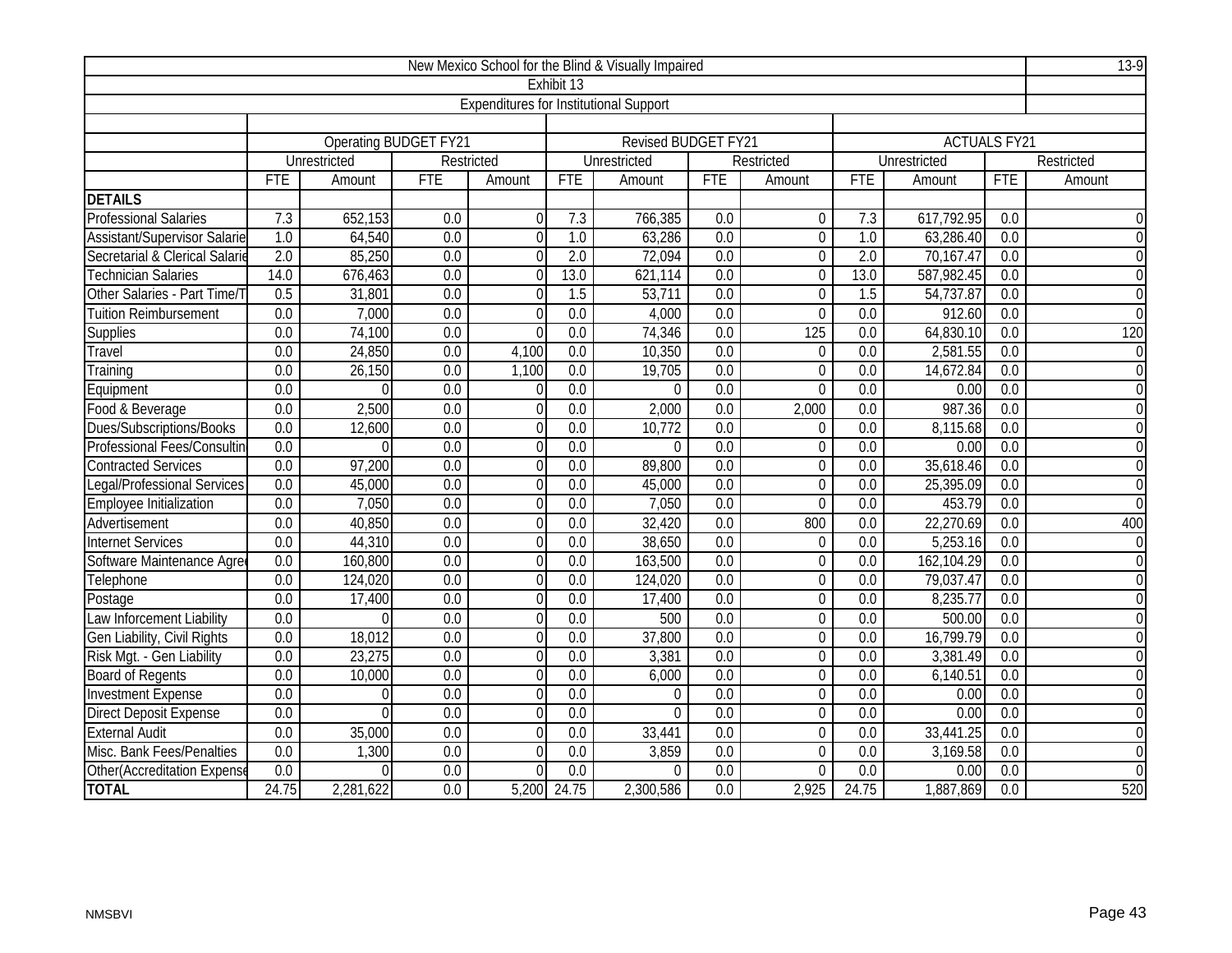| New Mexico School for the Blind & Visually Impaired | | | | | | | | | | | | | 13-9 |
|---|---|---|---|---|---|---|---|---|---|---|---|---|---|
| Exhibit 13 | | | | | | | | | | | | | |
| Expenditures for Institutional Support | | | | | | | | | | | | | |
| | Operating BUDGET FY21 | | | | Revised BUDGET FY21 | | | | ACTUALS FY21 | | | | |
| | Unrestricted | | Restricted | | Unrestricted | | Restricted | | Unrestricted | | Restricted | | |
| | FTE | Amount | FTE | Amount | FTE | Amount | FTE | Amount | FTE | Amount | FTE | Amount | |
| **DETAILS** | | | | | | | | | | | | | |
| Professional Salaries | 7.3 | 652,153 | 0.0 | 0 | 7.3 | 766,385 | 0.0 | 0 | 7.3 | 617,792.95 | 0.0 | 0 | |
| Assistant/Supervisor Salarie | 1.0 | 64,540 | 0.0 | 0 | 1.0 | 63,286 | 0.0 | 0 | 1.0 | 63,286.40 | 0.0 | 0 | |
| Secretarial & Clerical Salarie | 2.0 | 85,250 | 0.0 | 0 | 2.0 | 72,094 | 0.0 | 0 | 2.0 | 70,167.47 | 0.0 | 0 | |
| Technician Salaries | 14.0 | 676,463 | 0.0 | 0 | 13.0 | 621,114 | 0.0 | 0 | 13.0 | 587,982.45 | 0.0 | 0 | |
| Other Salaries - Part Time/T | 0.5 | 31,801 | 0.0 | 0 | 1.5 | 53,711 | 0.0 | 0 | 1.5 | 54,737.87 | 0.0 | 0 | |
| Tuition Reimbursement | 0.0 | 7,000 | 0.0 | 0 | 0.0 | 4,000 | 0.0 | 0 | 0.0 | 912.60 | 0.0 | 0 | |
| Supplies | 0.0 | 74,100 | 0.0 | 0 | 0.0 | 74,346 | 0.0 | 125 | 0.0 | 64,830.10 | 0.0 | 120 | |
| Travel | 0.0 | 24,850 | 0.0 | 4,100 | 0.0 | 10,350 | 0.0 | 0 | 0.0 | 2,581.55 | 0.0 | 0 | |
| Training | 0.0 | 26,150 | 0.0 | 1,100 | 0.0 | 19,705 | 0.0 | 0 | 0.0 | 14,672.84 | 0.0 | 0 | |
| Equipment | 0.0 | 0 | 0.0 | 0 | 0.0 | 0 | 0.0 | 0 | 0.0 | 0.00 | 0.0 | 0 | |
| Food & Beverage | 0.0 | 2,500 | 0.0 | 0 | 0.0 | 2,000 | 0.0 | 2,000 | 0.0 | 987.36 | 0.0 | 0 | |
| Dues/Subscriptions/Books | 0.0 | 12,600 | 0.0 | 0 | 0.0 | 10,772 | 0.0 | 0 | 0.0 | 8,115.68 | 0.0 | 0 | |
| Professional Fees/Consultin | 0.0 | 0 | 0.0 | 0 | 0.0 | 0 | 0.0 | 0 | 0.0 | 0.00 | 0.0 | 0 | |
| Contracted Services | 0.0 | 97,200 | 0.0 | 0 | 0.0 | 89,800 | 0.0 | 0 | 0.0 | 35,618.46 | 0.0 | 0 | |
| Legal/Professional Services | 0.0 | 45,000 | 0.0 | 0 | 0.0 | 45,000 | 0.0 | 0 | 0.0 | 25,395.09 | 0.0 | 0 | |
| Employee Initialization | 0.0 | 7,050 | 0.0 | 0 | 0.0 | 7,050 | 0.0 | 0 | 0.0 | 453.79 | 0.0 | 0 | |
| Advertisement | 0.0 | 40,850 | 0.0 | 0 | 0.0 | 32,420 | 0.0 | 800 | 0.0 | 22,270.69 | 0.0 | 400 | |
| Internet Services | 0.0 | 44,310 | 0.0 | 0 | 0.0 | 38,650 | 0.0 | 0 | 0.0 | 5,253.16 | 0.0 | 0 | |
| Software Maintenance Agre | 0.0 | 160,800 | 0.0 | 0 | 0.0 | 163,500 | 0.0 | 0 | 0.0 | 162,104.29 | 0.0 | 0 | |
| Telephone | 0.0 | 124,020 | 0.0 | 0 | 0.0 | 124,020 | 0.0 | 0 | 0.0 | 79,037.47 | 0.0 | 0 | |
| Postage | 0.0 | 17,400 | 0.0 | 0 | 0.0 | 17,400 | 0.0 | 0 | 0.0 | 8,235.77 | 0.0 | 0 | |
| Law Inforcement Liability | 0.0 | 0 | 0.0 | 0 | 0.0 | 500 | 0.0 | 0 | 0.0 | 500.00 | 0.0 | 0 | |
| Gen Liability, Civil Rights | 0.0 | 18,012 | 0.0 | 0 | 0.0 | 37,800 | 0.0 | 0 | 0.0 | 16,799.79 | 0.0 | 0 | |
| Risk Mgt. - Gen Liability | 0.0 | 23,275 | 0.0 | 0 | 0.0 | 3,381 | 0.0 | 0 | 0.0 | 3,381.49 | 0.0 | 0 | |
| Board of Regents | 0.0 | 10,000 | 0.0 | 0 | 0.0 | 6,000 | 0.0 | 0 | 0.0 | 6,140.51 | 0.0 | 0 | |
| Investment Expense | 0.0 | 0 | 0.0 | 0 | 0.0 | 0 | 0.0 | 0 | 0.0 | 0.00 | 0.0 | 0 | |
| Direct Deposit Expense | 0.0 | 0 | 0.0 | 0 | 0.0 | 0 | 0.0 | 0 | 0.0 | 0.00 | 0.0 | 0 | |
| External Audit | 0.0 | 35,000 | 0.0 | 0 | 0.0 | 33,441 | 0.0 | 0 | 0.0 | 33,441.25 | 0.0 | 0 | |
| Misc. Bank Fees/Penalties | 0.0 | 1,300 | 0.0 | 0 | 0.0 | 3,859 | 0.0 | 0 | 0.0 | 3,169.58 | 0.0 | 0 | |
| Other(Accreditation Expense | 0.0 | 0 | 0.0 | 0 | 0.0 | 0 | 0.0 | 0 | 0.0 | 0.00 | 0.0 | 0 | |
| **TOTAL** | 24.75 | 2,281,622 | 0.0 | 5,200 | 24.75 | 2,300,586 | 0.0 | 2,925 | 24.75 | 1,887,869 | 0.0 | 520 | |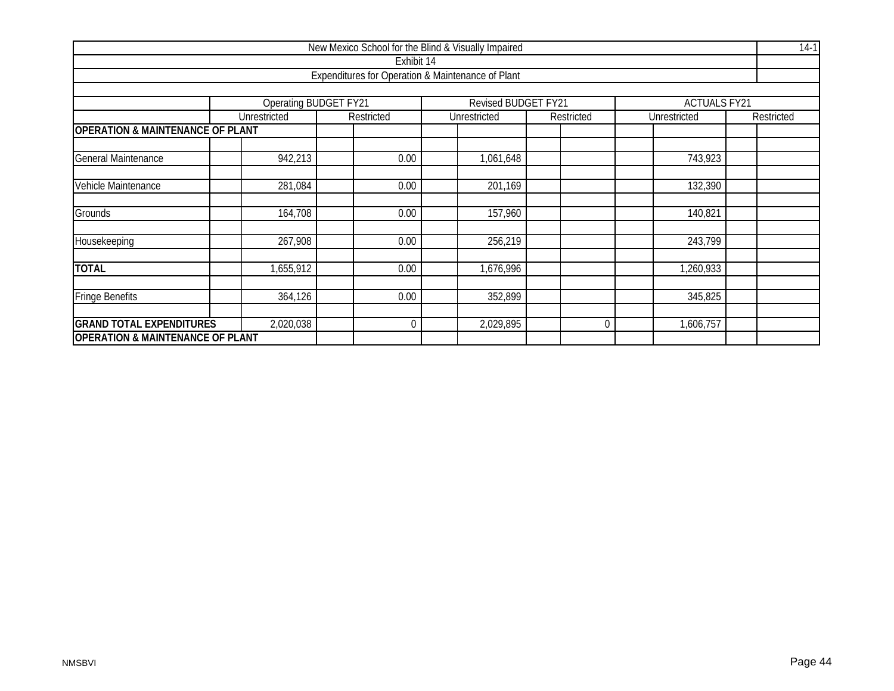New Mexico School for the Blind & Visually Impaired

14-1

Exhibit 14

Expenditures for Operation & Maintenance of Plant

| | Operating BUDGET FY21 | | Revised BUDGET FY21 | | ACTUALS FY21 | |
|---|---|---|---|---|---|---|
| | Unrestricted | Restricted | Unrestricted | Restricted | Unrestricted | Restricted |
| **OPERATION & MAINTENANCE OF PLANT** | | | | | | |
| General Maintenance | 942,213 | 0.00 | 1,061,648 | | 743,923 | |
| Vehicle Maintenance | 281,084 | 0.00 | 201,169 | | 132,390 | |
| Grounds | 164,708 | 0.00 | 157,960 | | 140,821 | |
| Housekeeping | 267,908 | 0.00 | 256,219 | | 243,799 | |
| **TOTAL** | 1,655,912 | 0.00 | 1,676,996 | | 1,260,933 | |
| Fringe Benefits | 364,126 | 0.00 | 352,899 | | 345,825 | |
| **GRAND TOTAL EXPENDITURES OPERATION & MAINTENANCE OF PLANT** | 2,020,038 | 0 | 2,029,895 | 0 | 1,606,757 | |

NMSBVI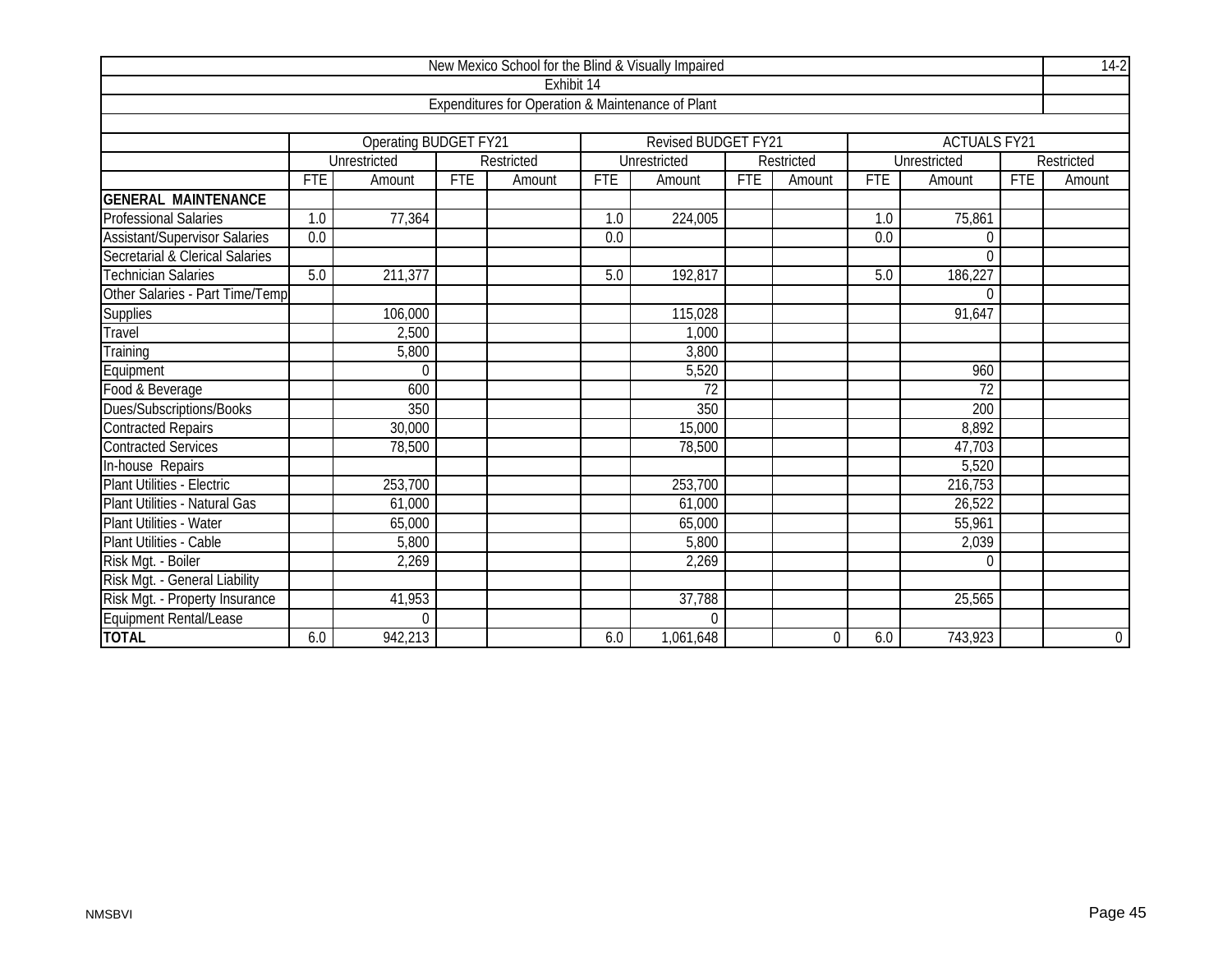| New Mexico School for the Blind & Visually Impaired | | | | | | | | | | | | | 14-2 |
|---|---|---|---|---|---|---|---|---|---|---|---|---|---|
| Exhibit 14 | | | | | | | | | | | | | |
| Expenditures for Operation & Maintenance of Plant | | | | | | | | | | | | | |
| | Operating BUDGET FY21 | | | | Revised BUDGET FY21 | | | | ACTUALS FY21 | | | | |
| | Unrestricted | | Restricted | | Unrestricted | | Restricted | | Unrestricted | | Restricted | | |
| | FTE | Amount | FTE | Amount | FTE | Amount | FTE | Amount | FTE | Amount | FTE | Amount | |
| **GENERAL MAINTENANCE** | | | | | | | | | | | | | |
| Professional Salaries | 1.0 | 77,364 | | | 1.0 | 224,005 | | | 1.0 | 75,861 | | | |
| Assistant/Supervisor Salaries | 0.0 | | | | 0.0 | | | | 0.0 | 0 | | | |
| Secretarial & Clerical Salaries | | | | | | | | | | 0 | | | |
| Technician Salaries | 5.0 | 211,377 | | | 5.0 | 192,817 | | | 5.0 | 186,227 | | | |
| Other Salaries - Part Time/Temp | | | | | | | | | | 0 | | | |
| Supplies | | 106,000 | | | | 115,028 | | | | 91,647 | | | |
| Travel | | 2,500 | | | | 1,000 | | | | | | | |
| Training | | 5,800 | | | | 3,800 | | | | | | | |
| Equipment | | 0 | | | | 5,520 | | | | 960 | | | |
| Food & Beverage | | 600 | | | | 72 | | | | 72 | | | |
| Dues/Subscriptions/Books | | 350 | | | | 350 | | | | 200 | | | |
| Contracted Repairs | | 30,000 | | | | 15,000 | | | | 8,892 | | | |
| Contracted Services | | 78,500 | | | | 78,500 | | | | 47,703 | | | |
| In-house Repairs | | | | | | | | | | 5,520 | | | |
| Plant Utilities - Electric | | 253,700 | | | | 253,700 | | | | 216,753 | | | |
| Plant Utilities - Natural Gas | | 61,000 | | | | 61,000 | | | | 26,522 | | | |
| Plant Utilities - Water | | 65,000 | | | | 65,000 | | | | 55,961 | | | |
| Plant Utilities - Cable | | 5,800 | | | | 5,800 | | | | 2,039 | | | |
| Risk Mgt. - Boiler | | 2,269 | | | | 2,269 | | | | 0 | | | |
| Risk Mgt. - General Liability | | | | | | | | | | | | | |
| Risk Mgt. - Property Insurance | | 41,953 | | | | 37,788 | | | | 25,565 | | | |
| Equipment Rental/Lease | | 0 | | | | 0 | | | | | | | |
| **TOTAL** | 6.0 | 942,213 | | | 6.0 | 1,061,648 | | 0 | 6.0 | 743,923 | | 0 | |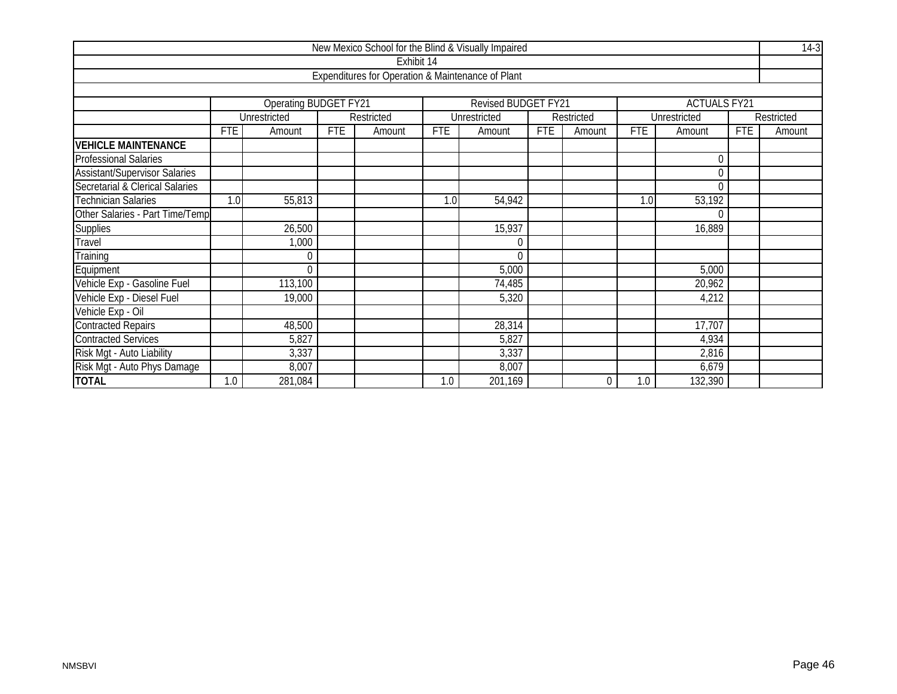| New Mexico School for the Blind & Visually Impaired | | | | | | | | | | | | | 14-3 |
|---|---|---|---|---|---|---|---|---|---|---|---|---|---|
| Exhibit 14 | | | | | | | | | | | | | |
| Expenditures for Operation & Maintenance of Plant | | | | | | | | | | | | | |
| | Operating BUDGET FY21 | | | | Revised BUDGET FY21 | | | | ACTUALS FY21 | | | | |
| | Unrestricted | | Restricted | | Unrestricted | | Restricted | | Unrestricted | | Restricted | | |
| | FTE | Amount | FTE | Amount | FTE | Amount | FTE | Amount | FTE | Amount | FTE | Amount | |
| **VEHICLE MAINTENANCE** | | | | | | | | | | | | | |
| Professional Salaries | | | | | | | | | | 0 | | | |
| Assistant/Supervisor Salaries | | | | | | | | | | 0 | | | |
| Secretarial & Clerical Salaries | | | | | | | | | | 0 | | | |
| Technician Salaries | 1.0 | 55,813 | | | 1.0 | 54,942 | | | 1.0 | 53,192 | | | |
| Other Salaries - Part Time/Temp | | | | | | | | | | 0 | | | |
| Supplies | | 26,500 | | | | 15,937 | | | | 16,889 | | | |
| Travel | | 1,000 | | | | 0 | | | | | | | |
| Training | | 0 | | | | 0 | | | | | | | |
| Equipment | | 0 | | | | 5,000 | | | | 5,000 | | | |
| Vehicle Exp - Gasoline Fuel | | 113,100 | | | | 74,485 | | | | 20,962 | | | |
| Vehicle Exp - Diesel Fuel | | 19,000 | | | | 5,320 | | | | 4,212 | | | |
| Vehicle Exp - Oil | | | | | | | | | | | | | |
| Contracted Repairs | | 48,500 | | | | 28,314 | | | | 17,707 | | | |
| Contracted Services | | 5,827 | | | | 5,827 | | | | 4,934 | | | |
| Risk Mgt - Auto Liability | | 3,337 | | | | 3,337 | | | | 2,816 | | | |
| Risk Mgt - Auto Phys Damage | | 8,007 | | | | 8,007 | | | | 6,679 | | | |
| **TOTAL** | 1.0 | 281,084 | | | 1.0 | 201,169 | | 0 | 1.0 | 132,390 | | | |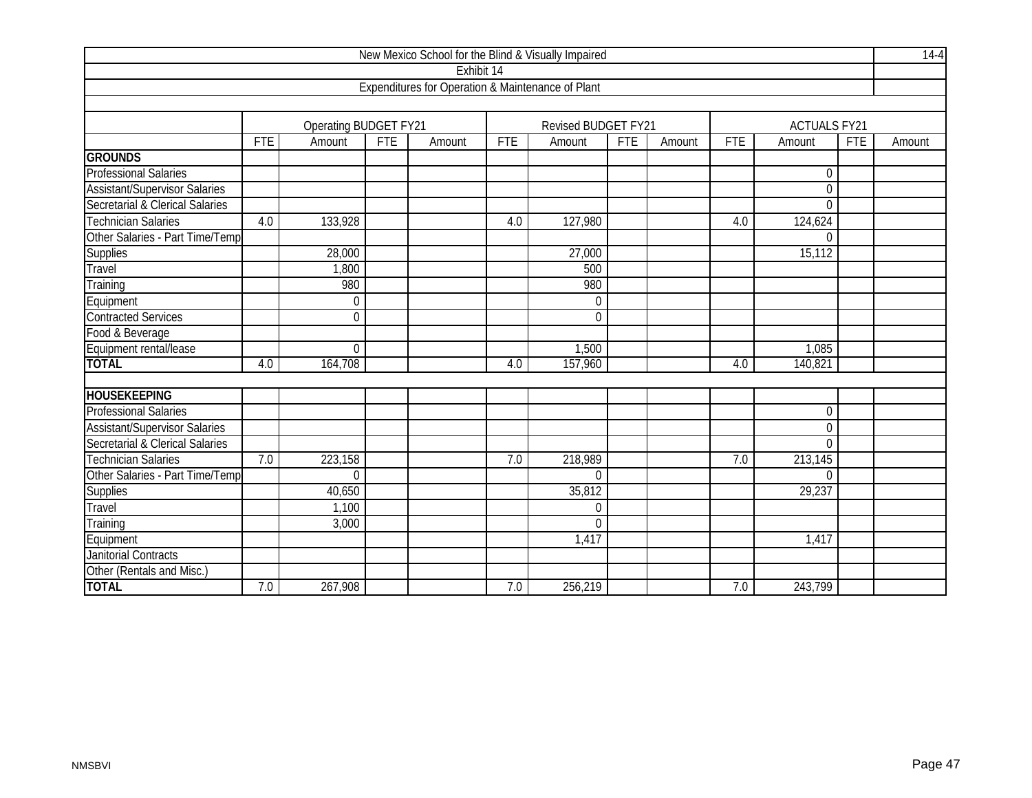| New Mexico School for the Blind & Visually Impaired | | | | | | | | | | | | |
|---|---|---|---|---|---|---|---|---|---|---|---|---|
| Exhibit 14 | | | | | | | | | | | | |
| Expenditures for Operation & Maintenance of Plant | | | | | | | | | | | | |
| | Operating BUDGET FY21 | | | | Revised BUDGET FY21 | | | | ACTUALS FY21 | | | |
| | FTE | Amount | FTE | Amount | FTE | Amount | FTE | Amount | FTE | Amount | FTE | Amount |
| **GROUNDS** | | | | | | | | | | | | |
| Professional Salaries | | | | | | | | | | 0 | | |
| Assistant/Supervisor Salaries | | | | | | | | | | 0 | | |
| Secretarial & Clerical Salaries | | | | | | | | | | 0 | | |
| Technician Salaries | 4.0 | 133,928 | | | 4.0 | 127,980 | | | 4.0 | 124,624 | | |
| Other Salaries - Part Time/Temp | | | | | | | | | | 0 | | |
| Supplies | | 28,000 | | | | 27,000 | | | | 15,112 | | |
| Travel | | 1,800 | | | | 500 | | | | | | |
| Training | | 980 | | | | 980 | | | | | | |
| Equipment | | 0 | | | | 0 | | | | | | |
| Contracted Services | | 0 | | | | 0 | | | | | | |
| Food & Beverage | | | | | | | | | | | | |
| Equipment rental/lease | | 0 | | | | 1,500 | | | | 1,085 | | |
| **TOTAL** | 4.0 | 164,708 | | | 4.0 | 157,960 | | | 4.0 | 140,821 | | |
| | | | | | | | | | | | | |
| **HOUSEKEEPING** | | | | | | | | | | | | |
| Professional Salaries | | | | | | | | | | 0 | | |
| Assistant/Supervisor Salaries | | | | | | | | | | 0 | | |
| Secretarial & Clerical Salaries | | | | | | | | | | 0 | | |
| Technician Salaries | 7.0 | 223,158 | | | 7.0 | 218,989 | | | 7.0 | 213,145 | | |
| Other Salaries - Part Time/Temp | | 0 | | | | 0 | | | | 0 | | |
| Supplies | | 40,650 | | | | 35,812 | | | | 29,237 | | |
| Travel | | 1,100 | | | | 0 | | | | | | |
| Training | | 3,000 | | | | 0 | | | | | | |
| Equipment | | | | | | 1,417 | | | | 1,417 | | |
| Janitorial Contracts | | | | | | | | | | | | |
| Other (Rentals and Misc.) | | | | | | | | | | | | |
| **TOTAL** | 7.0 | 267,908 | | | 7.0 | 256,219 | | | 7.0 | 243,799 | | |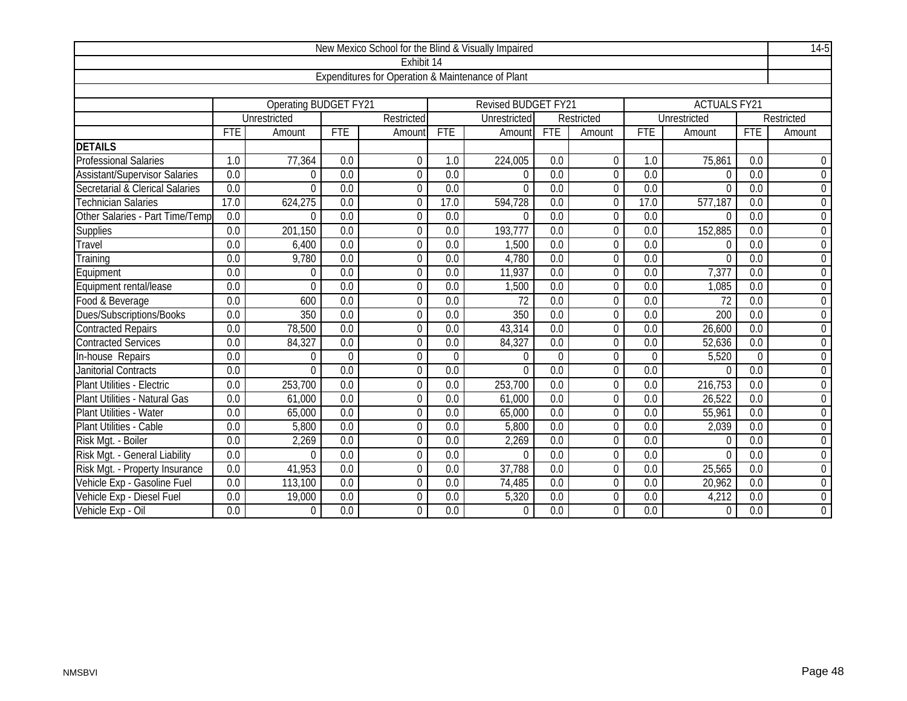# New Mexico School for the Blind & Visually Impaired

## Exhibit 14

### Expenditures for Operation & Maintenance of Plant

| | Operating BUDGET FY21 | | | | Revised BUDGET FY21 | | | | ACTUALS FY21 | | | |
|---|---|---|---|---|---|---|---|---|---|---|---|---|
| | Unrestricted | | Restricted | | Unrestricted | | Restricted | | Unrestricted | | Restricted | |
| | FTE | Amount | FTE | Amount | FTE | Amount | FTE | Amount | FTE | Amount | FTE | Amount |
| **DETAILS** | | | | | | | | | | | | |
| Professional Salaries | 1.0 | 77,364 | 0.0 | 0 | 1.0 | 224,005 | 0.0 | 0 | 1.0 | 75,861 | 0.0 | 0 |
| Assistant/Supervisor Salaries | 0.0 | 0 | 0.0 | 0 | 0.0 | 0 | 0.0 | 0 | 0.0 | 0 | 0.0 | 0 |
| Secretarial & Clerical Salaries | 0.0 | 0 | 0.0 | 0 | 0.0 | 0 | 0.0 | 0 | 0.0 | 0 | 0.0 | 0 |
| Technician Salaries | 17.0 | 624,275 | 0.0 | 0 | 17.0 | 594,728 | 0.0 | 0 | 17.0 | 577,187 | 0.0 | 0 |
| Other Salaries - Part Time/Temp | 0.0 | 0 | 0.0 | 0 | 0.0 | 0 | 0.0 | 0 | 0.0 | 0 | 0.0 | 0 |
| Supplies | 0.0 | 201,150 | 0.0 | 0 | 0.0 | 193,777 | 0.0 | 0 | 0.0 | 152,885 | 0.0 | 0 |
| Travel | 0.0 | 6,400 | 0.0 | 0 | 0.0 | 1,500 | 0.0 | 0 | 0.0 | 0 | 0.0 | 0 |
| Training | 0.0 | 9,780 | 0.0 | 0 | 0.0 | 4,780 | 0.0 | 0 | 0.0 | 0 | 0.0 | 0 |
| Equipment | 0.0 | 0 | 0.0 | 0 | 0.0 | 11,937 | 0.0 | 0 | 0.0 | 7,377 | 0.0 | 0 |
| Equipment rental/lease | 0.0 | 0 | 0.0 | 0 | 0.0 | 1,500 | 0.0 | 0 | 0.0 | 1,085 | 0.0 | 0 |
| Food & Beverage | 0.0 | 600 | 0.0 | 0 | 0.0 | 72 | 0.0 | 0 | 0.0 | 72 | 0.0 | 0 |
| Dues/Subscriptions/Books | 0.0 | 350 | 0.0 | 0 | 0.0 | 350 | 0.0 | 0 | 0.0 | 200 | 0.0 | 0 |
| Contracted Repairs | 0.0 | 78,500 | 0.0 | 0 | 0.0 | 43,314 | 0.0 | 0 | 0.0 | 26,600 | 0.0 | 0 |
| Contracted Services | 0.0 | 84,327 | 0.0 | 0 | 0.0 | 84,327 | 0.0 | 0 | 0.0 | 52,636 | 0.0 | 0 |
| In-house Repairs | 0.0 | 0 | 0 | 0 | 0 | 0 | 0 | 0 | 0 | 5,520 | 0 | 0 |
| Janitorial Contracts | 0.0 | 0 | 0.0 | 0 | 0.0 | 0 | 0.0 | 0 | 0.0 | 0 | 0.0 | 0 |
| Plant Utilities - Electric | 0.0 | 253,700 | 0.0 | 0 | 0.0 | 253,700 | 0.0 | 0 | 0.0 | 216,753 | 0.0 | 0 |
| Plant Utilities - Natural Gas | 0.0 | 61,000 | 0.0 | 0 | 0.0 | 61,000 | 0.0 | 0 | 0.0 | 26,522 | 0.0 | 0 |
| Plant Utilities - Water | 0.0 | 65,000 | 0.0 | 0 | 0.0 | 65,000 | 0.0 | 0 | 0.0 | 55,961 | 0.0 | 0 |
| Plant Utilities - Cable | 0.0 | 5,800 | 0.0 | 0 | 0.0 | 5,800 | 0.0 | 0 | 0.0 | 2,039 | 0.0 | 0 |
| Risk Mgt. - Boiler | 0.0 | 2,269 | 0.0 | 0 | 0.0 | 2,269 | 0.0 | 0 | 0.0 | 0 | 0.0 | 0 |
| Risk Mgt. - General Liability | 0.0 | 0 | 0.0 | 0 | 0.0 | 0 | 0.0 | 0 | 0.0 | 0 | 0.0 | 0 |
| Risk Mgt. - Property Insurance | 0.0 | 41,953 | 0.0 | 0 | 0.0 | 37,788 | 0.0 | 0 | 0.0 | 25,565 | 0.0 | 0 |
| Vehicle Exp - Gasoline Fuel | 0.0 | 113,100 | 0.0 | 0 | 0.0 | 74,485 | 0.0 | 0 | 0.0 | 20,962 | 0.0 | 0 |
| Vehicle Exp - Diesel Fuel | 0.0 | 19,000 | 0.0 | 0 | 0.0 | 5,320 | 0.0 | 0 | 0.0 | 4,212 | 0.0 | 0 |
| Vehicle Exp - Oil | 0.0 | 0 | 0.0 | 0 | 0.0 | 0 | 0.0 | 0 | 0.0 | 0 | 0.0 | 0 |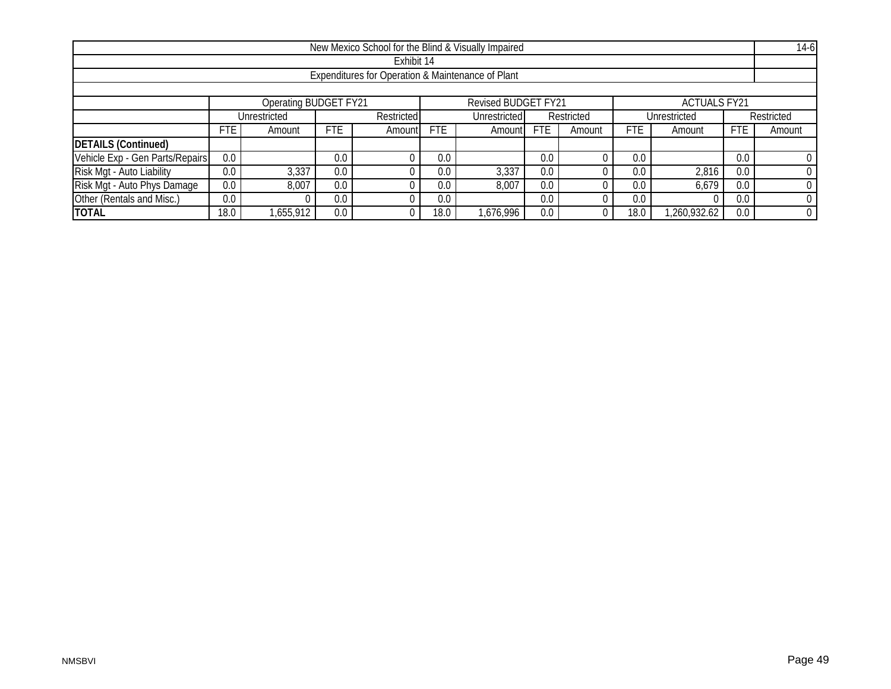New Mexico School for the Blind & Visually Impaired

14-6

Exhibit 14

Expenditures for Operation & Maintenance of Plant

| | Operating BUDGET FY21 | | | | Revised BUDGET FY21 | | | | ACTUALS FY21 | | | |
|---|---|---|---|---|---|---|---|---|---|---|---|---|
| | Unrestricted | | Restricted | | Unrestricted | | Restricted | | Unrestricted | | Restricted | |
| | FTE | Amount | FTE | Amount | FTE | Amount | FTE | Amount | FTE | Amount | FTE | Amount |
| **DETAILS (Continued)** | | | | | | | | | | | | |
| Vehicle Exp - Gen Parts/Repairs | 0.0 | | 0.0 | 0 | 0.0 | | 0.0 | 0 | 0.0 | | 0.0 | 0 |
| Risk Mgt - Auto Liability | 0.0 | 3,337 | 0.0 | 0 | 0.0 | 3,337 | 0.0 | 0 | 0.0 | 2,816 | 0.0 | 0 |
| Risk Mgt - Auto Phys Damage | 0.0 | 8,007 | 0.0 | 0 | 0.0 | 8,007 | 0.0 | 0 | 0.0 | 6,679 | 0.0 | 0 |
| Other (Rentals and Misc.) | 0.0 | 0 | 0.0 | 0 | 0.0 | | 0.0 | 0 | 0.0 | 0 | 0.0 | 0 |
| **TOTAL** | 18.0 | 1,655,912 | 0.0 | 0 | 18.0 | 1,676,996 | 0.0 | 0 | 18.0 | 1,260,932.62 | 0.0 | 0 |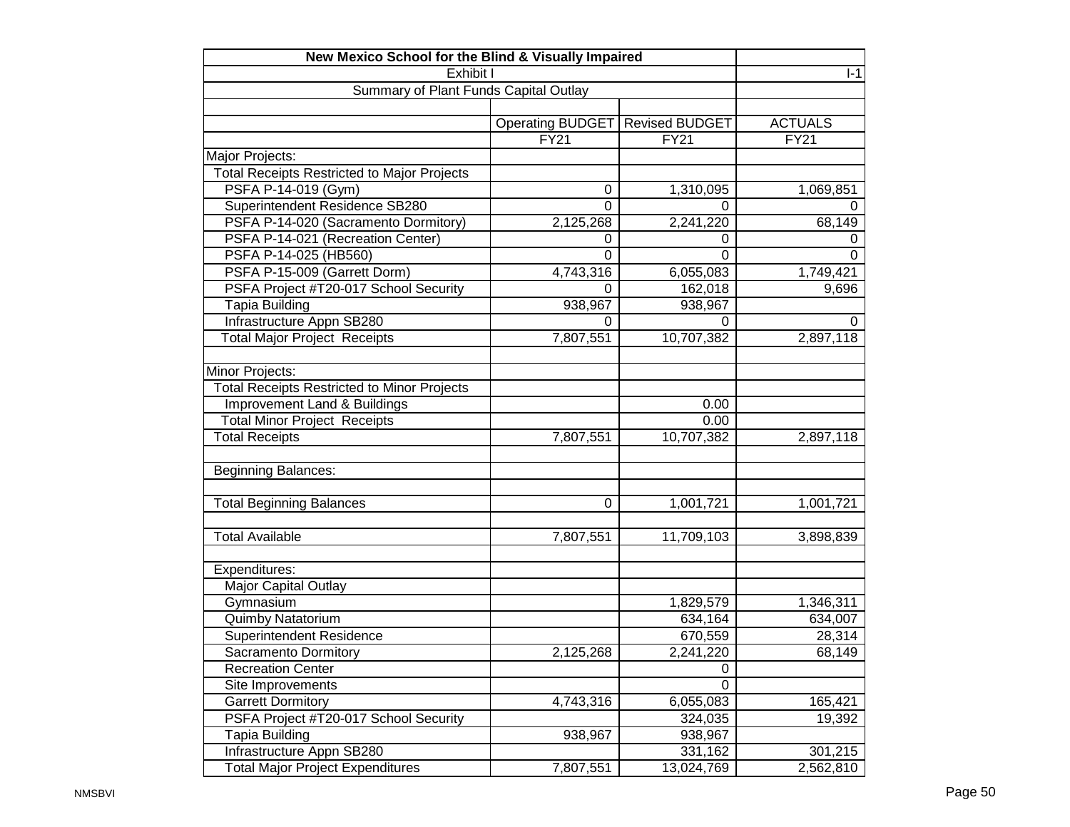| New Mexico School for the Blind & Visually Impaired | | | |
|---|---|---|---|
| Exhibit I | | | I-1 |
| Summary of Plant Funds Capital Outlay | | | |
| | | | |
| | Operating BUDGET | Revised BUDGET | ACTUALS |
| | FY21 | FY21 | FY21 |
| Major Projects: | | | |
| Total Receipts Restricted to Major Projects | | | |
| PSFA P-14-019 (Gym) | 0 | 1,310,095 | 1,069,851 |
| Superintendent Residence SB280 | 0 | 0 | 0 |
| PSFA P-14-020 (Sacramento Dormitory) | 2,125,268 | 2,241,220 | 68,149 |
| PSFA P-14-021 (Recreation Center) | 0 | 0 | 0 |
| PSFA P-14-025 (HB560) | 0 | 0 | 0 |
| PSFA P-15-009 (Garrett Dorm) | 4,743,316 | 6,055,083 | 1,749,421 |
| PSFA Project #T20-017 School Security | 0 | 162,018 | 9,696 |
| Tapia Building | 938,967 | 938,967 | |
| Infrastructure Appn SB280 | 0 | 0 | 0 |
| Total Major Project Receipts | 7,807,551 | 10,707,382 | 2,897,118 |
| | | | |
| Minor Projects: | | | |
| Total Receipts Restricted to Minor Projects | | | |
| Improvement Land & Buildings | | 0.00 | |
| Total Minor Project Receipts | | 0.00 | |
| Total Receipts | 7,807,551 | 10,707,382 | 2,897,118 |
| | | | |
| Beginning Balances: | | | |
| | | | |
| Total Beginning Balances | 0 | 1,001,721 | 1,001,721 |
| | | | |
| Total Available | 7,807,551 | 11,709,103 | 3,898,839 |
| | | | |
| Expenditures: | | | |
| Major Capital Outlay | | | |
| Gymnasium | | 1,829,579 | 1,346,311 |
| Quimby Natatorium | | 634,164 | 634,007 |
| Superintendent Residence | | 670,559 | 28,314 |
| Sacramento Dormitory | 2,125,268 | 2,241,220 | 68,149 |
| Recreation Center | | 0 | |
| Site Improvements | | 0 | |
| Garrett Dormitory | 4,743,316 | 6,055,083 | 165,421 |
| PSFA Project #T20-017 School Security | | 324,035 | 19,392 |
| Tapia Building | 938,967 | 938,967 | |
| Infrastructure Appn SB280 | | 331,162 | 301,215 |
| Total Major Project Expenditures | 7,807,551 | 13,024,769 | 2,562,810 |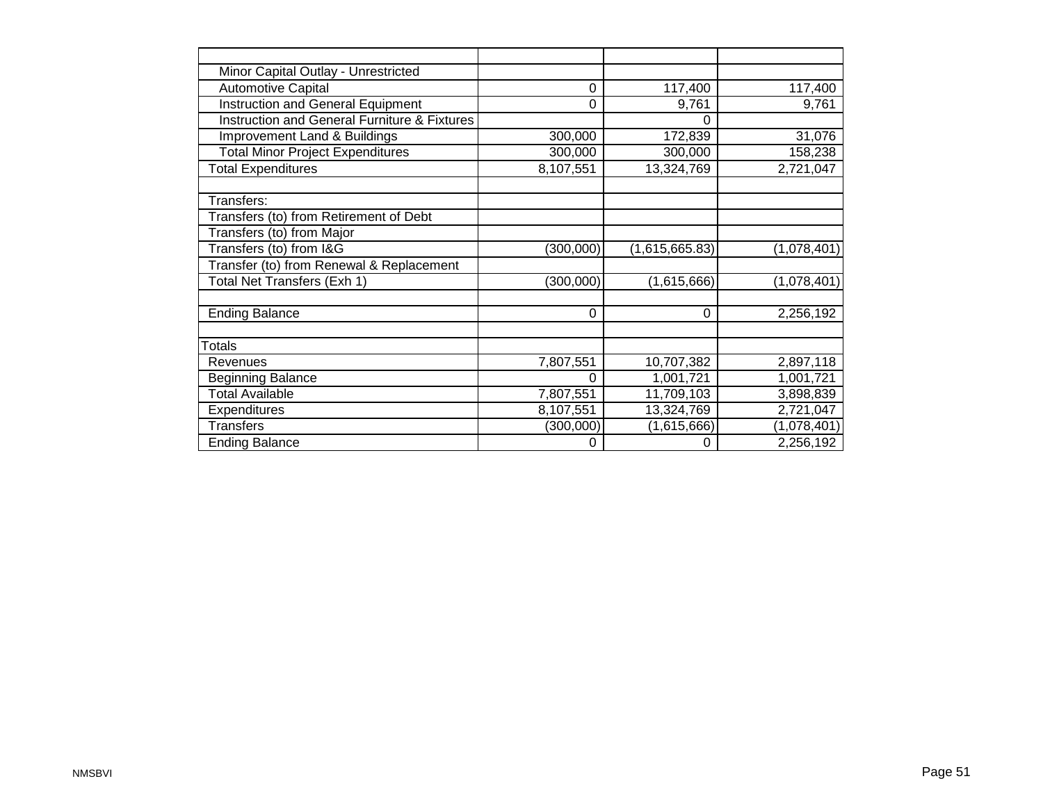| | | | |
|---|---|---|---|
| Minor Capital Outlay - Unrestricted | | | |
| Automotive Capital | 0 | 117,400 | 117,400 |
| Instruction and General Equipment | 0 | 9,761 | 9,761 |
| Instruction and General Furniture & Fixtures | | 0 | |
| Improvement Land & Buildings | 300,000 | 172,839 | 31,076 |
| Total Minor Project Expenditures | 300,000 | 300,000 | 158,238 |
| Total Expenditures | 8,107,551 | 13,324,769 | 2,721,047 |
| | | | |
| Transfers: | | | |
| Transfers (to) from Retirement of Debt | | | |
| Transfers (to) from Major | | | |
| Transfers (to) from I&G | (300,000) | (1,615,665.83) | (1,078,401) |
| Transfer (to) from Renewal & Replacement | | | |
| Total Net Transfers (Exh 1) | (300,000) | (1,615,666) | (1,078,401) |
| | | | |
| Ending Balance | 0 | 0 | 2,256,192 |
| | | | |
| Totals | | | |
| Revenues | 7,807,551 | 10,707,382 | 2,897,118 |
| Beginning Balance | 0 | 1,001,721 | 1,001,721 |
| Total Available | 7,807,551 | 11,709,103 | 3,898,839 |
| Expenditures | 8,107,551 | 13,324,769 | 2,721,047 |
| Transfers | (300,000) | (1,615,666) | (1,078,401) |
| Ending Balance | 0 | 0 | 2,256,192 |

NMSBVI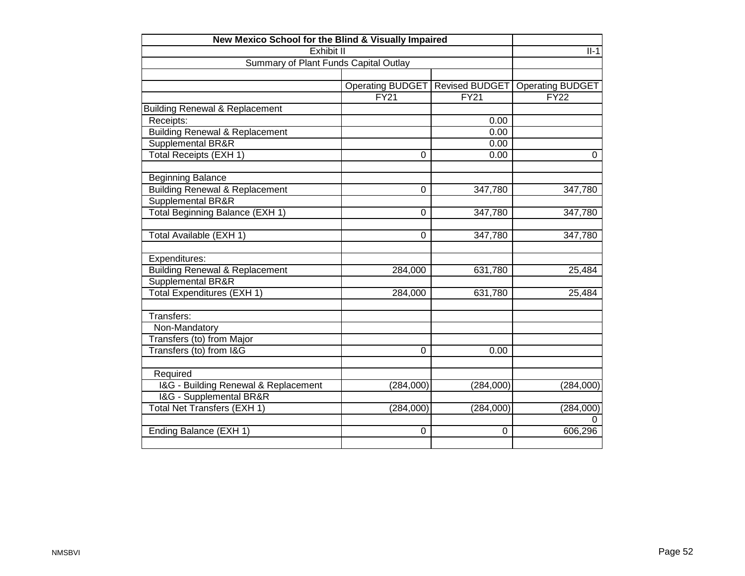| New Mexico School for the Blind & Visually Impaired | | | |
|---|---|---|---|
| Exhibit II | | | II-1 |
| Summary of Plant Funds Capital Outlay | | | |
| | | | |
| | Operating BUDGET | Revised BUDGET | Operating BUDGET |
| | FY21 | FY21 | FY22 |
| Building Renewal & Replacement | | | |
| Receipts: | | 0.00 | |
| Building Renewal & Replacement | | 0.00 | |
| Supplemental BR&R | | 0.00 | |
| Total Receipts (EXH 1) | 0 | 0.00 | 0 |
| | | | |
| Beginning Balance | | | |
| Building Renewal & Replacement | 0 | 347,780 | 347,780 |
| Supplemental BR&R | | | |
| Total Beginning Balance (EXH 1) | 0 | 347,780 | 347,780 |
| | | | |
| Total Available (EXH 1) | 0 | 347,780 | 347,780 |
| | | | |
| Expenditures: | | | |
| Building Renewal & Replacement | 284,000 | 631,780 | 25,484 |
| Supplemental BR&R | | | |
| Total Expenditures (EXH 1) | 284,000 | 631,780 | 25,484 |
| | | | |
| Transfers: | | | |
| Non-Mandatory | | | |
| Transfers (to) from Major | | | |
| Transfers (to) from I&G | 0 | 0.00 | |
| | | | |
| Required | | | |
| I&G - Building Renewal & Replacement | (284,000) | (284,000) | (284,000) |
| I&G - Supplemental BR&R | | | |
| Total Net Transfers (EXH 1) | (284,000) | (284,000) | (284,000) |
| | | | 0 |
| Ending Balance (EXH 1) | 0 | 0 | 606,296 |
| | | | |

NMSBVI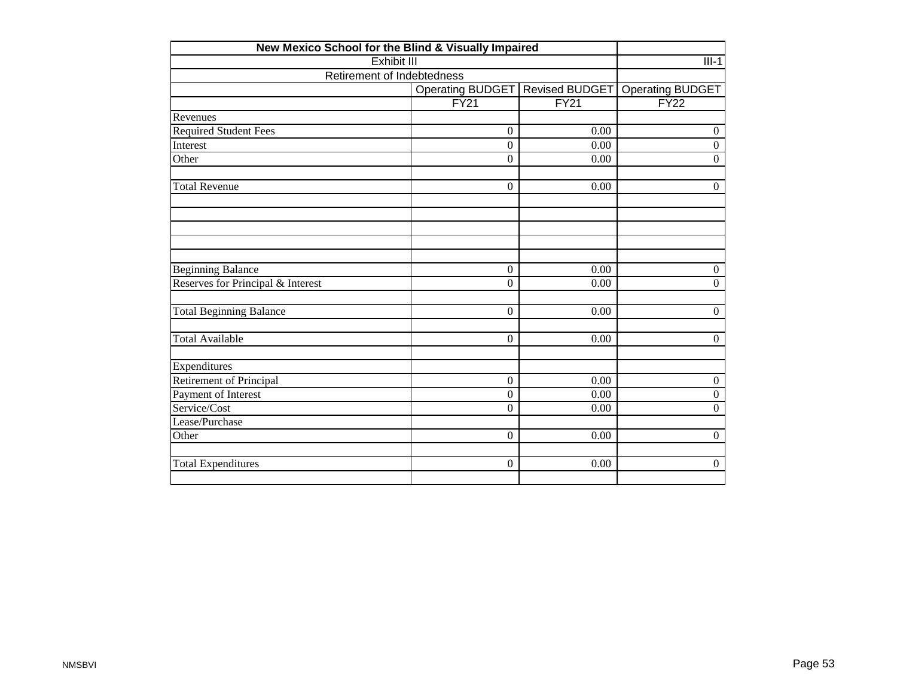| New Mexico School for the Blind & Visually Impaired | | | |
|---|---|---|---|
| Exhibit III | | | III-1 |
| Retirement of Indebtedness | | | |
| | Operating BUDGET | Revised BUDGET | Operating BUDGET |
| | FY21 | FY21 | FY22 |
| Revenues | | | |
| Required Student Fees | 0 | 0.00 | 0 |
| Interest | 0 | 0.00 | 0 |
| Other | 0 | 0.00 | 0 |
| | | | |
| Total Revenue | 0 | 0.00 | 0 |
| | | | |
| | | | |
| | | | |
| | | | |
| | | | |
| Beginning Balance | 0 | 0.00 | 0 |
| Reserves for Principal & Interest | 0 | 0.00 | 0 |
| | | | |
| Total Beginning Balance | 0 | 0.00 | 0 |
| | | | |
| Total Available | 0 | 0.00 | 0 |
| | | | |
| Expenditures | | | |
| Retirement of Principal | 0 | 0.00 | 0 |
| Payment of Interest | 0 | 0.00 | 0 |
| Service/Cost | 0 | 0.00 | 0 |
| Lease/Purchase | | | |
| Other | 0 | 0.00 | 0 |
| | | | |
| Total Expenditures | 0 | 0.00 | 0 |
| | | | |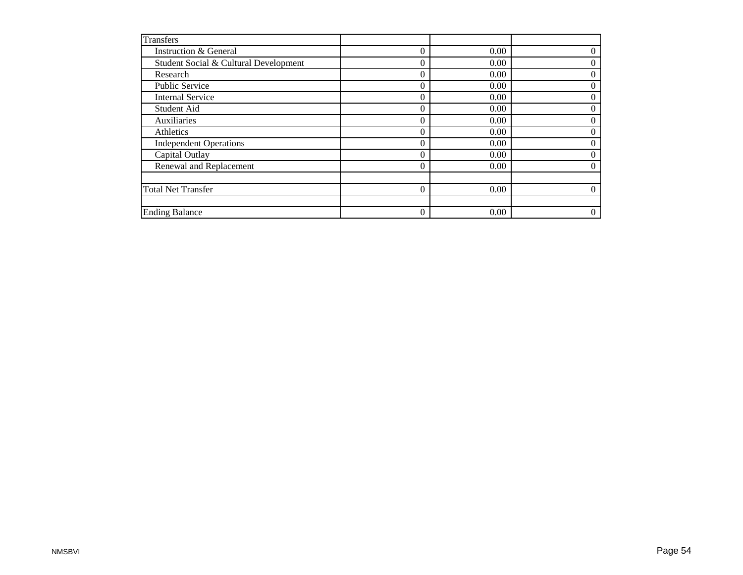| Transfers | | | |
|---|---|---|---|
| Instruction & General | 0 | 0.00 | 0 |
| Student Social & Cultural Development | 0 | 0.00 | 0 |
| Research | 0 | 0.00 | 0 |
| Public Service | 0 | 0.00 | 0 |
| Internal Service | 0 | 0.00 | 0 |
| Student Aid | 0 | 0.00 | 0 |
| Auxiliaries | 0 | 0.00 | 0 |
| Athletics | 0 | 0.00 | 0 |
| Independent Operations | 0 | 0.00 | 0 |
| Capital Outlay | 0 | 0.00 | 0 |
| Renewal and Replacement | 0 | 0.00 | 0 |
| | | | |
| Total Net Transfer | 0 | 0.00 | 0 |
| | | | |
| Ending Balance | 0 | 0.00 | 0 |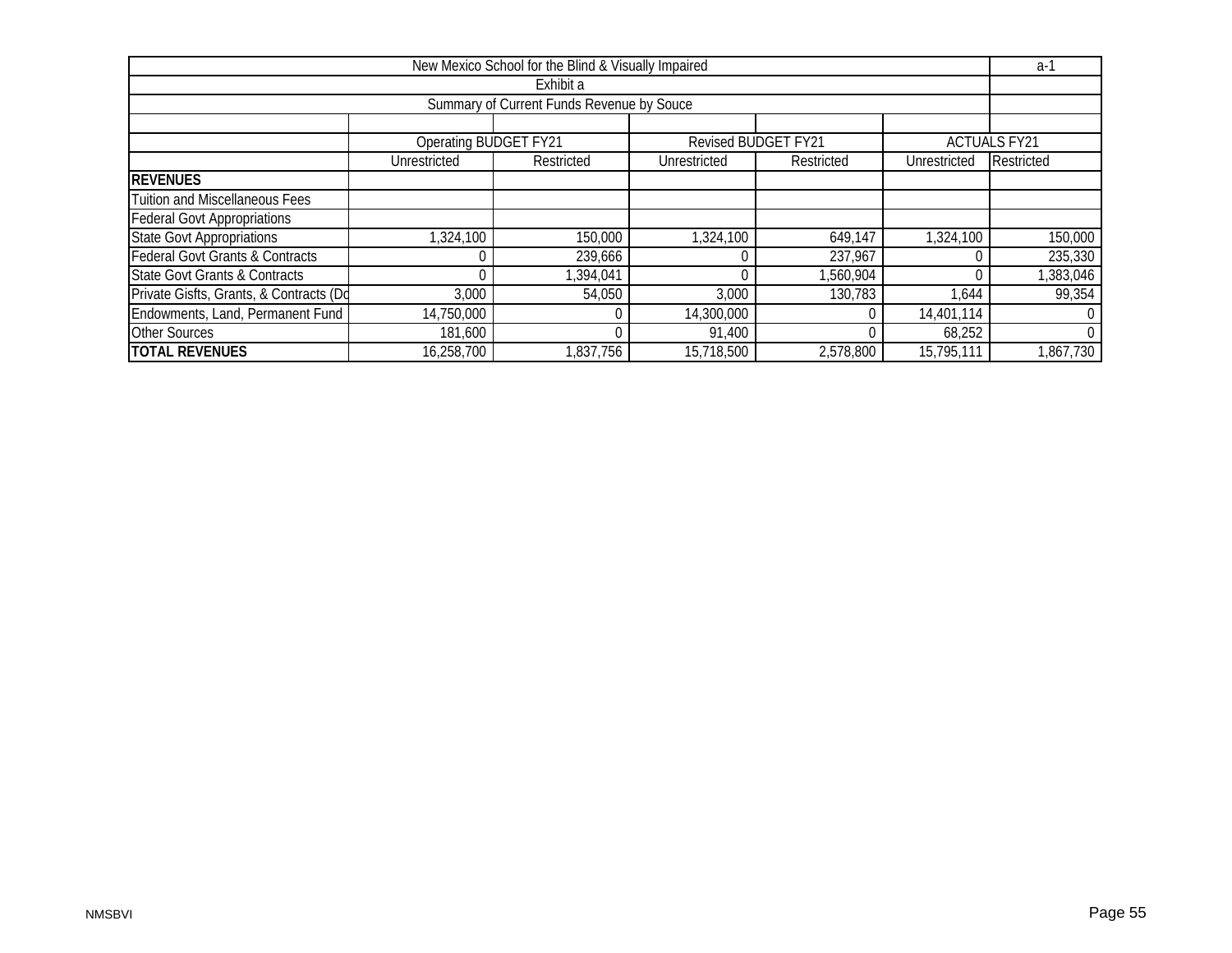| New Mexico School for the Blind & Visually Impaired | | | | | | a-1 |
|---|---|---|---|---|---|---|
| Exhibit a | | | | | | |
| Summary of Current Funds Revenue by Souce | | | | | | |
| | | | | | | |
| | Operating BUDGET FY21 | | Revised BUDGET FY21 | | ACTUALS FY21 | |
| | Unrestricted | Restricted | Unrestricted | Restricted | Unrestricted | Restricted |
| **REVENUES** | | | | | | |
| Tuition and Miscellaneous Fees | | | | | | |
| Federal Govt Appropriations | | | | | | |
| State Govt Appropriations | 1,324,100 | 150,000 | 1,324,100 | 649,147 | 1,324,100 | 150,000 |
| Federal Govt Grants & Contracts | 0 | 239,666 | 0 | 237,967 | 0 | 235,330 |
| State Govt Grants & Contracts | 0 | 1,394,041 | 0 | 1,560,904 | 0 | 1,383,046 |
| Private Gisfts, Grants, & Contracts (Do | 3,000 | 54,050 | 3,000 | 130,783 | 1,644 | 99,354 |
| Endowments, Land, Permanent Fund | 14,750,000 | 0 | 14,300,000 | 0 | 14,401,114 | 0 |
| Other Sources | 181,600 | 0 | 91,400 | 0 | 68,252 | 0 |
| **TOTAL REVENUES** | 16,258,700 | 1,837,756 | 15,718,500 | 2,578,800 | 15,795,111 | 1,867,730 |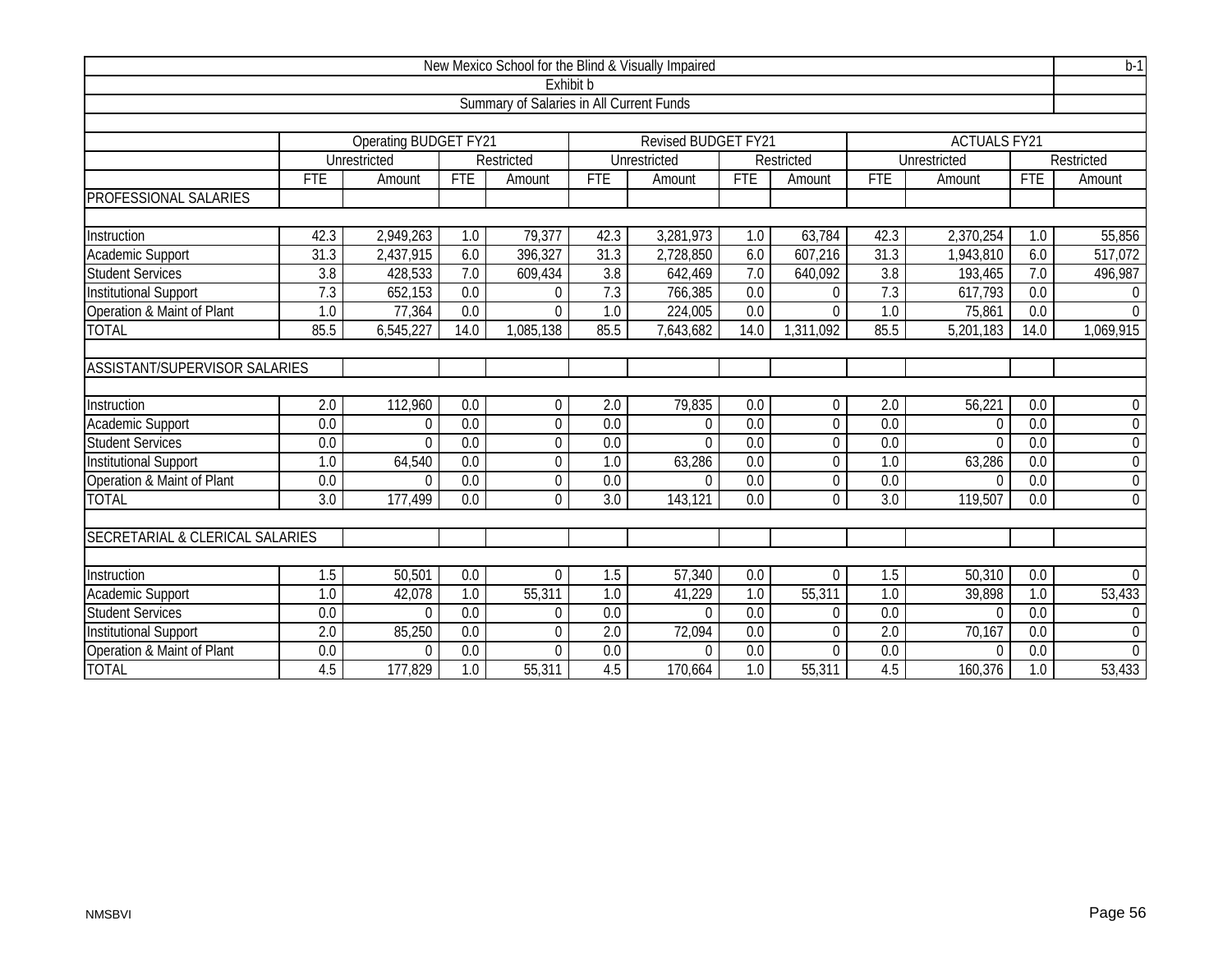| New Mexico School for the Blind & Visually Impaired | | | | | | | | | | | | | b-1 |
|---|---|---|---|---|---|---|---|---|---|---|---|---|---|
| Exhibit b | | | | | | | | | | | | | |
| Summary of Salaries in All Current Funds | | | | | | | | | | | | | |
| | Operating BUDGET FY21 | | | | Revised BUDGET FY21 | | | | ACTUALS FY21 | | | | |
| | Unrestricted | | Restricted | | Unrestricted | | Restricted | | Unrestricted | | Restricted | | |
| | FTE | Amount | FTE | Amount | FTE | Amount | FTE | Amount | FTE | Amount | FTE | Amount | |
| PROFESSIONAL SALARIES | | | | | | | | | | | | | |
| Instruction | 42.3 | 2,949,263 | 1.0 | 79,377 | 42.3 | 3,281,973 | 1.0 | 63,784 | 42.3 | 2,370,254 | 1.0 | 55,856 | |
| Academic Support | 31.3 | 2,437,915 | 6.0 | 396,327 | 31.3 | 2,728,850 | 6.0 | 607,216 | 31.3 | 1,943,810 | 6.0 | 517,072 | |
| Student Services | 3.8 | 428,533 | 7.0 | 609,434 | 3.8 | 642,469 | 7.0 | 640,092 | 3.8 | 193,465 | 7.0 | 496,987 | |
| Institutional Support | 7.3 | 652,153 | 0.0 | 0 | 7.3 | 766,385 | 0.0 | 0 | 7.3 | 617,793 | 0.0 | 0 | |
| Operation & Maint of Plant | 1.0 | 77,364 | 0.0 | 0 | 1.0 | 224,005 | 0.0 | 0 | 1.0 | 75,861 | 0.0 | 0 | |
| TOTAL | 85.5 | 6,545,227 | 14.0 | 1,085,138 | 85.5 | 7,643,682 | 14.0 | 1,311,092 | 85.5 | 5,201,183 | 14.0 | 1,069,915 | |
| ASSISTANT/SUPERVISOR SALARIES | | | | | | | | | | | | | |
| Instruction | 2.0 | 112,960 | 0.0 | 0 | 2.0 | 79,835 | 0.0 | 0 | 2.0 | 56,221 | 0.0 | 0 | |
| Academic Support | 0.0 | 0 | 0.0 | 0 | 0.0 | 0 | 0.0 | 0 | 0.0 | 0 | 0.0 | 0 | |
| Student Services | 0.0 | 0 | 0.0 | 0 | 0.0 | 0 | 0.0 | 0 | 0.0 | 0 | 0.0 | 0 | |
| Institutional Support | 1.0 | 64,540 | 0.0 | 0 | 1.0 | 63,286 | 0.0 | 0 | 1.0 | 63,286 | 0.0 | 0 | |
| Operation & Maint of Plant | 0.0 | 0 | 0.0 | 0 | 0.0 | 0 | 0.0 | 0 | 0.0 | 0 | 0.0 | 0 | |
| TOTAL | 3.0 | 177,499 | 0.0 | 0 | 3.0 | 143,121 | 0.0 | 0 | 3.0 | 119,507 | 0.0 | 0 | |
| SECRETARIAL & CLERICAL SALARIES | | | | | | | | | | | | | |
| Instruction | 1.5 | 50,501 | 0.0 | 0 | 1.5 | 57,340 | 0.0 | 0 | 1.5 | 50,310 | 0.0 | 0 | |
| Academic Support | 1.0 | 42,078 | 1.0 | 55,311 | 1.0 | 41,229 | 1.0 | 55,311 | 1.0 | 39,898 | 1.0 | 53,433 | |
| Student Services | 0.0 | 0 | 0.0 | 0 | 0.0 | 0 | 0.0 | 0 | 0.0 | 0 | 0.0 | 0 | |
| Institutional Support | 2.0 | 85,250 | 0.0 | 0 | 2.0 | 72,094 | 0.0 | 0 | 2.0 | 70,167 | 0.0 | 0 | |
| Operation & Maint of Plant | 0.0 | 0 | 0.0 | 0 | 0.0 | 0 | 0.0 | 0 | 0.0 | 0 | 0.0 | 0 | |
| TOTAL | 4.5 | 177,829 | 1.0 | 55,311 | 4.5 | 170,664 | 1.0 | 55,311 | 4.5 | 160,376 | 1.0 | 53,433 | |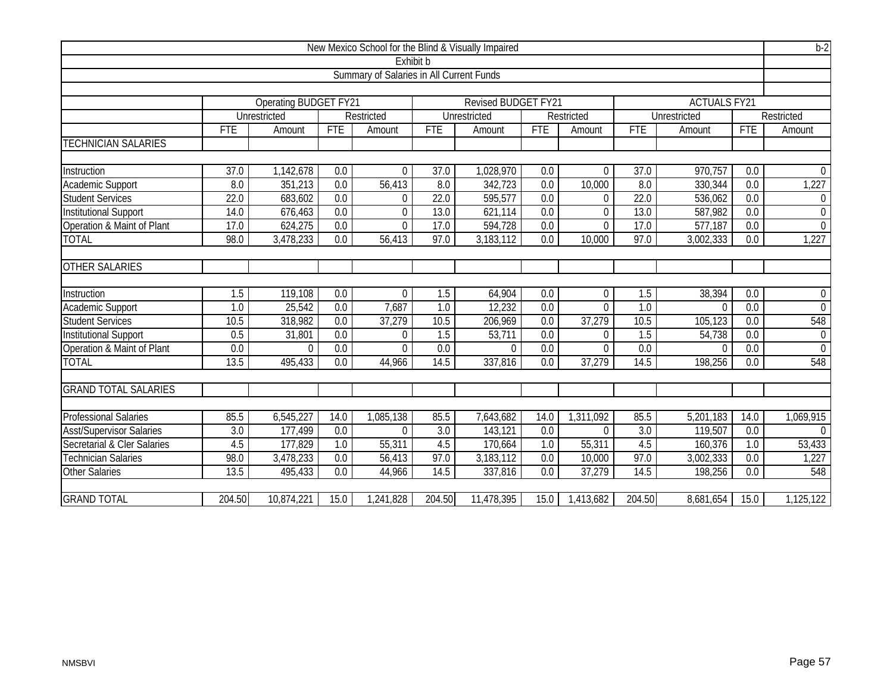| New Mexico School for the Blind & Visually Impaired | | | | | | | | | | | | | b-2 |
|---|---|---|---|---|---|---|---|---|---|---|---|---|---|
| Exhibit b | | | | | | | | | | | | | |
| Summary of Salaries in All Current Funds | | | | | | | | | | | | | |
| | Operating BUDGET FY21 | | | | Revised BUDGET FY21 | | | | ACTUALS FY21 | | | | |
| | Unrestricted | | Restricted | | Unrestricted | | Restricted | | Unrestricted | | Restricted | | |
| | FTE | Amount | FTE | Amount | FTE | Amount | FTE | Amount | FTE | Amount | FTE | Amount | |
| TECHNICIAN SALARIES | | | | | | | | | | | | | |
| Instruction | 37.0 | 1,142,678 | 0.0 | 0 | 37.0 | 1,028,970 | 0.0 | 0 | 37.0 | 970,757 | 0.0 | 0 | |
| Academic Support | 8.0 | 351,213 | 0.0 | 56,413 | 8.0 | 342,723 | 0.0 | 10,000 | 8.0 | 330,344 | 0.0 | 1,227 | |
| Student Services | 22.0 | 683,602 | 0.0 | 0 | 22.0 | 595,577 | 0.0 | 0 | 22.0 | 536,062 | 0.0 | 0 | |
| Institutional Support | 14.0 | 676,463 | 0.0 | 0 | 13.0 | 621,114 | 0.0 | 0 | 13.0 | 587,982 | 0.0 | 0 | |
| Operation & Maint of Plant | 17.0 | 624,275 | 0.0 | 0 | 17.0 | 594,728 | 0.0 | 0 | 17.0 | 577,187 | 0.0 | 0 | |
| TOTAL | 98.0 | 3,478,233 | 0.0 | 56,413 | 97.0 | 3,183,112 | 0.0 | 10,000 | 97.0 | 3,002,333 | 0.0 | 1,227 | |
| OTHER SALARIES | | | | | | | | | | | | | |
| Instruction | 1.5 | 119,108 | 0.0 | 0 | 1.5 | 64,904 | 0.0 | 0 | 1.5 | 38,394 | 0.0 | 0 | |
| Academic Support | 1.0 | 25,542 | 0.0 | 7,687 | 1.0 | 12,232 | 0.0 | 0 | 1.0 | 0 | 0.0 | 0 | |
| Student Services | 10.5 | 318,982 | 0.0 | 37,279 | 10.5 | 206,969 | 0.0 | 37,279 | 10.5 | 105,123 | 0.0 | 548 | |
| Institutional Support | 0.5 | 31,801 | 0.0 | 0 | 1.5 | 53,711 | 0.0 | 0 | 1.5 | 54,738 | 0.0 | 0 | |
| Operation & Maint of Plant | 0.0 | 0 | 0.0 | 0 | 0.0 | 0 | 0.0 | 0 | 0.0 | 0 | 0.0 | 0 | |
| TOTAL | 13.5 | 495,433 | 0.0 | 44,966 | 14.5 | 337,816 | 0.0 | 37,279 | 14.5 | 198,256 | 0.0 | 548 | |
| GRAND TOTAL SALARIES | | | | | | | | | | | | | |
| Professional Salaries | 85.5 | 6,545,227 | 14.0 | 1,085,138 | 85.5 | 7,643,682 | 14.0 | 1,311,092 | 85.5 | 5,201,183 | 14.0 | 1,069,915 | |
| Asst/Supervisor Salaries | 3.0 | 177,499 | 0.0 | 0 | 3.0 | 143,121 | 0.0 | 0 | 3.0 | 119,507 | 0.0 | 0 | |
| Secretarial & Cler Salaries | 4.5 | 177,829 | 1.0 | 55,311 | 4.5 | 170,664 | 1.0 | 55,311 | 4.5 | 160,376 | 1.0 | 53,433 | |
| Technician Salaries | 98.0 | 3,478,233 | 0.0 | 56,413 | 97.0 | 3,183,112 | 0.0 | 10,000 | 97.0 | 3,002,333 | 0.0 | 1,227 | |
| Other Salaries | 13.5 | 495,433 | 0.0 | 44,966 | 14.5 | 337,816 | 0.0 | 37,279 | 14.5 | 198,256 | 0.0 | 548 | |
| GRAND TOTAL | 204.50 | 10,874,221 | 15.0 | 1,241,828 | 204.50 | 11,478,395 | 15.0 | 1,413,682 | 204.50 | 8,681,654 | 15.0 | 1,125,122 | |

NMSBVI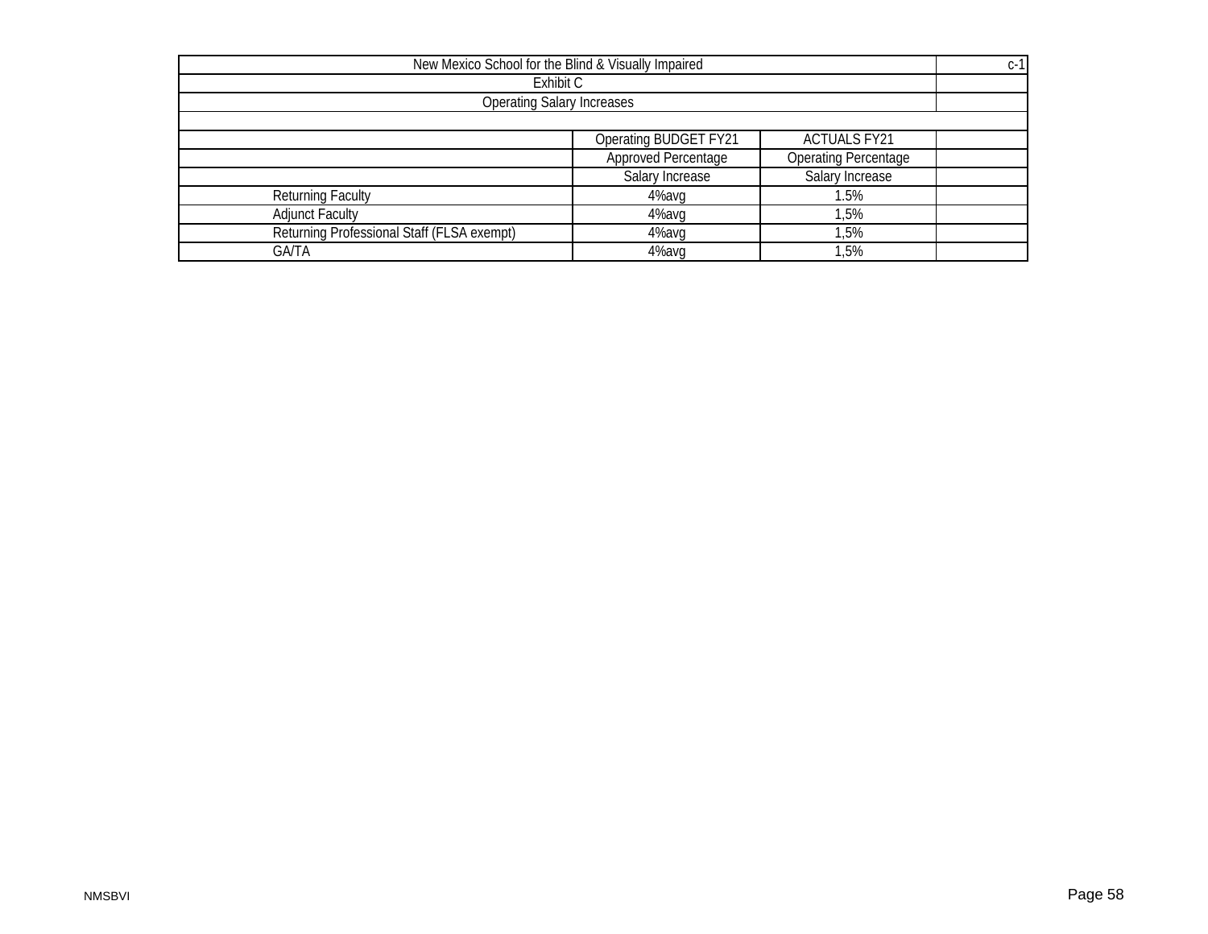| New Mexico School for the Blind & Visually Impaired | | | c-1 |
|---|---|---|---|
| Exhibit C | | | |
| Operating Salary Increases | | | |
| | | | |
| | Operating BUDGET FY21 | ACTUALS FY21 | |
| | Approved Percentage | Operating Percentage | |
| | Salary Increase | Salary Increase | |
| Returning Faculty | 4%avg | 1.5% | |
| Adjunct Faculty | 4%avg | 1,5% | |
| Returning Professional Staff (FLSA exempt) | 4%avg | 1,5% | |
| GA/TA | 4%avg | 1,5% | |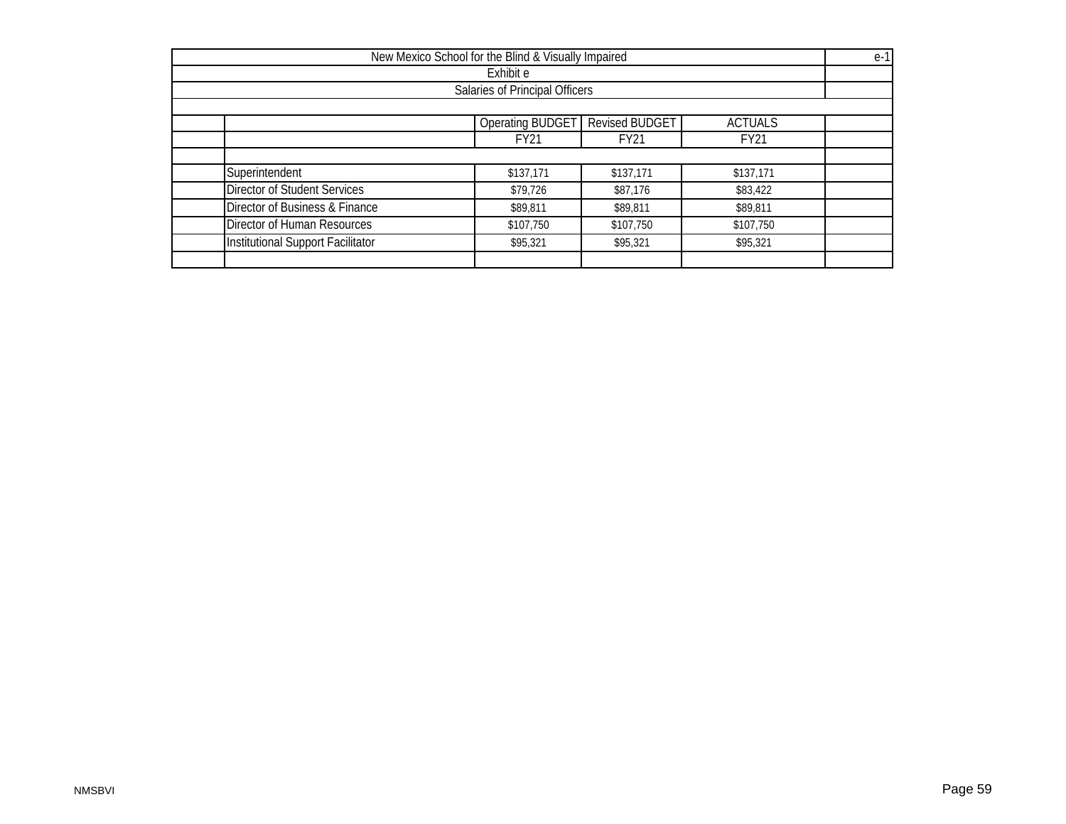New Mexico School for the Blind & Visually Impaired

e-1

Exhibit e

Salaries of Principal Officers

| | Operating BUDGET FY21 | Revised BUDGET FY21 | ACTUALS FY21 |
|---|---|---|---|
| Superintendent | $137,171 | $137,171 | $137,171 |
| Director of Student Services | $79,726 | $87,176 | $83,422 |
| Director of Business & Finance | $89,811 | $89,811 | $89,811 |
| Director of Human Resources | $107,750 | $107,750 | $107,750 |
| Institutional Support Facilitator | $95,321 | $95,321 | $95,321 |